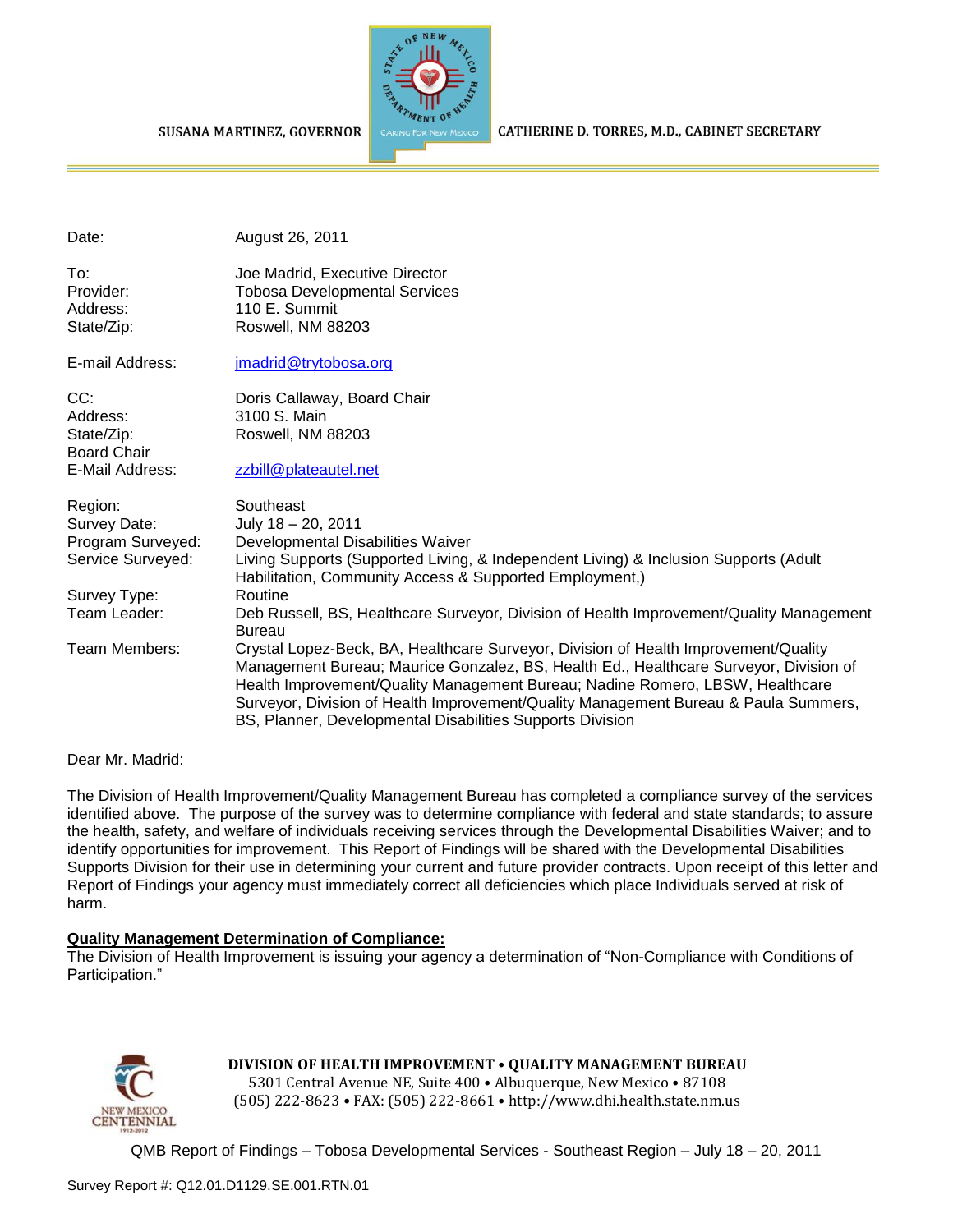SUSANA MARTINEZ, GOVERNOR

CATHERINE D. TORRES, M.D., CABINET SECRETARY

| | |
|---|---|
| Date: | August 26, 2011 |
| To: | Joe Madrid, Executive Director |
| Provider: | Tobosa Developmental Services |
| Address: | 110 E. Summit |
| State/Zip: | Roswell, NM 88203 |
| E-mail Address: | jmadrid@trytobosa.org |
| CC: | Doris Callaway, Board Chair |
| Address: | 3100 S. Main |
| State/Zip: | Roswell, NM 88203 |
| Board Chair E-Mail Address: | zzbill@plateautel.net |
| Region: | Southeast |
| Survey Date: | July 18 – 20, 2011 |
| Program Surveyed: | Developmental Disabilities Waiver |
| Service Surveyed: | Living Supports (Supported Living, & Independent Living) & Inclusion Supports (Adult Habilitation, Community Access & Supported Employment,) |
| Survey Type: | Routine |
| Team Leader: | Deb Russell, BS, Healthcare Surveyor, Division of Health Improvement/Quality Management Bureau |
| Team Members: | Crystal Lopez-Beck, BA, Healthcare Surveyor, Division of Health Improvement/Quality Management Bureau; Maurice Gonzalez, BS, Health Ed., Healthcare Surveyor, Division of Health Improvement/Quality Management Bureau; Nadine Romero, LBSW, Healthcare Surveyor, Division of Health Improvement/Quality Management Bureau & Paula Summers, BS, Planner, Developmental Disabilities Supports Division |

Dear Mr. Madrid:

The Division of Health Improvement/Quality Management Bureau has completed a compliance survey of the services identified above. The purpose of the survey was to determine compliance with federal and state standards; to assure the health, safety, and welfare of individuals receiving services through the Developmental Disabilities Waiver; and to identify opportunities for improvement. This Report of Findings will be shared with the Developmental Disabilities Supports Division for their use in determining your current and future provider contracts. Upon receipt of this letter and Report of Findings your agency must immediately correct all deficiencies which place Individuals served at risk of harm.

**Quality Management Determination of Compliance:**

The Division of Health Improvement is issuing your agency a determination of "Non-Compliance with Conditions of Participation."

**DIVISION OF HEALTH IMPROVEMENT • QUALITY MANAGEMENT BUREAU**
5301 Central Avenue NE, Suite 400 • Albuquerque, New Mexico • 87108
(505) 222-8623 • FAX: (505) 222-8661 • http://www.dhi.health.state.nm.us

Survey Report #: Q12.01.D1129.SE.001.RTN.01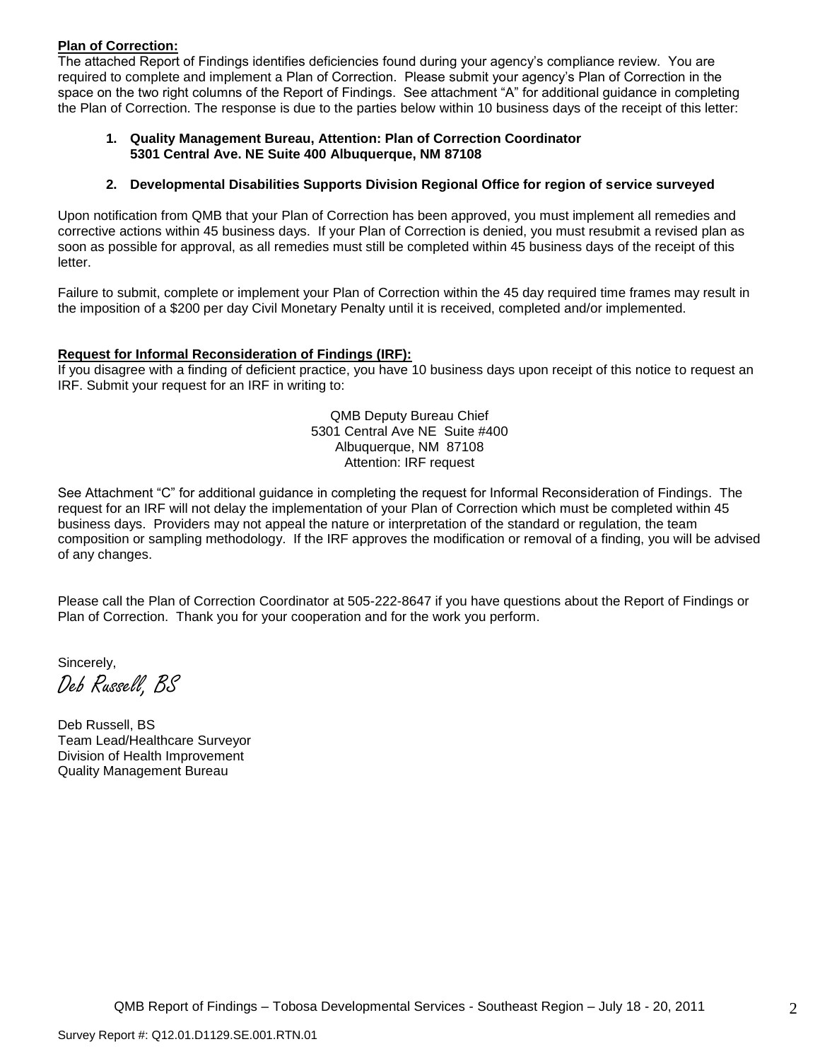**Plan of Correction:**

The attached Report of Findings identifies deficiencies found during your agency's compliance review. You are required to complete and implement a Plan of Correction. Please submit your agency's Plan of Correction in the space on the two right columns of the Report of Findings. See attachment "A" for additional guidance in completing the Plan of Correction. The response is due to the parties below within 10 business days of the receipt of this letter:

1. **Quality Management Bureau, Attention: Plan of Correction Coordinator 5301 Central Ave. NE Suite 400 Albuquerque, NM 87108**

2. **Developmental Disabilities Supports Division Regional Office for region of service surveyed**

Upon notification from QMB that your Plan of Correction has been approved, you must implement all remedies and corrective actions within 45 business days. If your Plan of Correction is denied, you must resubmit a revised plan as soon as possible for approval, as all remedies must still be completed within 45 business days of the receipt of this letter.

Failure to submit, complete or implement your Plan of Correction within the 45 day required time frames may result in the imposition of a $200 per day Civil Monetary Penalty until it is received, completed and/or implemented.

**Request for Informal Reconsideration of Findings (IRF):**

If you disagree with a finding of deficient practice, you have 10 business days upon receipt of this notice to request an IRF. Submit your request for an IRF in writing to:

QMB Deputy Bureau Chief
5301 Central Ave NE Suite #400
Albuquerque, NM 87108
Attention: IRF request

See Attachment "C" for additional guidance in completing the request for Informal Reconsideration of Findings. The request for an IRF will not delay the implementation of your Plan of Correction which must be completed within 45 business days. Providers may not appeal the nature or interpretation of the standard or regulation, the team composition or sampling methodology. If the IRF approves the modification or removal of a finding, you will be advised of any changes.

Please call the Plan of Correction Coordinator at 505-222-8647 if you have questions about the Report of Findings or Plan of Correction. Thank you for your cooperation and for the work you perform.

Sincerely,

*Deb Russell, BS*

Deb Russell, BS
Team Lead/Healthcare Surveyor
Division of Health Improvement
Quality Management Bureau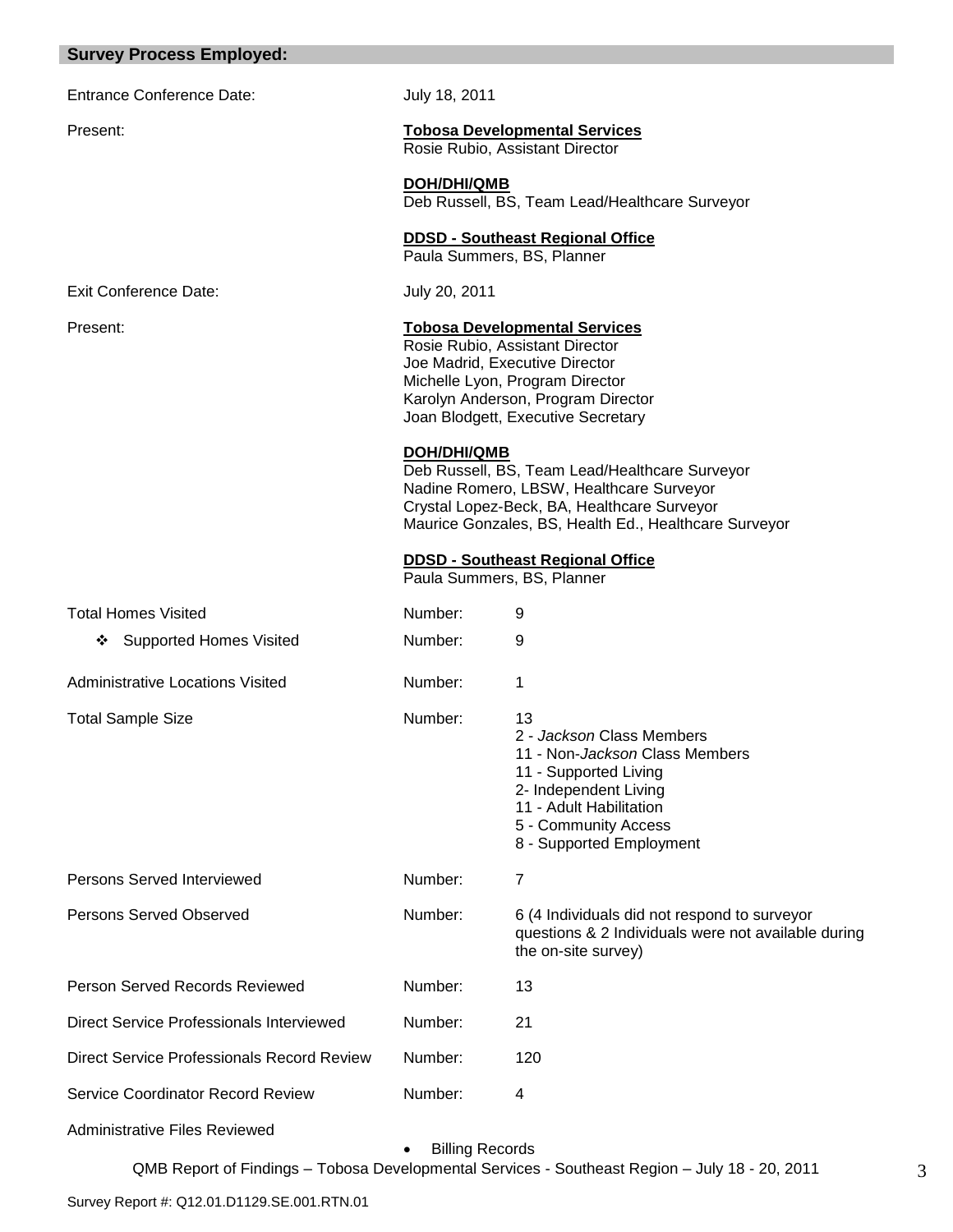## Survey Process Employed:

| | | |
|---|---|---|
| Entrance Conference Date: | July 18, 2011 | |
| Present: | **Tobosa Developmental Services**<br>Rosie Rubio, Assistant Director<br><br>**DOH/DHI/QMB**<br>Deb Russell, BS, Team Lead/Healthcare Surveyor<br><br>**DDSD - Southeast Regional Office**<br>Paula Summers, BS, Planner | |
| Exit Conference Date: | July 20, 2011 | |
| Present: | **Tobosa Developmental Services**<br>Rosie Rubio, Assistant Director<br>Joe Madrid, Executive Director<br>Michelle Lyon, Program Director<br>Karolyn Anderson, Program Director<br>Joan Blodgett, Executive Secretary<br><br>**DOH/DHI/QMB**<br>Deb Russell, BS, Team Lead/Healthcare Surveyor<br>Nadine Romero, LBSW, Healthcare Surveyor<br>Crystal Lopez-Beck, BA, Healthcare Surveyor<br>Maurice Gonzales, BS, Health Ed., Healthcare Surveyor<br><br>**DDSD - Southeast Regional Office**<br>Paula Summers, BS, Planner | |
| Total Homes Visited | Number: | 9 |
| ❖ Supported Homes Visited | Number: | 9 |
| Administrative Locations Visited | Number: | 1 |
| Total Sample Size | Number: | 13<br>2 - *Jackson* Class Members<br>11 - Non-*Jackson* Class Members<br>11 - Supported Living<br>2- Independent Living<br>11 - Adult Habilitation<br>5 - Community Access<br>8 - Supported Employment |
| Persons Served Interviewed | Number: | 7 |
| Persons Served Observed | Number: | 6 (4 Individuals did not respond to surveyor questions & 2 Individuals were not available during the on-site survey) |
| Person Served Records Reviewed | Number: | 13 |
| Direct Service Professionals Interviewed | Number: | 21 |
| Direct Service Professionals Record Review | Number: | 120 |
| Service Coordinator Record Review | Number: | 4 |

Administrative Files Reviewed

- Billing Records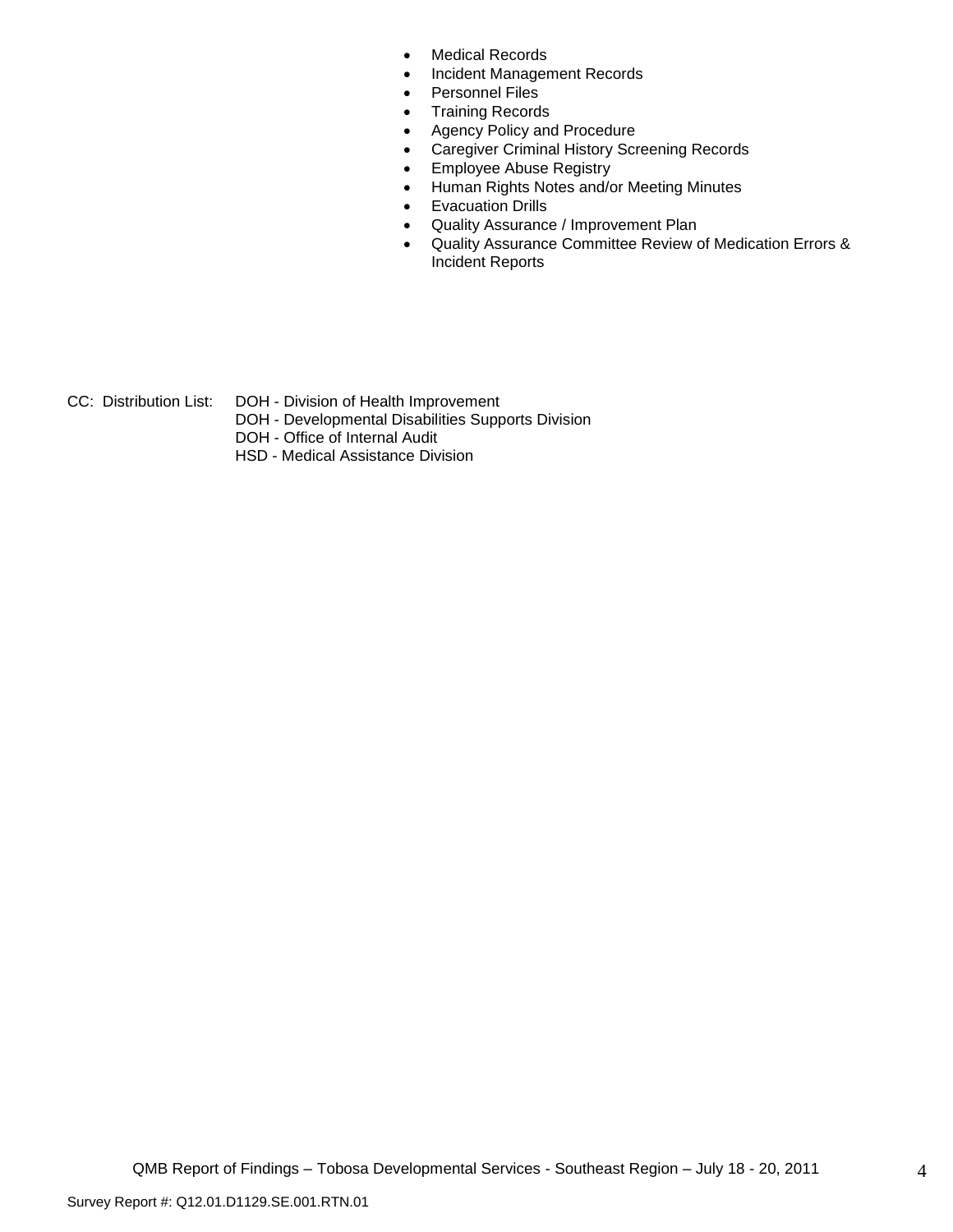- Medical Records
- Incident Management Records
- Personnel Files
- Training Records
- Agency Policy and Procedure
- Caregiver Criminal History Screening Records
- Employee Abuse Registry
- Human Rights Notes and/or Meeting Minutes
- Evacuation Drills
- Quality Assurance / Improvement Plan
- Quality Assurance Committee Review of Medication Errors & Incident Reports

CC: Distribution List: DOH - Division of Health Improvement
DOH - Developmental Disabilities Supports Division
DOH - Office of Internal Audit
HSD - Medical Assistance Division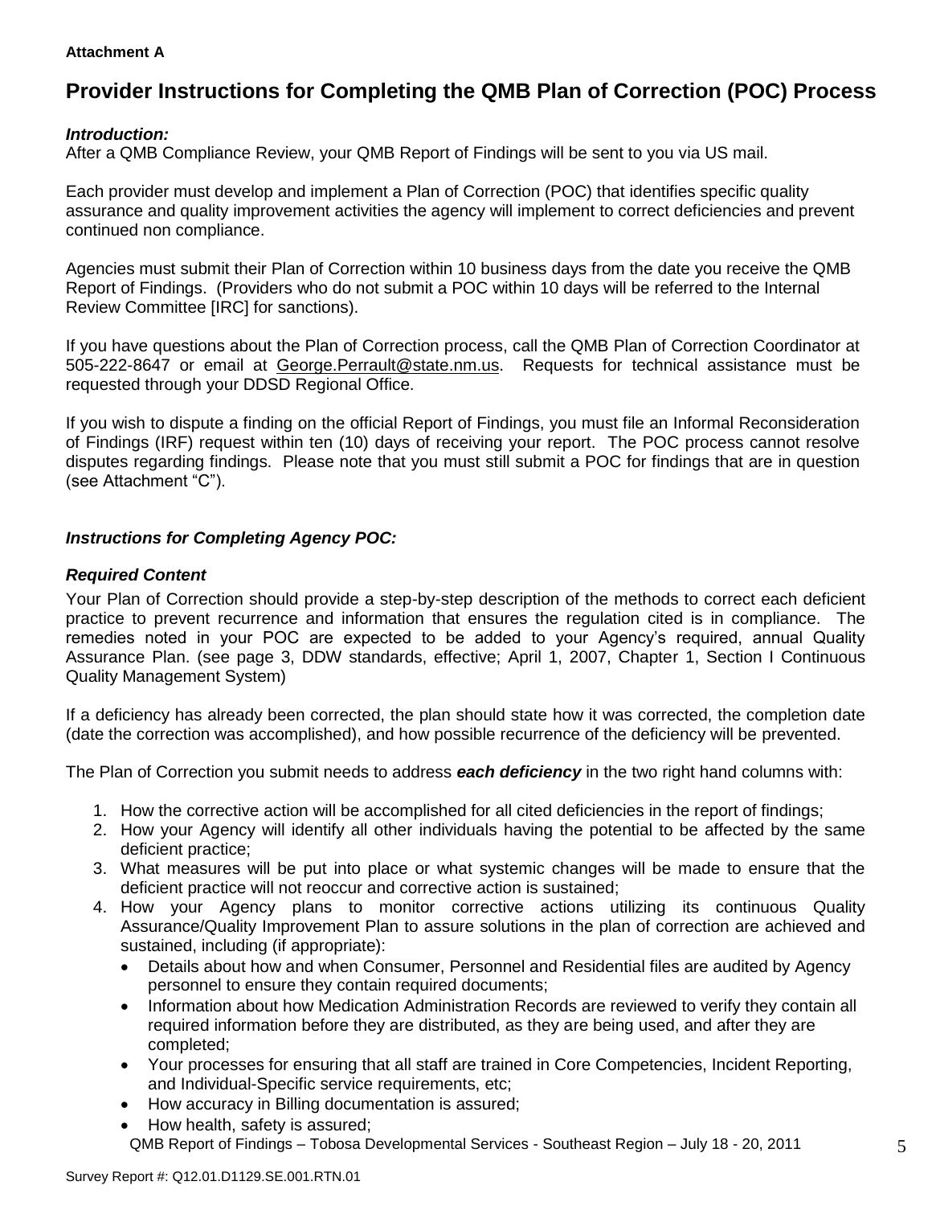**Attachment A**

# Provider Instructions for Completing the QMB Plan of Correction (POC) Process

***Introduction:***
After a QMB Compliance Review, your QMB Report of Findings will be sent to you via US mail.

Each provider must develop and implement a Plan of Correction (POC) that identifies specific quality assurance and quality improvement activities the agency will implement to correct deficiencies and prevent continued non compliance.

Agencies must submit their Plan of Correction within 10 business days from the date you receive the QMB Report of Findings. (Providers who do not submit a POC within 10 days will be referred to the Internal Review Committee [IRC] for sanctions).

If you have questions about the Plan of Correction process, call the QMB Plan of Correction Coordinator at 505-222-8647 or email at George.Perrault@state.nm.us. Requests for technical assistance must be requested through your DDSD Regional Office.

If you wish to dispute a finding on the official Report of Findings, you must file an Informal Reconsideration of Findings (IRF) request within ten (10) days of receiving your report. The POC process cannot resolve disputes regarding findings. Please note that you must still submit a POC for findings that are in question (see Attachment "C").

***Instructions for Completing Agency POC:***

***Required Content***

Your Plan of Correction should provide a step-by-step description of the methods to correct each deficient practice to prevent recurrence and information that ensures the regulation cited is in compliance. The remedies noted in your POC are expected to be added to your Agency's required, annual Quality Assurance Plan. (see page 3, DDW standards, effective; April 1, 2007, Chapter 1, Section I Continuous Quality Management System)

If a deficiency has already been corrected, the plan should state how it was corrected, the completion date (date the correction was accomplished), and how possible recurrence of the deficiency will be prevented.

The Plan of Correction you submit needs to address ***each deficiency*** in the two right hand columns with:

1. How the corrective action will be accomplished for all cited deficiencies in the report of findings;
2. How your Agency will identify all other individuals having the potential to be affected by the same deficient practice;
3. What measures will be put into place or what systemic changes will be made to ensure that the deficient practice will not reoccur and corrective action is sustained;
4. How your Agency plans to monitor corrective actions utilizing its continuous Quality Assurance/Quality Improvement Plan to assure solutions in the plan of correction are achieved and sustained, including (if appropriate):
   - Details about how and when Consumer, Personnel and Residential files are audited by Agency personnel to ensure they contain required documents;
   - Information about how Medication Administration Records are reviewed to verify they contain all required information before they are distributed, as they are being used, and after they are completed;
   - Your processes for ensuring that all staff are trained in Core Competencies, Incident Reporting, and Individual-Specific service requirements, etc;
   - How accuracy in Billing documentation is assured;
   - How health, safety is assured;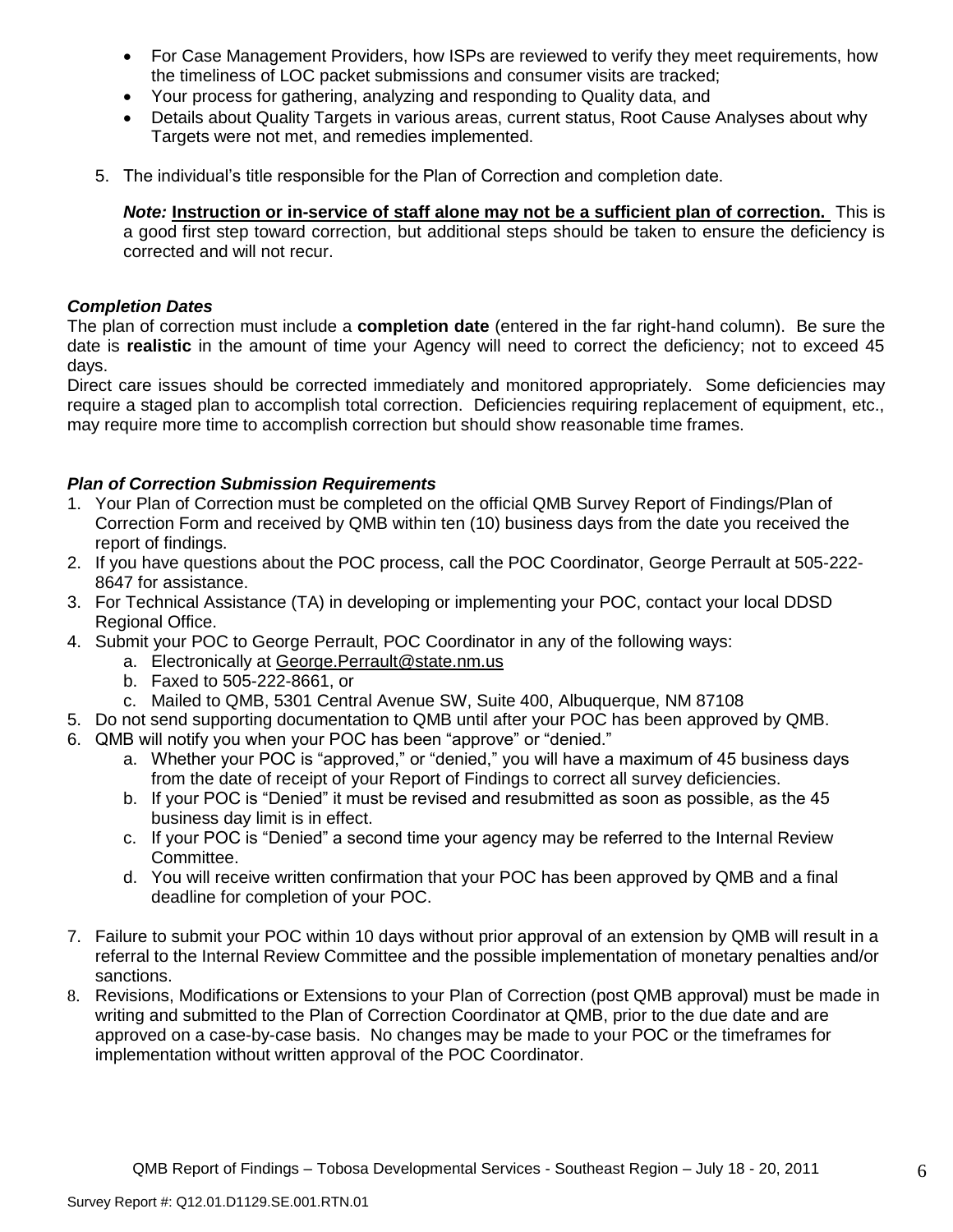- For Case Management Providers, how ISPs are reviewed to verify they meet requirements, how the timeliness of LOC packet submissions and consumer visits are tracked;
- Your process for gathering, analyzing and responding to Quality data, and
- Details about Quality Targets in various areas, current status, Root Cause Analyses about why Targets were not met, and remedies implemented.

5. The individual's title responsible for the Plan of Correction and completion date.

   ***Note:*** **Instruction or in-service of staff alone may not be a sufficient plan of correction.** This is a good first step toward correction, but additional steps should be taken to ensure the deficiency is corrected and will not recur.

***Completion Dates***

The plan of correction must include a **completion date** (entered in the far right-hand column). Be sure the date is **realistic** in the amount of time your Agency will need to correct the deficiency; not to exceed 45 days.

Direct care issues should be corrected immediately and monitored appropriately. Some deficiencies may require a staged plan to accomplish total correction. Deficiencies requiring replacement of equipment, etc., may require more time to accomplish correction but should show reasonable time frames.

***Plan of Correction Submission Requirements***

1. Your Plan of Correction must be completed on the official QMB Survey Report of Findings/Plan of Correction Form and received by QMB within ten (10) business days from the date you received the report of findings.
2. If you have questions about the POC process, call the POC Coordinator, George Perrault at 505-222-8647 for assistance.
3. For Technical Assistance (TA) in developing or implementing your POC, contact your local DDSD Regional Office.
4. Submit your POC to George Perrault, POC Coordinator in any of the following ways:
   a. Electronically at George.Perrault@state.nm.us
   b. Faxed to 505-222-8661, or
   c. Mailed to QMB, 5301 Central Avenue SW, Suite 400, Albuquerque, NM 87108
5. Do not send supporting documentation to QMB until after your POC has been approved by QMB.
6. QMB will notify you when your POC has been "approve" or "denied."
   a. Whether your POC is "approved," or "denied," you will have a maximum of 45 business days from the date of receipt of your Report of Findings to correct all survey deficiencies.
   b. If your POC is "Denied" it must be revised and resubmitted as soon as possible, as the 45 business day limit is in effect.
   c. If your POC is "Denied" a second time your agency may be referred to the Internal Review Committee.
   d. You will receive written confirmation that your POC has been approved by QMB and a final deadline for completion of your POC.
7. Failure to submit your POC within 10 days without prior approval of an extension by QMB will result in a referral to the Internal Review Committee and the possible implementation of monetary penalties and/or sanctions.
8. Revisions, Modifications or Extensions to your Plan of Correction (post QMB approval) must be made in writing and submitted to the Plan of Correction Coordinator at QMB, prior to the due date and are approved on a case-by-case basis. No changes may be made to your POC or the timeframes for implementation without written approval of the POC Coordinator.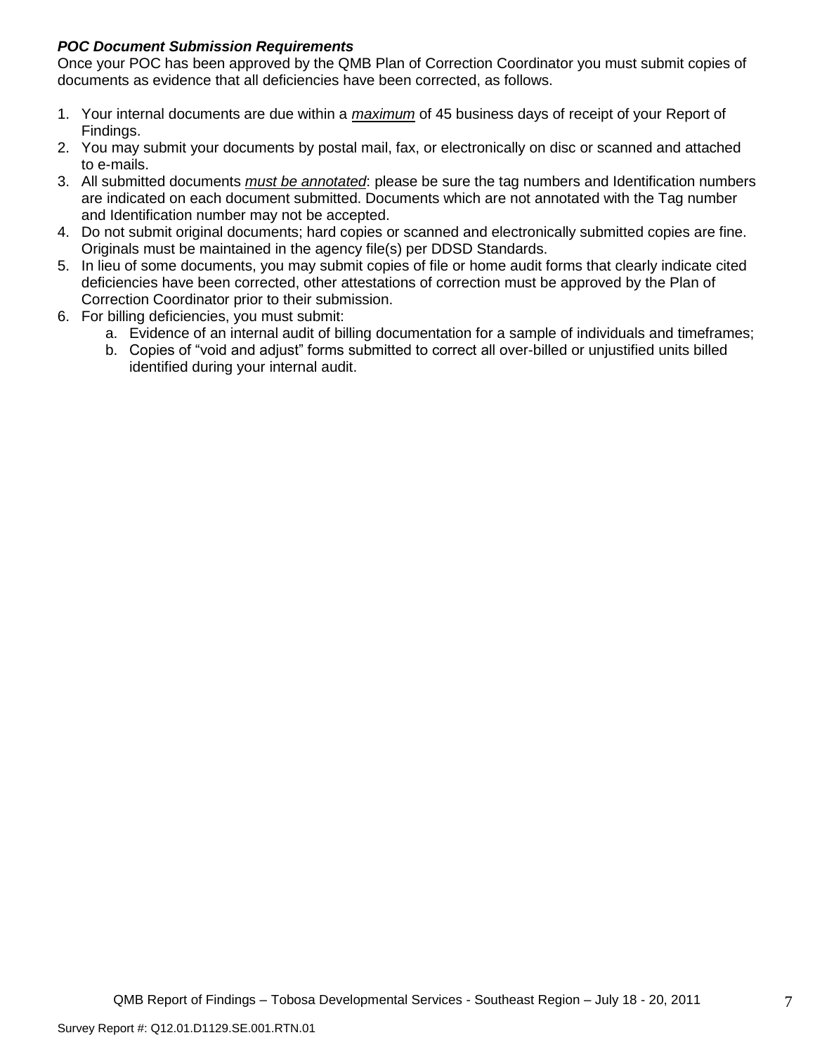***POC Document Submission Requirements***

Once your POC has been approved by the QMB Plan of Correction Coordinator you must submit copies of documents as evidence that all deficiencies have been corrected, as follows.

1. Your internal documents are due within a ***maximum*** of 45 business days of receipt of your Report of Findings.
2. You may submit your documents by postal mail, fax, or electronically on disc or scanned and attached to e-mails.
3. All submitted documents ***must be annotated***: please be sure the tag numbers and Identification numbers are indicated on each document submitted. Documents which are not annotated with the Tag number and Identification number may not be accepted.
4. Do not submit original documents; hard copies or scanned and electronically submitted copies are fine. Originals must be maintained in the agency file(s) per DDSD Standards.
5. In lieu of some documents, you may submit copies of file or home audit forms that clearly indicate cited deficiencies have been corrected, other attestations of correction must be approved by the Plan of Correction Coordinator prior to their submission.
6. For billing deficiencies, you must submit:
   a. Evidence of an internal audit of billing documentation for a sample of individuals and timeframes;
   b. Copies of "void and adjust" forms submitted to correct all over-billed or unjustified units billed identified during your internal audit.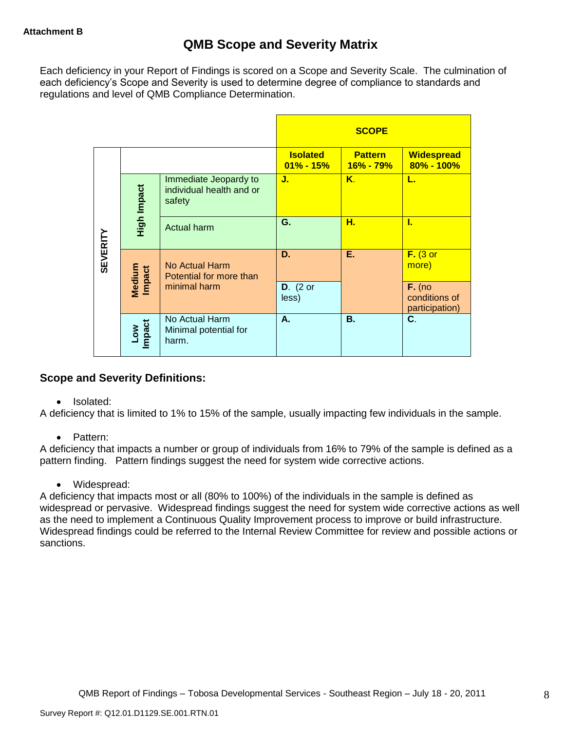Attachment B

# QMB Scope and Severity Matrix

Each deficiency in your Report of Findings is scored on a Scope and Severity Scale. The culmination of each deficiency's Scope and Severity is used to determine degree of compliance to standards and regulations and level of QMB Compliance Determination.

| | | | SCOPE | | |
|---|---|---|---|---|---|
| | | | **Isolated 01% - 15%** | **Pattern 16% - 79%** | **Widespread 80% - 100%** |
| **SEVERITY** | **High Impact** | Immediate Jeopardy to individual health and or safety | **J.** | **K.** | **L.** |
| | | Actual harm | **G.** | **H.** | **I.** |
| | **Medium Impact** | No Actual Harm Potential for more than minimal harm | **D.** | **E.** | **F.** (3 or more) |
| | | | **D.** (2 or less) | | **F.** (no conditions of participation) |
| | **Low Impact** | No Actual Harm Minimal potential for harm. | **A.** | **B.** | **C.** |

## Scope and Severity Definitions:

- Isolated:

A deficiency that is limited to 1% to 15% of the sample, usually impacting few individuals in the sample.

- Pattern:

A deficiency that impacts a number or group of individuals from 16% to 79% of the sample is defined as a pattern finding. Pattern findings suggest the need for system wide corrective actions.

- Widespread:

A deficiency that impacts most or all (80% to 100%) of the individuals in the sample is defined as widespread or pervasive. Widespread findings suggest the need for system wide corrective actions as well as the need to implement a Continuous Quality Improvement process to improve or build infrastructure. Widespread findings could be referred to the Internal Review Committee for review and possible actions or sanctions.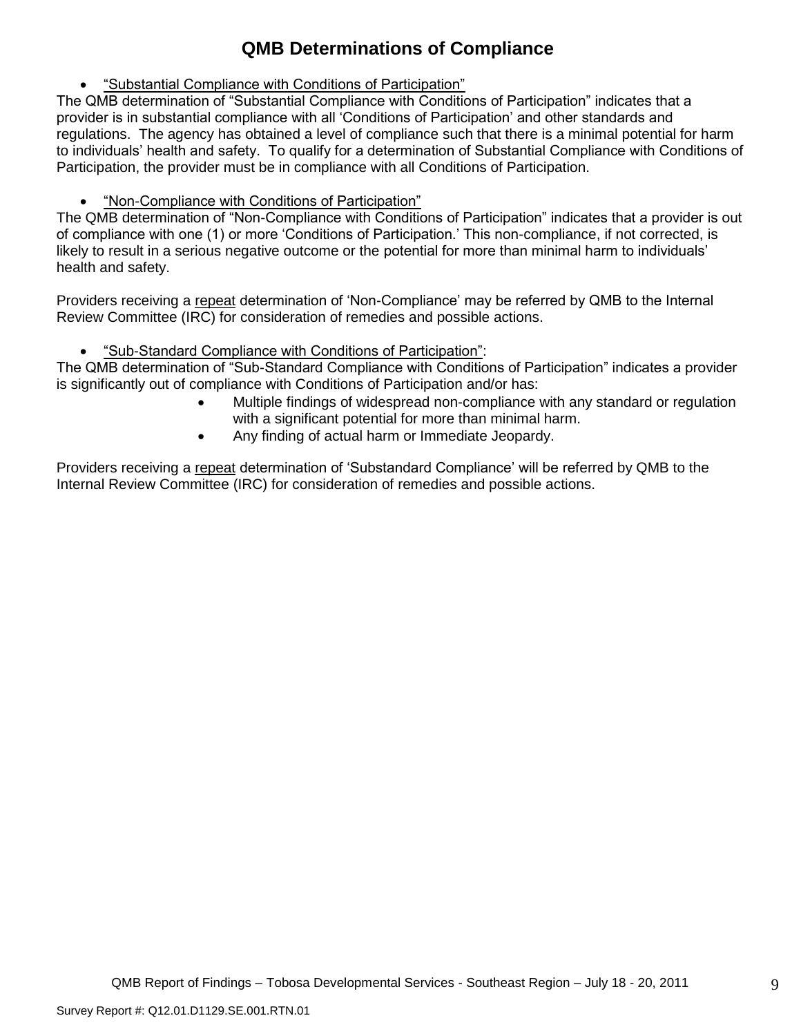# QMB Determinations of Compliance

- "Substantial Compliance with Conditions of Participation"

The QMB determination of "Substantial Compliance with Conditions of Participation" indicates that a provider is in substantial compliance with all 'Conditions of Participation' and other standards and regulations. The agency has obtained a level of compliance such that there is a minimal potential for harm to individuals' health and safety. To qualify for a determination of Substantial Compliance with Conditions of Participation, the provider must be in compliance with all Conditions of Participation.

- "Non-Compliance with Conditions of Participation"

The QMB determination of "Non-Compliance with Conditions of Participation" indicates that a provider is out of compliance with one (1) or more 'Conditions of Participation.' This non-compliance, if not corrected, is likely to result in a serious negative outcome or the potential for more than minimal harm to individuals' health and safety.

Providers receiving a repeat determination of 'Non-Compliance' may be referred by QMB to the Internal Review Committee (IRC) for consideration of remedies and possible actions.

- "Sub-Standard Compliance with Conditions of Participation":

The QMB determination of "Sub-Standard Compliance with Conditions of Participation" indicates a provider is significantly out of compliance with Conditions of Participation and/or has:

- Multiple findings of widespread non-compliance with any standard or regulation with a significant potential for more than minimal harm.
- Any finding of actual harm or Immediate Jeopardy.

Providers receiving a repeat determination of 'Substandard Compliance' will be referred by QMB to the Internal Review Committee (IRC) for consideration of remedies and possible actions.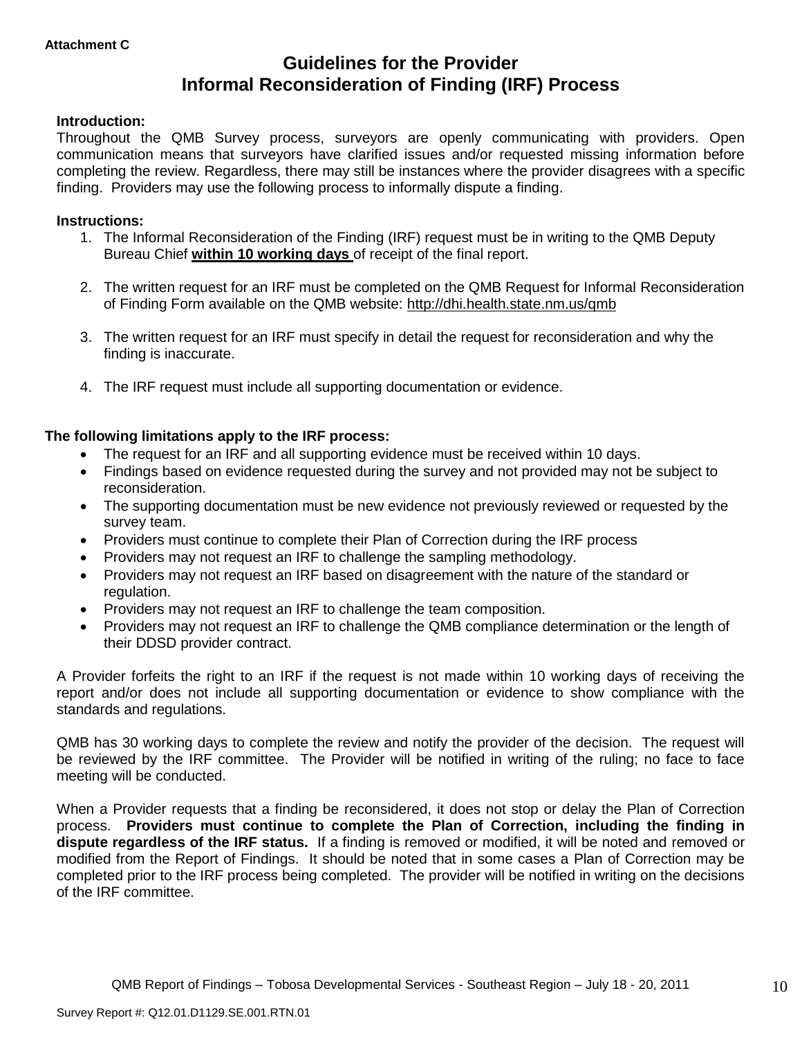**Attachment C**

# Guidelines for the Provider
# Informal Reconsideration of Finding (IRF) Process

**Introduction:**

Throughout the QMB Survey process, surveyors are openly communicating with providers. Open communication means that surveyors have clarified issues and/or requested missing information before completing the review. Regardless, there may still be instances where the provider disagrees with a specific finding. Providers may use the following process to informally dispute a finding.

**Instructions:**

1. The Informal Reconsideration of the Finding (IRF) request must be in writing to the QMB Deputy Bureau Chief **within 10 working days** of receipt of the final report.

2. The written request for an IRF must be completed on the QMB Request for Informal Reconsideration of Finding Form available on the QMB website: http://dhi.health.state.nm.us/qmb

3. The written request for an IRF must specify in detail the request for reconsideration and why the finding is inaccurate.

4. The IRF request must include all supporting documentation or evidence.

**The following limitations apply to the IRF process:**

- The request for an IRF and all supporting evidence must be received within 10 days.
- Findings based on evidence requested during the survey and not provided may not be subject to reconsideration.
- The supporting documentation must be new evidence not previously reviewed or requested by the survey team.
- Providers must continue to complete their Plan of Correction during the IRF process
- Providers may not request an IRF to challenge the sampling methodology.
- Providers may not request an IRF based on disagreement with the nature of the standard or regulation.
- Providers may not request an IRF to challenge the team composition.
- Providers may not request an IRF to challenge the QMB compliance determination or the length of their DDSD provider contract.

A Provider forfeits the right to an IRF if the request is not made within 10 working days of receiving the report and/or does not include all supporting documentation or evidence to show compliance with the standards and regulations.

QMB has 30 working days to complete the review and notify the provider of the decision. The request will be reviewed by the IRF committee. The Provider will be notified in writing of the ruling; no face to face meeting will be conducted.

When a Provider requests that a finding be reconsidered, it does not stop or delay the Plan of Correction process. **Providers must continue to complete the Plan of Correction, including the finding in dispute regardless of the IRF status.** If a finding is removed or modified, it will be noted and removed or modified from the Report of Findings. It should be noted that in some cases a Plan of Correction may be completed prior to the IRF process being completed. The provider will be notified in writing on the decisions of the IRF committee.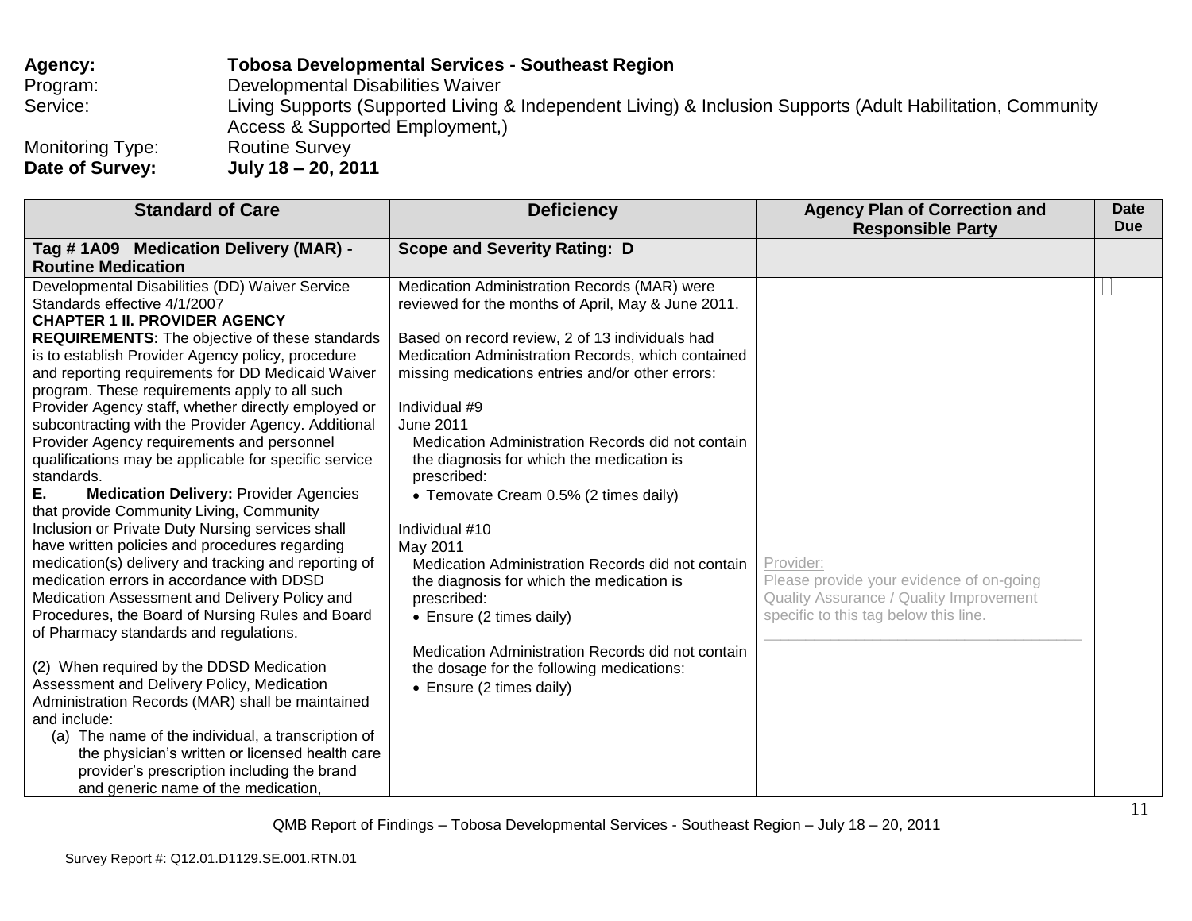**Agency:** **Tobosa Developmental Services - Southeast Region**
Program: Developmental Disabilities Waiver
Service: Living Supports (Supported Living & Independent Living) & Inclusion Supports (Adult Habilitation, Community Access & Supported Employment,)
Monitoring Type: Routine Survey
**Date of Survey:** **July 18 – 20, 2011**

| Standard of Care | Deficiency | Agency Plan of Correction and Responsible Party | Date Due |
|---|---|---|---|
| **Tag # 1A09 Medication Delivery (MAR) - Routine Medication** | **Scope and Severity Rating: D** | | |
| Developmental Disabilities (DD) Waiver Service Standards effective 4/1/2007<br>**CHAPTER 1 II. PROVIDER AGENCY REQUIREMENTS:** The objective of these standards is to establish Provider Agency policy, procedure and reporting requirements for DD Medicaid Waiver program. These requirements apply to all such Provider Agency staff, whether directly employed or subcontracting with the Provider Agency. Additional Provider Agency requirements and personnel qualifications may be applicable for specific service standards.<br>**E. Medication Delivery:** Provider Agencies that provide Community Living, Community Inclusion or Private Duty Nursing services shall have written policies and procedures regarding medication(s) delivery and tracking and reporting of medication errors in accordance with DDSD Medication Assessment and Delivery Policy and Procedures, the Board of Nursing Rules and Board of Pharmacy standards and regulations.<br><br>(2) When required by the DDSD Medication Assessment and Delivery Policy, Medication Administration Records (MAR) shall be maintained and include:<br>(a) The name of the individual, a transcription of the physician's written or licensed health care provider's prescription including the brand and generic name of the medication, | Medication Administration Records (MAR) were reviewed for the months of April, May & June 2011.<br><br>Based on record review, 2 of 13 individuals had Medication Administration Records, which contained missing medications entries and/or other errors:<br><br>Individual #9<br>June 2011<br>Medication Administration Records did not contain the diagnosis for which the medication is prescribed:<br>• Temovate Cream 0.5% (2 times daily)<br><br>Individual #10<br>May 2011<br>Medication Administration Records did not contain the diagnosis for which the medication is prescribed:<br>• Ensure (2 times daily)<br><br>Medication Administration Records did not contain the dosage for the following medications:<br>• Ensure (2 times daily) | Provider:<br>Please provide your evidence of on-going Quality Assurance / Quality Improvement specific to this tag below this line.<br>_______________________________________ | |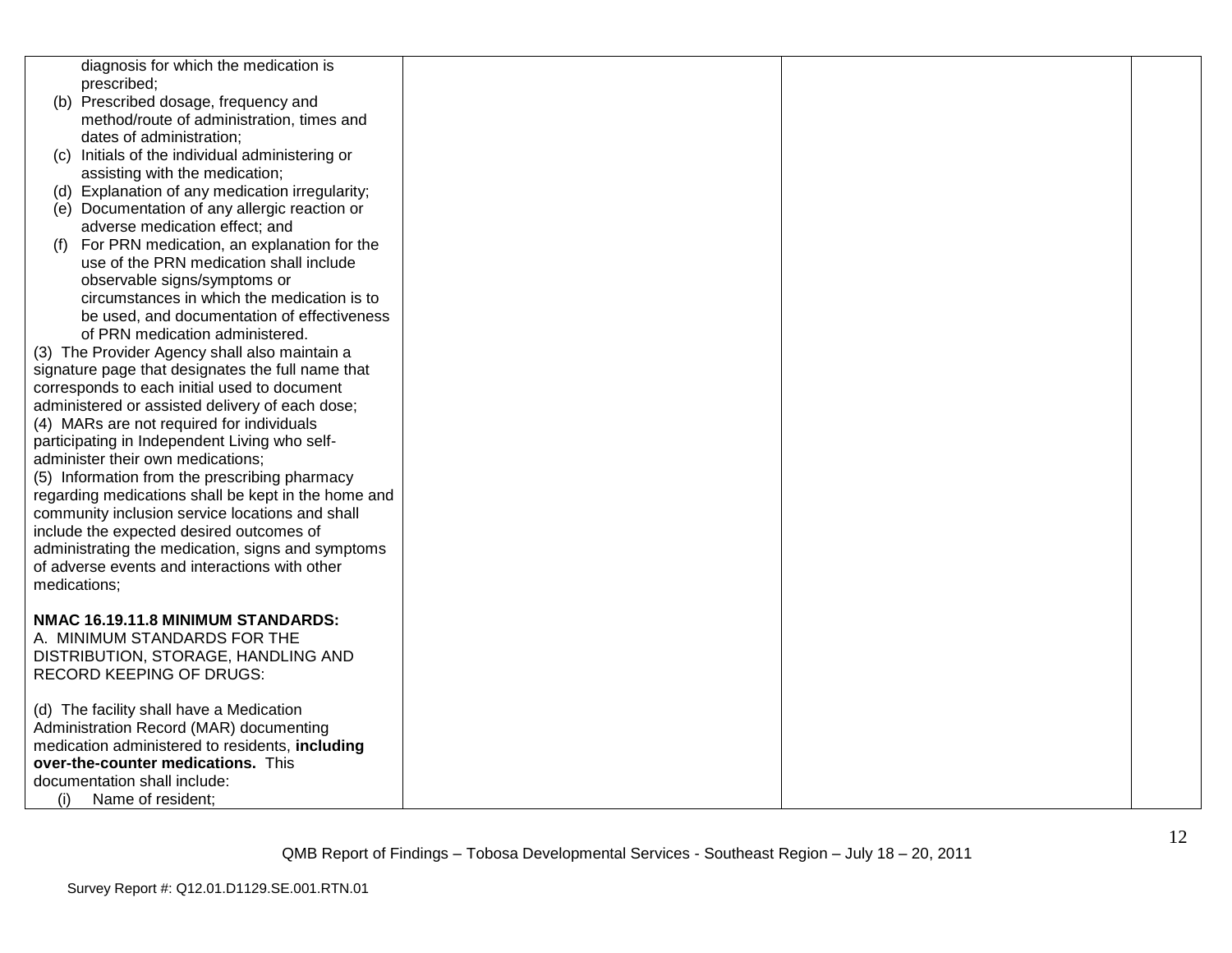| | | | |
|---|---|---|---|
| diagnosis for which the medication is prescribed;<br>(b) Prescribed dosage, frequency and method/route of administration, times and dates of administration;<br>(c) Initials of the individual administering or assisting with the medication;<br>(d) Explanation of any medication irregularity;<br>(e) Documentation of any allergic reaction or adverse medication effect; and<br>(f) For PRN medication, an explanation for the use of the PRN medication shall include observable signs/symptoms or circumstances in which the medication is to be used, and documentation of effectiveness of PRN medication administered.<br>(3) The Provider Agency shall also maintain a signature page that designates the full name that corresponds to each initial used to document administered or assisted delivery of each dose;<br>(4) MARs are not required for individuals participating in Independent Living who self-administer their own medications;<br>(5) Information from the prescribing pharmacy regarding medications shall be kept in the home and community inclusion service locations and shall include the expected desired outcomes of administrating the medication, signs and symptoms of adverse events and interactions with other medications;<br><br>**NMAC 16.19.11.8 MINIMUM STANDARDS:**<br>A. MINIMUM STANDARDS FOR THE DISTRIBUTION, STORAGE, HANDLING AND RECORD KEEPING OF DRUGS:<br><br>(d) The facility shall have a Medication Administration Record (MAR) documenting medication administered to residents, **including over-the-counter medications.** This documentation shall include:<br>(i) Name of resident; | | | |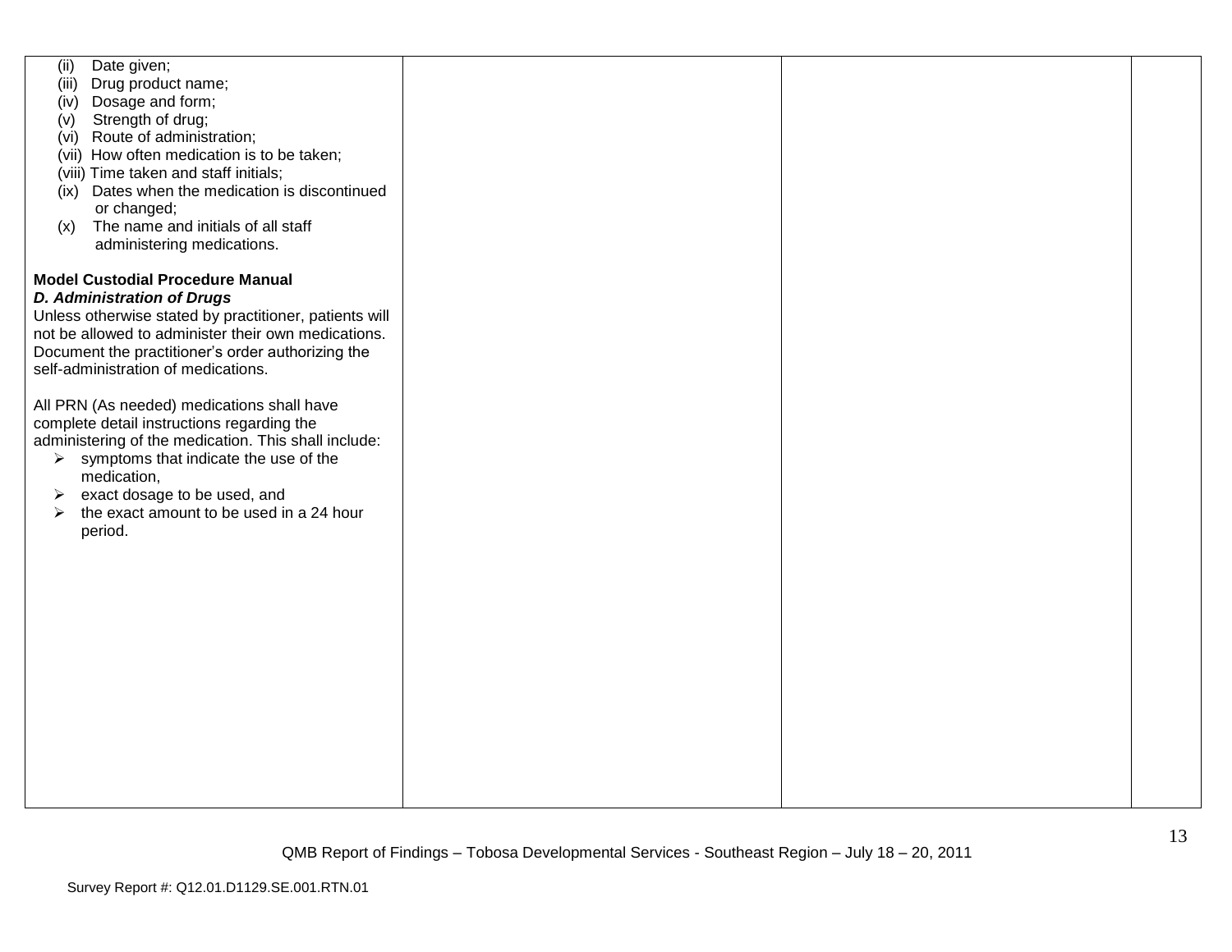| | | | |
|---|---|---|---|
| (ii) Date given;<br>(iii) Drug product name;<br>(iv) Dosage and form;<br>(v) Strength of drug;<br>(vi) Route of administration;<br>(vii) How often medication is to be taken;<br>(viii) Time taken and staff initials;<br>(ix) Dates when the medication is discontinued or changed;<br>(x) The name and initials of all staff administering medications.<br><br>**Model Custodial Procedure Manual**<br>***D. Administration of Drugs***<br>Unless otherwise stated by practitioner, patients will not be allowed to administer their own medications. Document the practitioner's order authorizing the self-administration of medications.<br><br>All PRN (As needed) medications shall have complete detail instructions regarding the administering of the medication. This shall include:<br>➢ symptoms that indicate the use of the medication,<br>➢ exact dosage to be used, and<br>➢ the exact amount to be used in a 24 hour period. | | | |

QMB Report of Findings – Tobosa Developmental Services - Southeast Region – July 18 – 20, 2011

Survey Report #: Q12.01.D1129.SE.001.RTN.01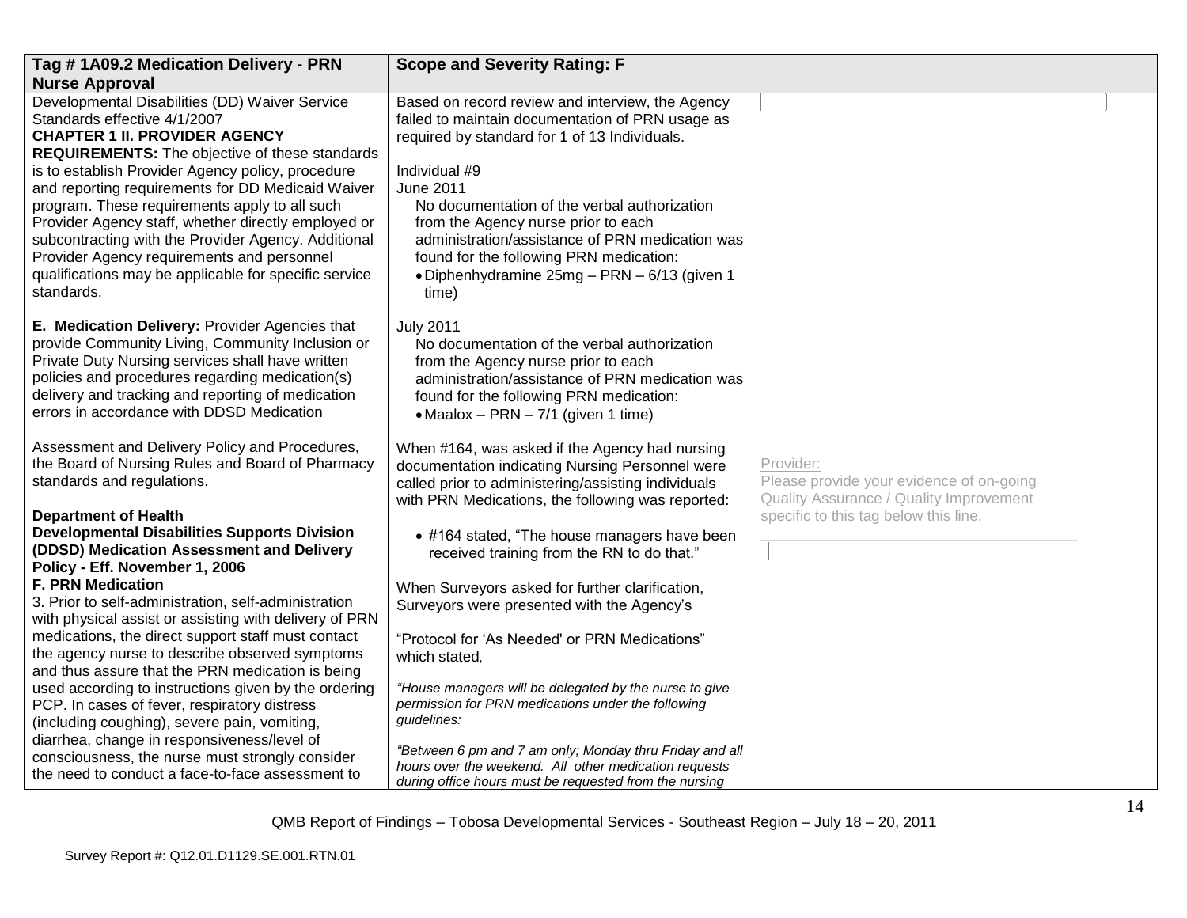| Tag # 1A09.2 Medication Delivery - PRN Nurse Approval | Scope and Severity Rating: F | | |
|---|---|---|---|
| Developmental Disabilities (DD) Waiver Service Standards effective 4/1/2007<br>**CHAPTER 1 II. PROVIDER AGENCY REQUIREMENTS:** The objective of these standards is to establish Provider Agency policy, procedure and reporting requirements for DD Medicaid Waiver program. These requirements apply to all such Provider Agency staff, whether directly employed or subcontracting with the Provider Agency. Additional Provider Agency requirements and personnel qualifications may be applicable for specific service standards.<br><br>**E. Medication Delivery:** Provider Agencies that provide Community Living, Community Inclusion or Private Duty Nursing services shall have written policies and procedures regarding medication(s) delivery and tracking and reporting of medication errors in accordance with DDSD Medication<br><br>Assessment and Delivery Policy and Procedures, the Board of Nursing Rules and Board of Pharmacy standards and regulations.<br><br>**Department of Health**<br>**Developmental Disabilities Supports Division (DDSD) Medication Assessment and Delivery Policy - Eff. November 1, 2006**<br>**F. PRN Medication**<br>3. Prior to self-administration, self-administration with physical assist or assisting with delivery of PRN medications, the direct support staff must contact the agency nurse to describe observed symptoms and thus assure that the PRN medication is being used according to instructions given by the ordering PCP. In cases of fever, respiratory distress (including coughing), severe pain, vomiting, diarrhea, change in responsiveness/level of consciousness, the nurse must strongly consider the need to conduct a face-to-face assessment to | Based on record review and interview, the Agency failed to maintain documentation of PRN usage as required by standard for 1 of 13 Individuals.<br><br>Individual #9<br>June 2011<br>No documentation of the verbal authorization from the Agency nurse prior to each administration/assistance of PRN medication was found for the following PRN medication:<br>• Diphenhydramine 25mg – PRN – 6/13 (given 1 time)<br><br>July 2011<br>No documentation of the verbal authorization from the Agency nurse prior to each administration/assistance of PRN medication was found for the following PRN medication:<br>• Maalox – PRN – 7/1 (given 1 time)<br><br>When #164, was asked if the Agency had nursing documentation indicating Nursing Personnel were called prior to administering/assisting individuals with PRN Medications, the following was reported:<br><br>• #164 stated, "The house managers have been received training from the RN to do that."<br><br>When Surveyors asked for further clarification, Surveyors were presented with the Agency's<br><br>"Protocol for 'As Needed' or PRN Medications" which stated,<br><br>*"House managers will be delegated by the nurse to give permission for PRN medications under the following guidelines:*<br><br>*"Between 6 pm and 7 am only; Monday thru Friday and all hours over the weekend. All other medication requests during office hours must be requested from the nursing* | Provider:<br>Please provide your evidence of on-going Quality Assurance / Quality Improvement specific to this tag below this line.<br>______________________________________ | |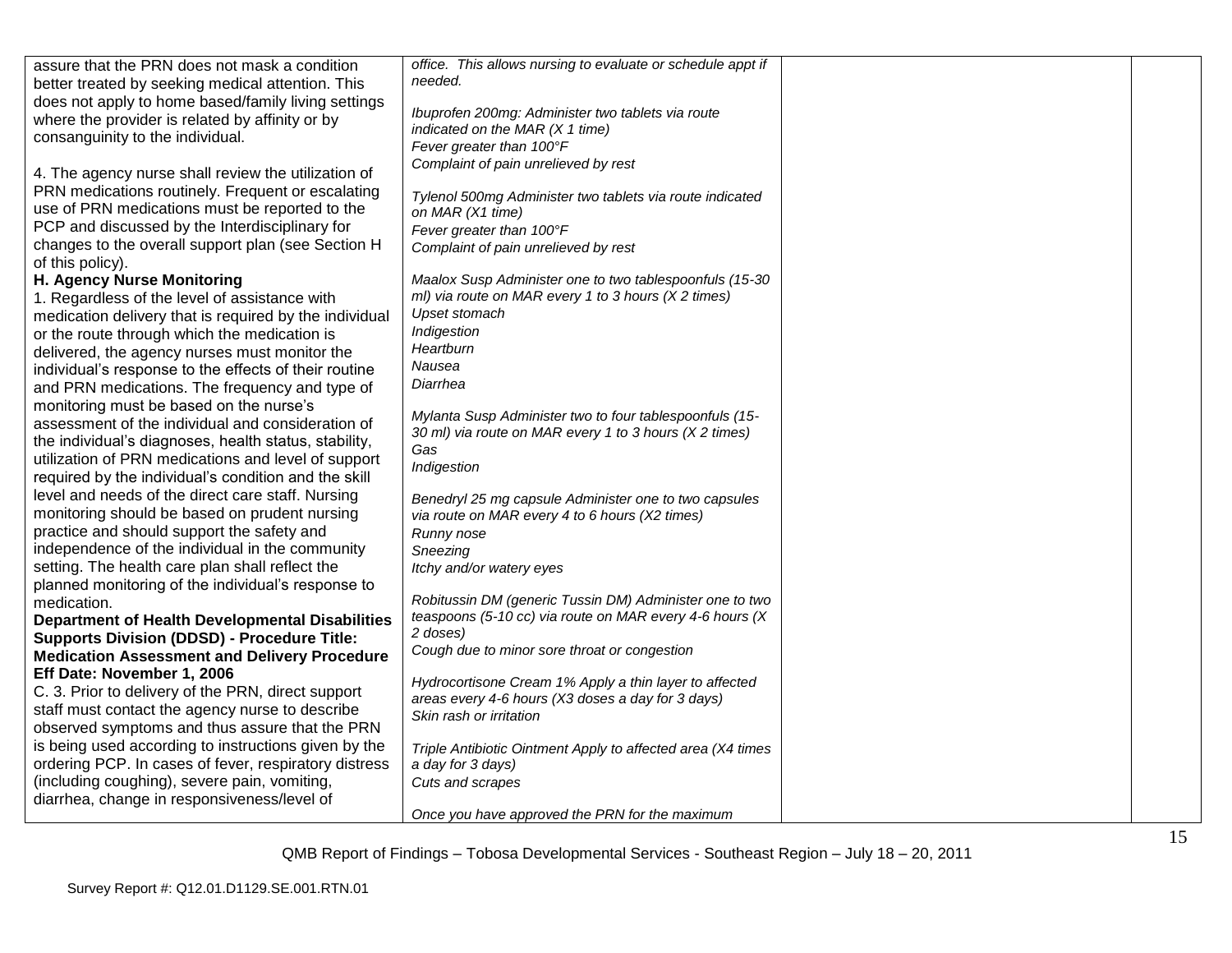| | | | |
|---|---|---|---|
| assure that the PRN does not mask a condition better treated by seeking medical attention. This does not apply to home based/family living settings where the provider is related by affinity or by consanguinity to the individual.<br><br>4. The agency nurse shall review the utilization of PRN medications routinely. Frequent or escalating use of PRN medications must be reported to the PCP and discussed by the Interdisciplinary for changes to the overall support plan (see Section H of this policy).<br>**H. Agency Nurse Monitoring**<br>1. Regardless of the level of assistance with medication delivery that is required by the individual or the route through which the medication is delivered, the agency nurses must monitor the individual's response to the effects of their routine and PRN medications. The frequency and type of monitoring must be based on the nurse's assessment of the individual and consideration of the individual's diagnoses, health status, stability, utilization of PRN medications and level of support required by the individual's condition and the skill level and needs of the direct care staff. Nursing monitoring should be based on prudent nursing practice and should support the safety and independence of the individual in the community setting. The health care plan shall reflect the planned monitoring of the individual's response to medication.<br>**Department of Health Developmental Disabilities Supports Division (DDSD) - Procedure Title: Medication Assessment and Delivery Procedure Eff Date: November 1, 2006**<br>C. 3. Prior to delivery of the PRN, direct support staff must contact the agency nurse to describe observed symptoms and thus assure that the PRN is being used according to instructions given by the ordering PCP. In cases of fever, respiratory distress (including coughing), severe pain, vomiting, diarrhea, change in responsiveness/level of | *office. This allows nursing to evaluate or schedule appt if needed.*<br><br>*Ibuprofen 200mg: Administer two tablets via route indicated on the MAR (X 1 time)*<br>*Fever greater than 100°F*<br>*Complaint of pain unrelieved by rest*<br><br>*Tylenol 500mg Administer two tablets via route indicated on MAR (X1 time)*<br>*Fever greater than 100°F*<br>*Complaint of pain unrelieved by rest*<br><br>*Maalox Susp Administer one to two tablespoonfuls (15-30 ml) via route on MAR every 1 to 3 hours (X 2 times)*<br>*Upset stomach*<br>*Indigestion*<br>*Heartburn*<br>*Nausea*<br>*Diarrhea*<br><br>*Mylanta Susp Administer two to four tablespoonfuls (15-30 ml) via route on MAR every 1 to 3 hours (X 2 times)*<br>*Gas*<br>*Indigestion*<br><br>*Benedryl 25 mg capsule Administer one to two capsules via route on MAR every 4 to 6 hours (X2 times)*<br>*Runny nose*<br>*Sneezing*<br>*Itchy and/or watery eyes*<br><br>*Robitussin DM (generic Tussin DM) Administer one to two teaspoons (5-10 cc) via route on MAR every 4-6 hours (X 2 doses)*<br>*Cough due to minor sore throat or congestion*<br><br>*Hydrocortisone Cream 1% Apply a thin layer to affected areas every 4-6 hours (X3 doses a day for 3 days)*<br>*Skin rash or irritation*<br><br>*Triple Antibiotic Ointment Apply to affected area (X4 times a day for 3 days)*<br>*Cuts and scrapes*<br><br>*Once you have approved the PRN for the maximum* | | |

QMB Report of Findings – Tobosa Developmental Services - Southeast Region – July 18 – 20, 2011

Survey Report #: Q12.01.D1129.SE.001.RTN.01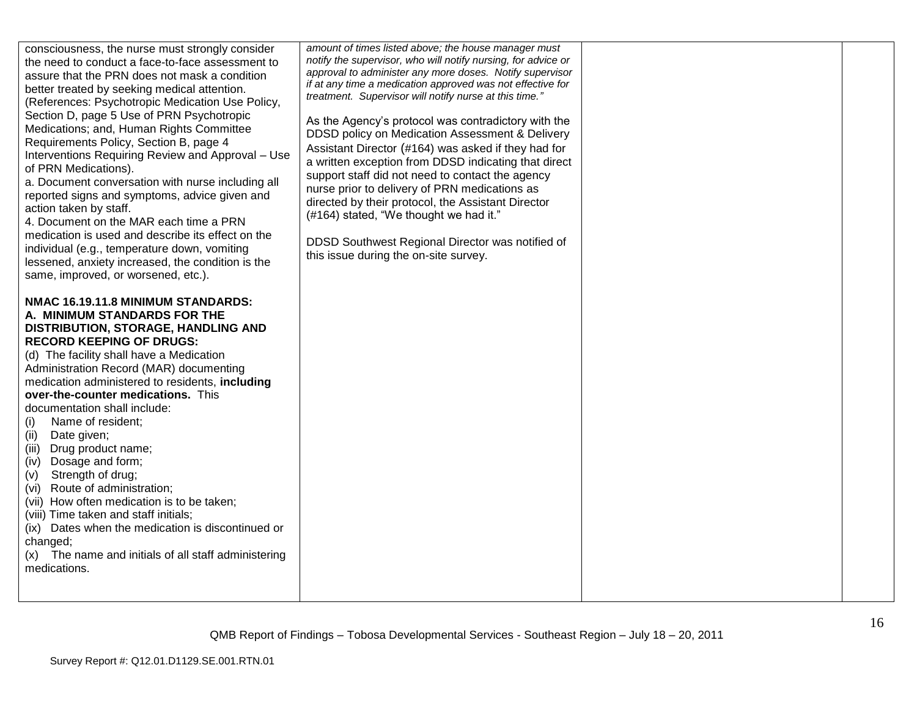| | | | |
|---|---|---|---|
| consciousness, the nurse must strongly consider the need to conduct a face-to-face assessment to assure that the PRN does not mask a condition better treated by seeking medical attention. (References: Psychotropic Medication Use Policy, Section D, page 5 Use of PRN Psychotropic Medications; and, Human Rights Committee Requirements Policy, Section B, page 4 Interventions Requiring Review and Approval – Use of PRN Medications).<br>a. Document conversation with nurse including all reported signs and symptoms, advice given and action taken by staff.<br>4. Document on the MAR each time a PRN medication is used and describe its effect on the individual (e.g., temperature down, vomiting lessened, anxiety increased, the condition is the same, improved, or worsened, etc.).<br><br>**NMAC 16.19.11.8 MINIMUM STANDARDS: A. MINIMUM STANDARDS FOR THE DISTRIBUTION, STORAGE, HANDLING AND RECORD KEEPING OF DRUGS:**<br>(d) The facility shall have a Medication Administration Record (MAR) documenting medication administered to residents, **including over-the-counter medications.** This documentation shall include:<br>(i) Name of resident;<br>(ii) Date given;<br>(iii) Drug product name;<br>(iv) Dosage and form;<br>(v) Strength of drug;<br>(vi) Route of administration;<br>(vii) How often medication is to be taken;<br>(viii) Time taken and staff initials;<br>(ix) Dates when the medication is discontinued or changed;<br>(x) The name and initials of all staff administering medications. | *amount of times listed above; the house manager must notify the supervisor, who will notify nursing, for advice or approval to administer any more doses. Notify supervisor if at any time a medication approved was not effective for treatment. Supervisor will notify nurse at this time."*<br><br>As the Agency's protocol was contradictory with the DDSD policy on Medication Assessment & Delivery Assistant Director (#164) was asked if they had for a written exception from DDSD indicating that direct support staff did not need to contact the agency nurse prior to delivery of PRN medications as directed by their protocol, the Assistant Director (#164) stated, "We thought we had it."<br><br>DDSD Southwest Regional Director was notified of this issue during the on-site survey. | | |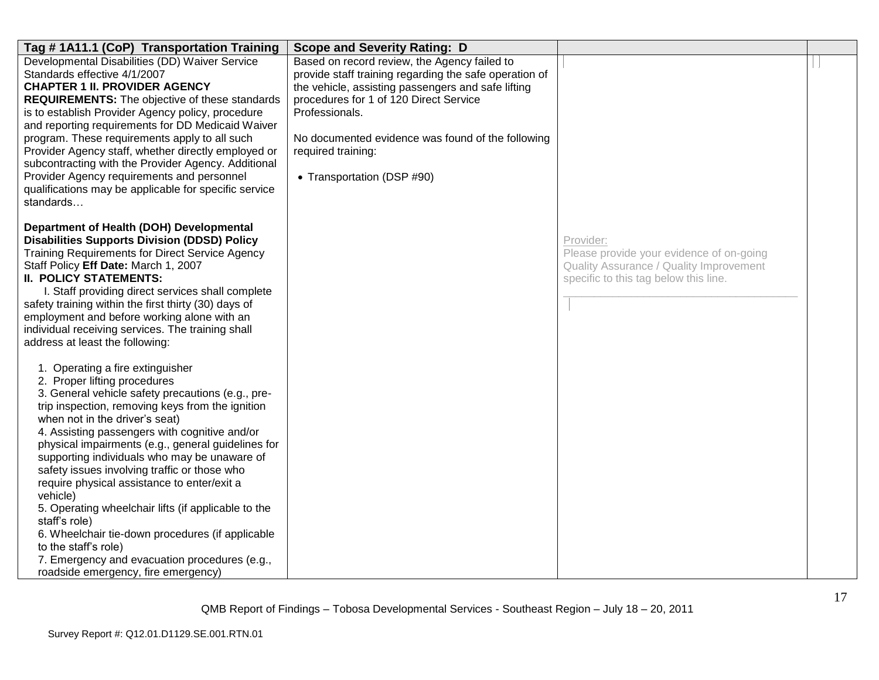| Tag # 1A11.1 (CoP) Transportation Training | Scope and Severity Rating: D | | |
|---|---|---|---|
| Developmental Disabilities (DD) Waiver Service Standards effective 4/1/2007<br>**CHAPTER 1 II. PROVIDER AGENCY REQUIREMENTS:** The objective of these standards is to establish Provider Agency policy, procedure and reporting requirements for DD Medicaid Waiver program. These requirements apply to all such Provider Agency staff, whether directly employed or subcontracting with the Provider Agency. Additional Provider Agency requirements and personnel qualifications may be applicable for specific service standards…<br><br>**Department of Health (DOH) Developmental Disabilities Supports Division (DDSD) Policy** Training Requirements for Direct Service Agency Staff Policy **Eff Date:** March 1, 2007<br>**II. POLICY STATEMENTS:**<br>I. Staff providing direct services shall complete safety training within the first thirty (30) days of employment and before working alone with an individual receiving services. The training shall address at least the following:<br><br>1. Operating a fire extinguisher<br>2. Proper lifting procedures<br>3. General vehicle safety precautions (e.g., pre-trip inspection, removing keys from the ignition when not in the driver's seat)<br>4. Assisting passengers with cognitive and/or physical impairments (e.g., general guidelines for supporting individuals who may be unaware of safety issues involving traffic or those who require physical assistance to enter/exit a vehicle)<br>5. Operating wheelchair lifts (if applicable to the staff's role)<br>6. Wheelchair tie-down procedures (if applicable to the staff's role)<br>7. Emergency and evacuation procedures (e.g., roadside emergency, fire emergency) | Based on record review, the Agency failed to provide staff training regarding the safe operation of the vehicle, assisting passengers and safe lifting procedures for 1 of 120 Direct Service Professionals.<br><br>No documented evidence was found of the following required training:<br><br>• Transportation (DSP #90) | Provider:<br>Please provide your evidence of on-going Quality Assurance / Quality Improvement specific to this tag below this line.<br>\_\_\_\_\_\_\_\_\_\_\_\_\_\_\_\_\_\_\_\_\_\_\_\_\_\_\_\_\_\_\_\_\_\_\_\_\_\_ | |

QMB Report of Findings – Tobosa Developmental Services - Southeast Region – July 18 – 20, 2011

Survey Report #: Q12.01.D1129.SE.001.RTN.01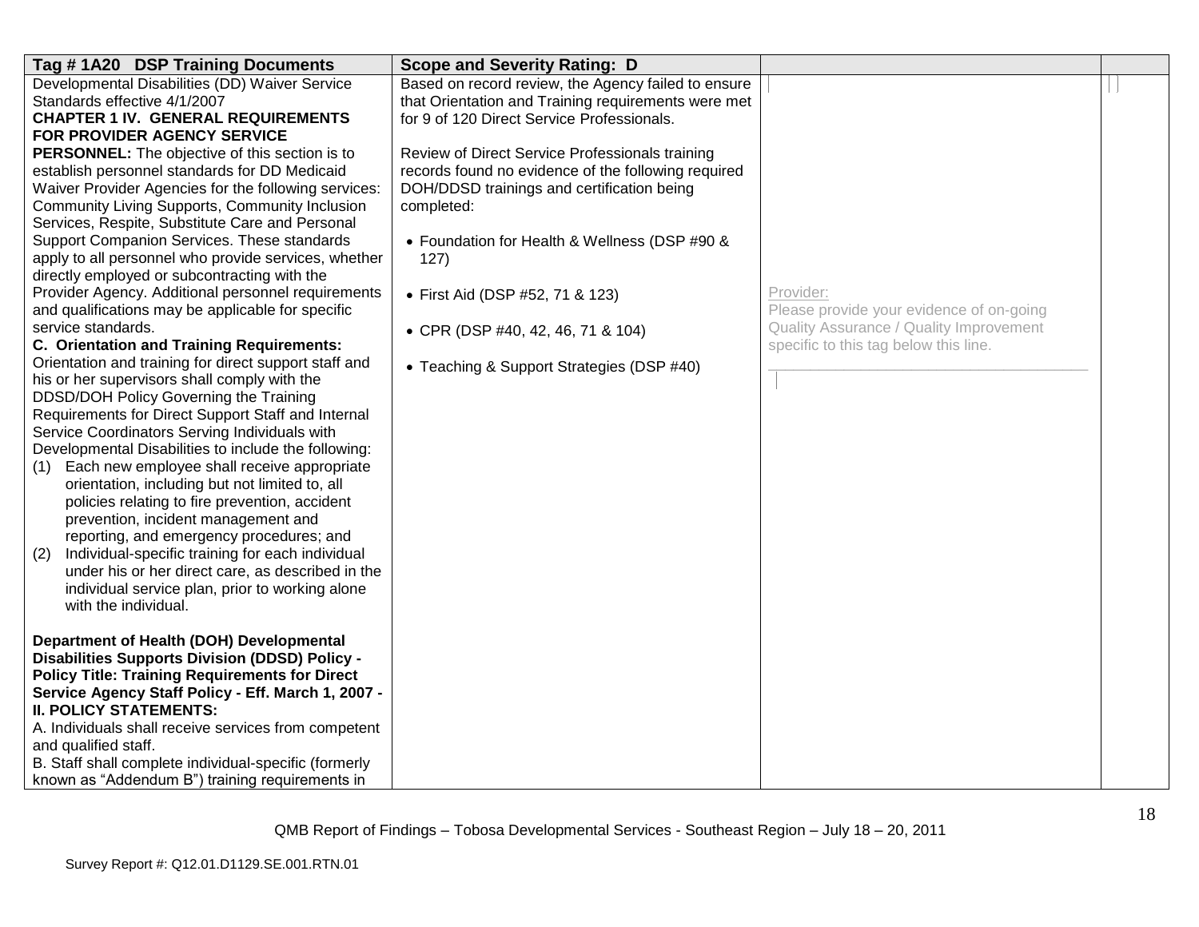| Tag # 1A20 DSP Training Documents | Scope and Severity Rating: D | | |
|---|---|---|---|
| Developmental Disabilities (DD) Waiver Service Standards effective 4/1/2007<br>**CHAPTER 1 IV. GENERAL REQUIREMENTS FOR PROVIDER AGENCY SERVICE PERSONNEL:** The objective of this section is to establish personnel standards for DD Medicaid Waiver Provider Agencies for the following services: Community Living Supports, Community Inclusion Services, Respite, Substitute Care and Personal Support Companion Services. These standards apply to all personnel who provide services, whether directly employed or subcontracting with the Provider Agency. Additional personnel requirements and qualifications may be applicable for specific service standards.<br>**C. Orientation and Training Requirements:** Orientation and training for direct support staff and his or her supervisors shall comply with the DDSD/DOH Policy Governing the Training Requirements for Direct Support Staff and Internal Service Coordinators Serving Individuals with Developmental Disabilities to include the following:<br>(1) Each new employee shall receive appropriate orientation, including but not limited to, all policies relating to fire prevention, accident prevention, incident management and reporting, and emergency procedures; and<br>(2) Individual-specific training for each individual under his or her direct care, as described in the individual service plan, prior to working alone with the individual.<br><br>**Department of Health (DOH) Developmental Disabilities Supports Division (DDSD) Policy - Policy Title: Training Requirements for Direct Service Agency Staff Policy - Eff. March 1, 2007 - II. POLICY STATEMENTS:**<br>A. Individuals shall receive services from competent and qualified staff.<br>B. Staff shall complete individual-specific (formerly known as "Addendum B") training requirements in | Based on record review, the Agency failed to ensure that Orientation and Training requirements were met for 9 of 120 Direct Service Professionals.<br><br>Review of Direct Service Professionals training records found no evidence of the following required DOH/DDSD trainings and certification being completed:<br><br>• Foundation for Health & Wellness (DSP #90 & 127)<br><br>• First Aid (DSP #52, 71 & 123)<br><br>• CPR (DSP #40, 42, 46, 71 & 104)<br><br>• Teaching & Support Strategies (DSP #40) | Provider:<br>Please provide your evidence of on-going Quality Assurance / Quality Improvement specific to this tag below this line.<br>_______________________________________ | |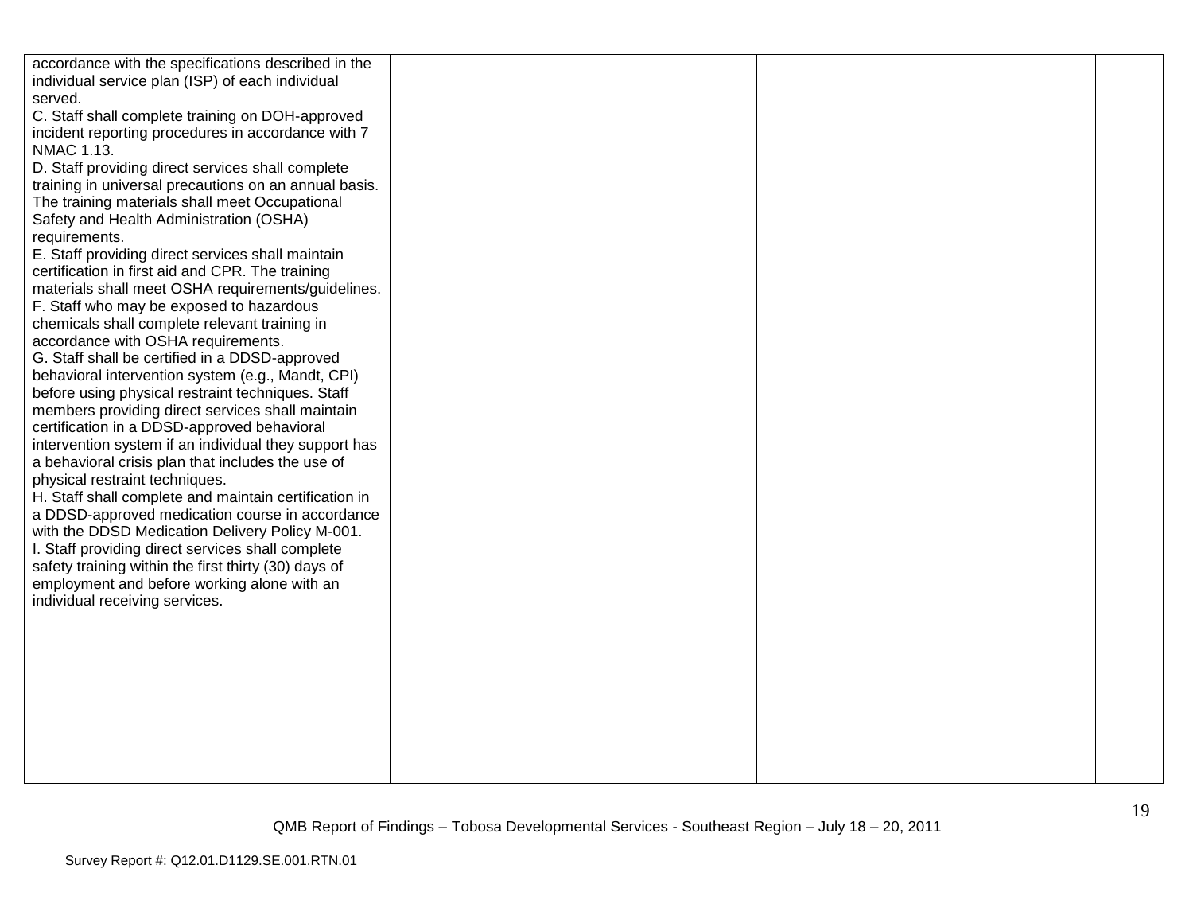| | | | |
|---|---|---|---|
| accordance with the specifications described in the individual service plan (ISP) of each individual served.<br>C. Staff shall complete training on DOH-approved incident reporting procedures in accordance with 7 NMAC 1.13.<br>D. Staff providing direct services shall complete training in universal precautions on an annual basis. The training materials shall meet Occupational Safety and Health Administration (OSHA) requirements.<br>E. Staff providing direct services shall maintain certification in first aid and CPR. The training materials shall meet OSHA requirements/guidelines.<br>F. Staff who may be exposed to hazardous chemicals shall complete relevant training in accordance with OSHA requirements.<br>G. Staff shall be certified in a DDSD-approved behavioral intervention system (e.g., Mandt, CPI) before using physical restraint techniques. Staff members providing direct services shall maintain certification in a DDSD-approved behavioral intervention system if an individual they support has a behavioral crisis plan that includes the use of physical restraint techniques.<br>H. Staff shall complete and maintain certification in a DDSD-approved medication course in accordance with the DDSD Medication Delivery Policy M-001.<br>I. Staff providing direct services shall complete safety training within the first thirty (30) days of employment and before working alone with an individual receiving services. | | | |

QMB Report of Findings – Tobosa Developmental Services - Southeast Region – July 18 – 20, 2011

Survey Report #: Q12.01.D1129.SE.001.RTN.01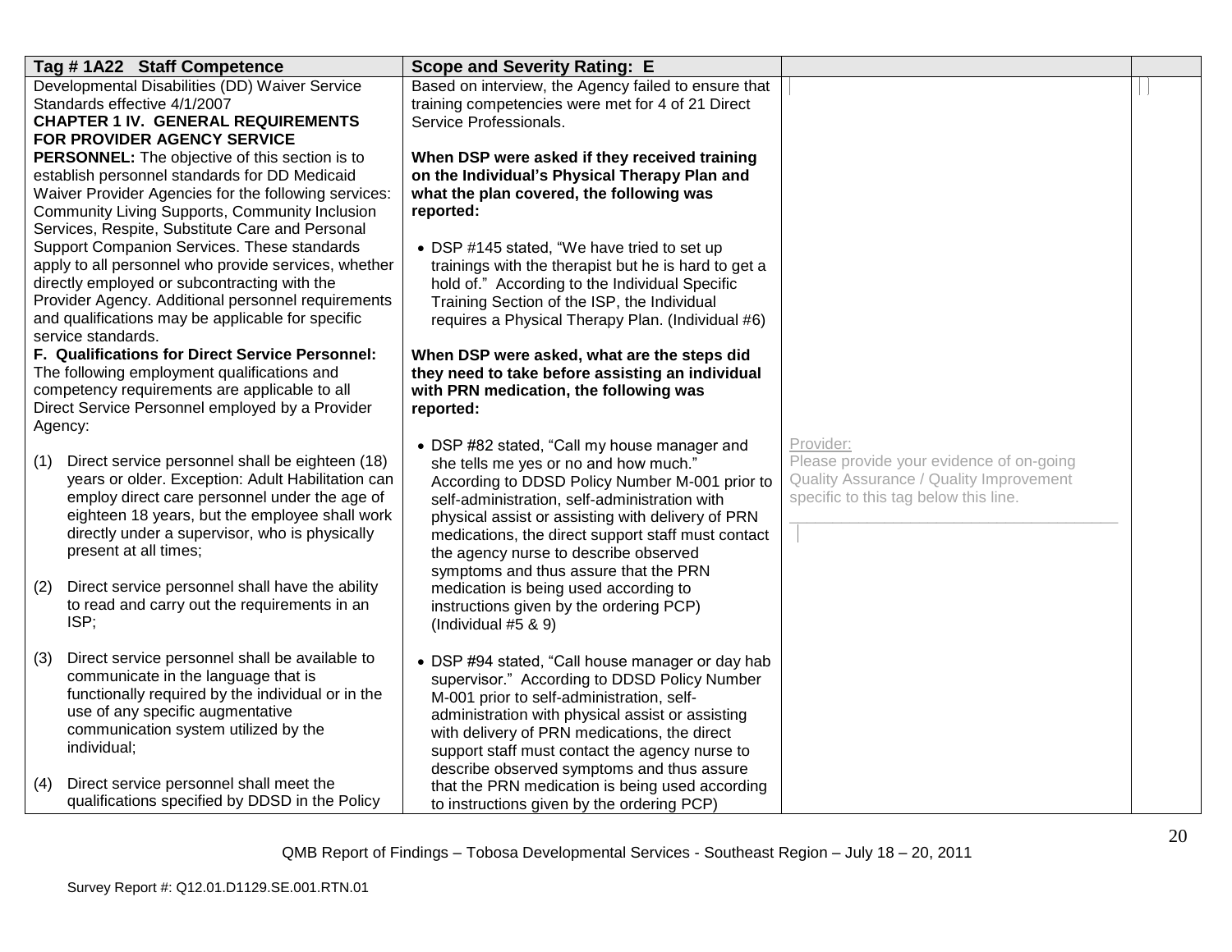| Tag # 1A22 Staff Competence | Scope and Severity Rating: E | | |
|---|---|---|---|
| Developmental Disabilities (DD) Waiver Service Standards effective 4/1/2007<br>**CHAPTER 1 IV. GENERAL REQUIREMENTS FOR PROVIDER AGENCY SERVICE PERSONNEL:** The objective of this section is to establish personnel standards for DD Medicaid Waiver Provider Agencies for the following services: Community Living Supports, Community Inclusion Services, Respite, Substitute Care and Personal Support Companion Services. These standards apply to all personnel who provide services, whether directly employed or subcontracting with the Provider Agency. Additional personnel requirements and qualifications may be applicable for specific service standards.<br>**F. Qualifications for Direct Service Personnel:** The following employment qualifications and competency requirements are applicable to all Direct Service Personnel employed by a Provider Agency:<br><br>(1) Direct service personnel shall be eighteen (18) years or older. Exception: Adult Habilitation can employ direct care personnel under the age of eighteen 18 years, but the employee shall work directly under a supervisor, who is physically present at all times;<br><br>(2) Direct service personnel shall have the ability to read and carry out the requirements in an ISP;<br><br>(3) Direct service personnel shall be available to communicate in the language that is functionally required by the individual or in the use of any specific augmentative communication system utilized by the individual;<br><br>(4) Direct service personnel shall meet the qualifications specified by DDSD in the Policy | Based on interview, the Agency failed to ensure that training competencies were met for 4 of 21 Direct Service Professionals.<br><br>**When DSP were asked if they received training on the Individual's Physical Therapy Plan and what the plan covered, the following was reported:**<br><br>• DSP #145 stated, "We have tried to set up trainings with the therapist but he is hard to get a hold of." According to the Individual Specific Training Section of the ISP, the Individual requires a Physical Therapy Plan. (Individual #6)<br><br>**When DSP were asked, what are the steps did they need to take before assisting an individual with PRN medication, the following was reported:**<br><br>• DSP #82 stated, "Call my house manager and she tells me yes or no and how much." According to DDSD Policy Number M-001 prior to self-administration, self-administration with physical assist or assisting with delivery of PRN medications, the direct support staff must contact the agency nurse to describe observed symptoms and thus assure that the PRN medication is being used according to instructions given by the ordering PCP) (Individual #5 & 9)<br><br>• DSP #94 stated, "Call house manager or day hab supervisor." According to DDSD Policy Number M-001 prior to self-administration, self-administration with physical assist or assisting with delivery of PRN medications, the direct support staff must contact the agency nurse to describe observed symptoms and thus assure that the PRN medication is being used according to instructions given by the ordering PCP) | Provider:<br>Please provide your evidence of on-going Quality Assurance / Quality Improvement specific to this tag below this line.<br>____________________________________ | |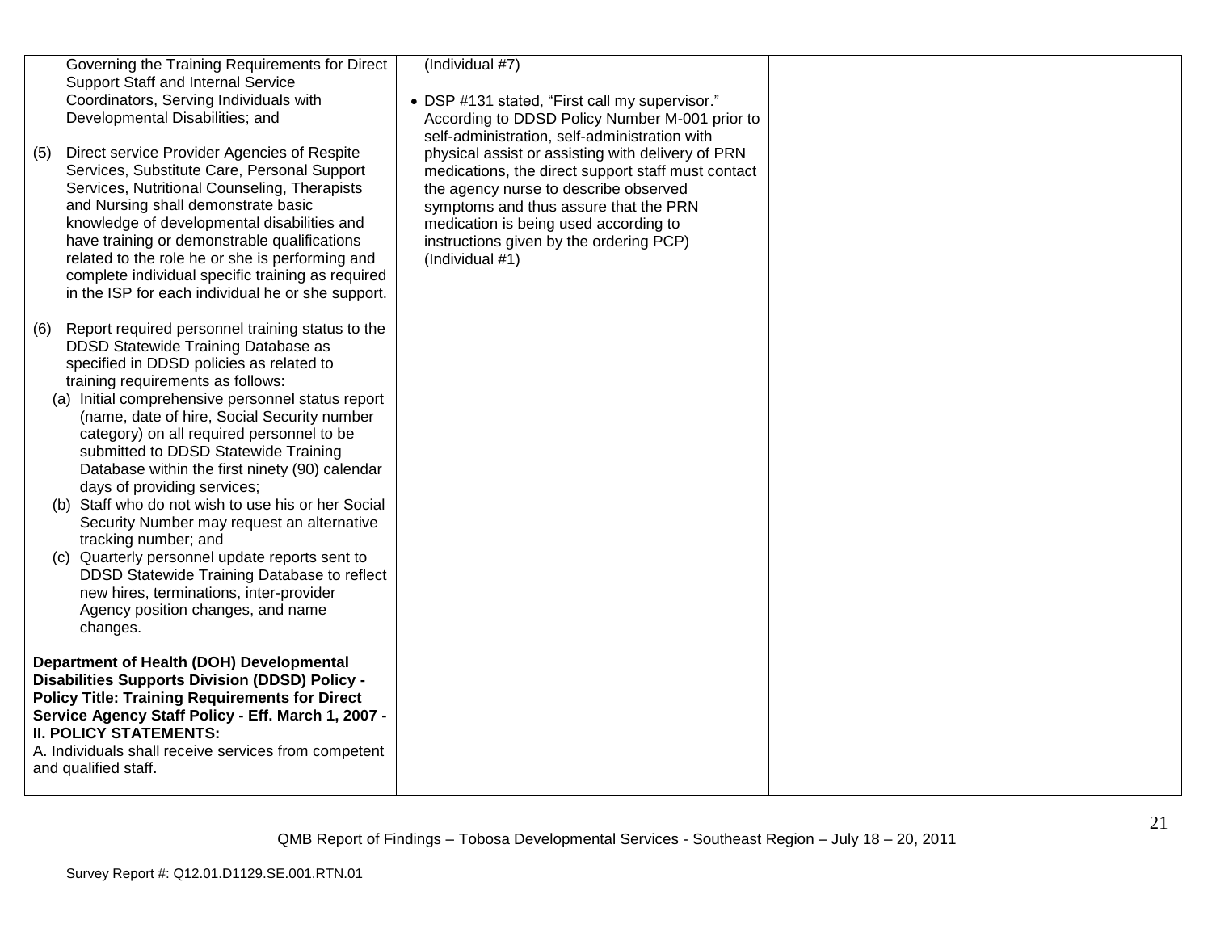| | | | |
|---|---|---|---|
| Governing the Training Requirements for Direct Support Staff and Internal Service Coordinators, Serving Individuals with Developmental Disabilities; and<br><br>(5) Direct service Provider Agencies of Respite Services, Substitute Care, Personal Support Services, Nutritional Counseling, Therapists and Nursing shall demonstrate basic knowledge of developmental disabilities and have training or demonstrable qualifications related to the role he or she is performing and complete individual specific training as required in the ISP for each individual he or she support.<br><br>(6) Report required personnel training status to the DDSD Statewide Training Database as specified in DDSD policies as related to training requirements as follows:<br>(a) Initial comprehensive personnel status report (name, date of hire, Social Security number category) on all required personnel to be submitted to DDSD Statewide Training Database within the first ninety (90) calendar days of providing services;<br>(b) Staff who do not wish to use his or her Social Security Number may request an alternative tracking number; and<br>(c) Quarterly personnel update reports sent to DDSD Statewide Training Database to reflect new hires, terminations, inter-provider Agency position changes, and name changes.<br><br>**Department of Health (DOH) Developmental Disabilities Supports Division (DDSD) Policy - Policy Title: Training Requirements for Direct Service Agency Staff Policy - Eff. March 1, 2007 - II. POLICY STATEMENTS:**<br>A. Individuals shall receive services from competent and qualified staff. | (Individual #7)<br><br>• DSP #131 stated, "First call my supervisor." According to DDSD Policy Number M-001 prior to self-administration, self-administration with physical assist or assisting with delivery of PRN medications, the direct support staff must contact the agency nurse to describe observed symptoms and thus assure that the PRN medication is being used according to instructions given by the ordering PCP) (Individual #1) | | |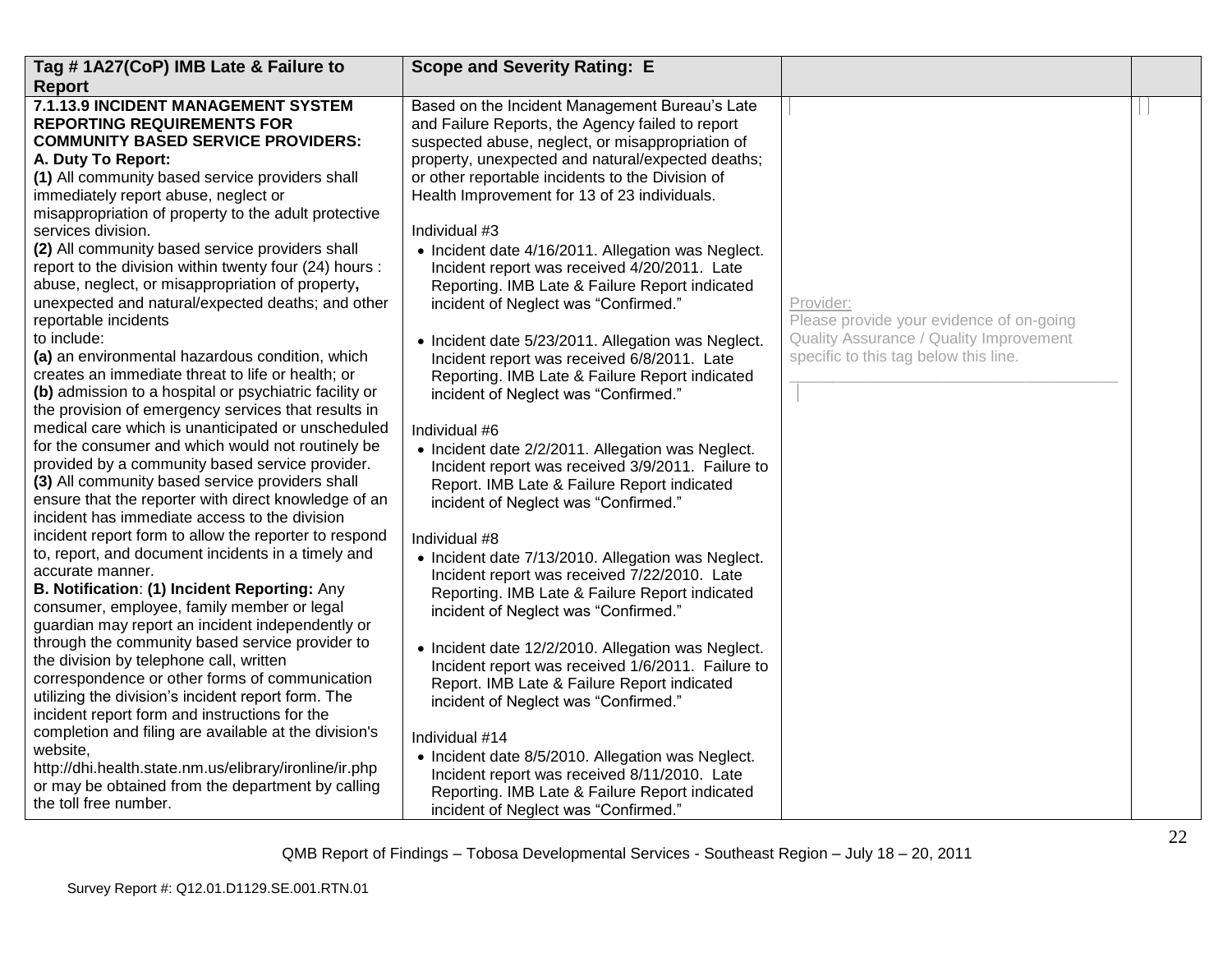| Tag # 1A27(CoP) IMB Late & Failure to Report | Scope and Severity Rating: E | | |
|---|---|---|---|
| **7.1.13.9 INCIDENT MANAGEMENT SYSTEM REPORTING REQUIREMENTS FOR COMMUNITY BASED SERVICE PROVIDERS:**<br>**A. Duty To Report:**<br>**(1)** All community based service providers shall immediately report abuse, neglect or misappropriation of property to the adult protective services division.<br>**(2)** All community based service providers shall report to the division within twenty four (24) hours : abuse, neglect, or misappropriation of property**,** unexpected and natural/expected deaths; and other reportable incidents to include:<br>**(a)** an environmental hazardous condition, which creates an immediate threat to life or health; or<br>**(b)** admission to a hospital or psychiatric facility or the provision of emergency services that results in medical care which is unanticipated or unscheduled for the consumer and which would not routinely be provided by a community based service provider.<br>**(3)** All community based service providers shall ensure that the reporter with direct knowledge of an incident has immediate access to the division incident report form to allow the reporter to respond to, report, and document incidents in a timely and accurate manner.<br>**B. Notification**: **(1) Incident Reporting:** Any consumer, employee, family member or legal guardian may report an incident independently or through the community based service provider to the division by telephone call, written correspondence or other forms of communication utilizing the division's incident report form. The incident report form and instructions for the completion and filing are available at the division's website, http://dhi.health.state.nm.us/elibrary/ironline/ir.php or may be obtained from the department by calling the toll free number. | Based on the Incident Management Bureau's Late and Failure Reports, the Agency failed to report suspected abuse, neglect, or misappropriation of property, unexpected and natural/expected deaths; or other reportable incidents to the Division of Health Improvement for 13 of 23 individuals.<br><br>Individual #3<br>• Incident date 4/16/2011. Allegation was Neglect. Incident report was received 4/20/2011. Late Reporting. IMB Late & Failure Report indicated incident of Neglect was "Confirmed."<br><br>• Incident date 5/23/2011. Allegation was Neglect. Incident report was received 6/8/2011. Late Reporting. IMB Late & Failure Report indicated incident of Neglect was "Confirmed."<br><br>Individual #6<br>• Incident date 2/2/2011. Allegation was Neglect. Incident report was received 3/9/2011. Failure to Report. IMB Late & Failure Report indicated incident of Neglect was "Confirmed."<br><br>Individual #8<br>• Incident date 7/13/2010. Allegation was Neglect. Incident report was received 7/22/2010. Late Reporting. IMB Late & Failure Report indicated incident of Neglect was "Confirmed."<br><br>• Incident date 12/2/2010. Allegation was Neglect. Incident report was received 1/6/2011. Failure to Report. IMB Late & Failure Report indicated incident of Neglect was "Confirmed."<br><br>Individual #14<br>• Incident date 8/5/2010. Allegation was Neglect. Incident report was received 8/11/2010. Late Reporting. IMB Late & Failure Report indicated incident of Neglect was "Confirmed." | Provider:<br>Please provide your evidence of on-going Quality Assurance / Quality Improvement specific to this tag below this line.<br>______________________________________ | |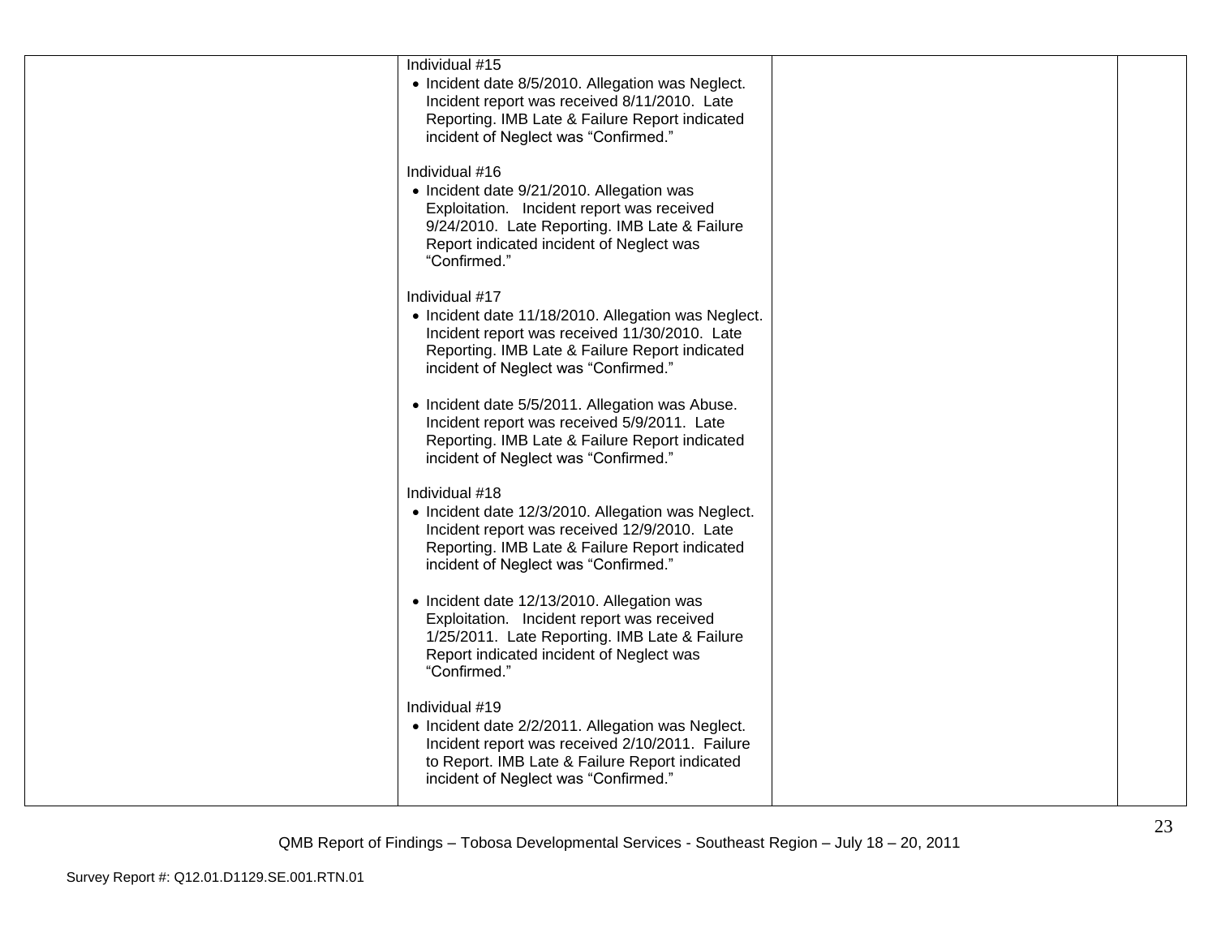| | | | |
|---|---|---|---|
| | Individual #15<br>• Incident date 8/5/2010. Allegation was Neglect. Incident report was received 8/11/2010. Late Reporting. IMB Late & Failure Report indicated incident of Neglect was “Confirmed.”<br><br>Individual #16<br>• Incident date 9/21/2010. Allegation was Exploitation. Incident report was received 9/24/2010. Late Reporting. IMB Late & Failure Report indicated incident of Neglect was “Confirmed.”<br><br>Individual #17<br>• Incident date 11/18/2010. Allegation was Neglect. Incident report was received 11/30/2010. Late Reporting. IMB Late & Failure Report indicated incident of Neglect was “Confirmed.”<br><br>• Incident date 5/5/2011. Allegation was Abuse. Incident report was received 5/9/2011. Late Reporting. IMB Late & Failure Report indicated incident of Neglect was “Confirmed.”<br><br>Individual #18<br>• Incident date 12/3/2010. Allegation was Neglect. Incident report was received 12/9/2010. Late Reporting. IMB Late & Failure Report indicated incident of Neglect was “Confirmed.”<br><br>• Incident date 12/13/2010. Allegation was Exploitation. Incident report was received 1/25/2011. Late Reporting. IMB Late & Failure Report indicated incident of Neglect was “Confirmed.”<br><br>Individual #19<br>• Incident date 2/2/2011. Allegation was Neglect. Incident report was received 2/10/2011. Failure to Report. IMB Late & Failure Report indicated incident of Neglect was “Confirmed.” | | |

QMB Report of Findings – Tobosa Developmental Services - Southeast Region – July 18 – 20, 2011

Survey Report #: Q12.01.D1129.SE.001.RTN.01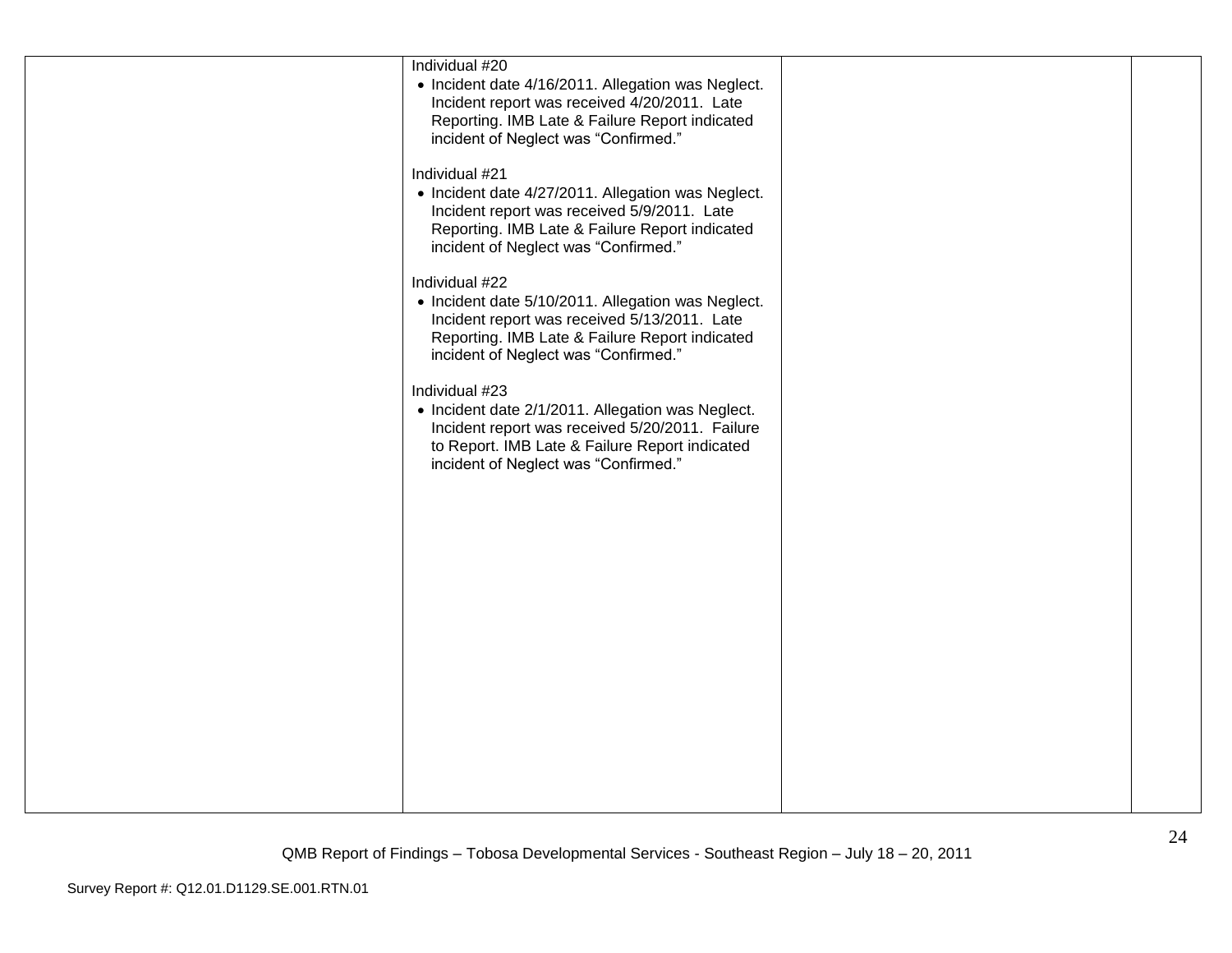| | | | |
|---|---|---|---|
| | Individual #20<br>• Incident date 4/16/2011. Allegation was Neglect. Incident report was received 4/20/2011. Late Reporting. IMB Late & Failure Report indicated incident of Neglect was "Confirmed."<br><br>Individual #21<br>• Incident date 4/27/2011. Allegation was Neglect. Incident report was received 5/9/2011. Late Reporting. IMB Late & Failure Report indicated incident of Neglect was "Confirmed."<br><br>Individual #22<br>• Incident date 5/10/2011. Allegation was Neglect. Incident report was received 5/13/2011. Late Reporting. IMB Late & Failure Report indicated incident of Neglect was "Confirmed."<br><br>Individual #23<br>• Incident date 2/1/2011. Allegation was Neglect. Incident report was received 5/20/2011. Failure to Report. IMB Late & Failure Report indicated incident of Neglect was "Confirmed." | | |

QMB Report of Findings – Tobosa Developmental Services - Southeast Region – July 18 – 20, 2011

Survey Report #: Q12.01.D1129.SE.001.RTN.01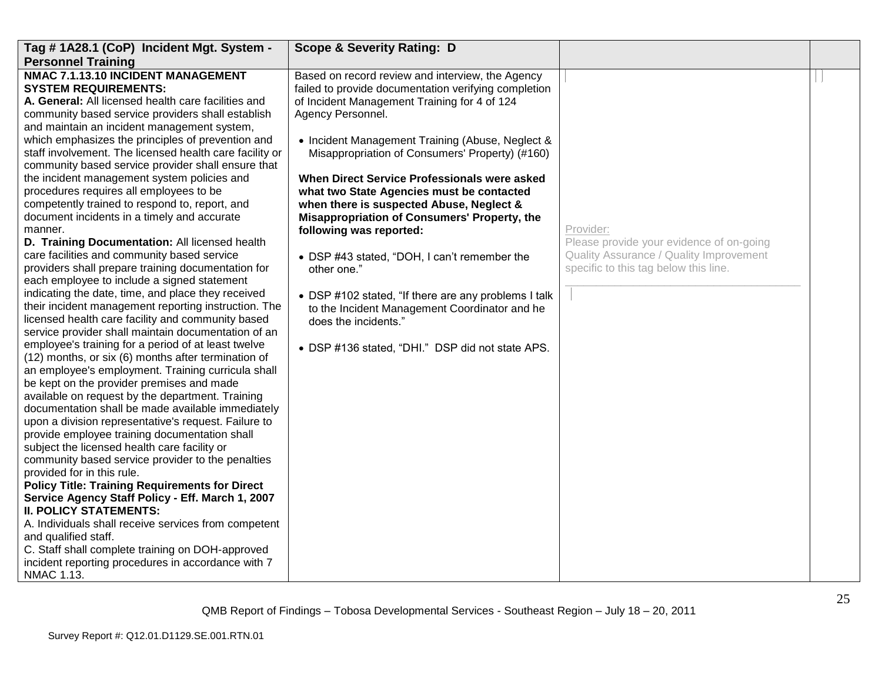| Tag # 1A28.1 (CoP) Incident Mgt. System - Personnel Training | Scope & Severity Rating: D | | |
|---|---|---|---|
| **NMAC 7.1.13.10 INCIDENT MANAGEMENT SYSTEM REQUIREMENTS:**<br>**A. General:** All licensed health care facilities and community based service providers shall establish and maintain an incident management system, which emphasizes the principles of prevention and staff involvement. The licensed health care facility or community based service provider shall ensure that the incident management system policies and procedures requires all employees to be competently trained to respond to, report, and document incidents in a timely and accurate manner.<br>**D. Training Documentation:** All licensed health care facilities and community based service providers shall prepare training documentation for each employee to include a signed statement indicating the date, time, and place they received their incident management reporting instruction. The licensed health care facility and community based service provider shall maintain documentation of an employee's training for a period of at least twelve (12) months, or six (6) months after termination of an employee's employment. Training curricula shall be kept on the provider premises and made available on request by the department. Training documentation shall be made available immediately upon a division representative's request. Failure to provide employee training documentation shall subject the licensed health care facility or community based service provider to the penalties provided for in this rule.<br>**Policy Title: Training Requirements for Direct Service Agency Staff Policy - Eff. March 1, 2007**<br>**II. POLICY STATEMENTS:**<br>A. Individuals shall receive services from competent and qualified staff.<br>C. Staff shall complete training on DOH-approved incident reporting procedures in accordance with 7 NMAC 1.13. | Based on record review and interview, the Agency failed to provide documentation verifying completion of Incident Management Training for 4 of 124 Agency Personnel.<br><br>• Incident Management Training (Abuse, Neglect & Misappropriation of Consumers' Property) (#160)<br><br>**When Direct Service Professionals were asked what two State Agencies must be contacted when there is suspected Abuse, Neglect & Misappropriation of Consumers' Property, the following was reported:**<br><br>• DSP #43 stated, "DOH, I can't remember the other one."<br><br>• DSP #102 stated, "If there are any problems I talk to the Incident Management Coordinator and he does the incidents."<br><br>• DSP #136 stated, "DHI." DSP did not state APS. | Provider:<br>Please provide your evidence of on-going Quality Assurance / Quality Improvement specific to this tag below this line.<br>______________________________________ | |

QMB Report of Findings – Tobosa Developmental Services - Southeast Region – July 18 – 20, 2011

Survey Report #: Q12.01.D1129.SE.001.RTN.01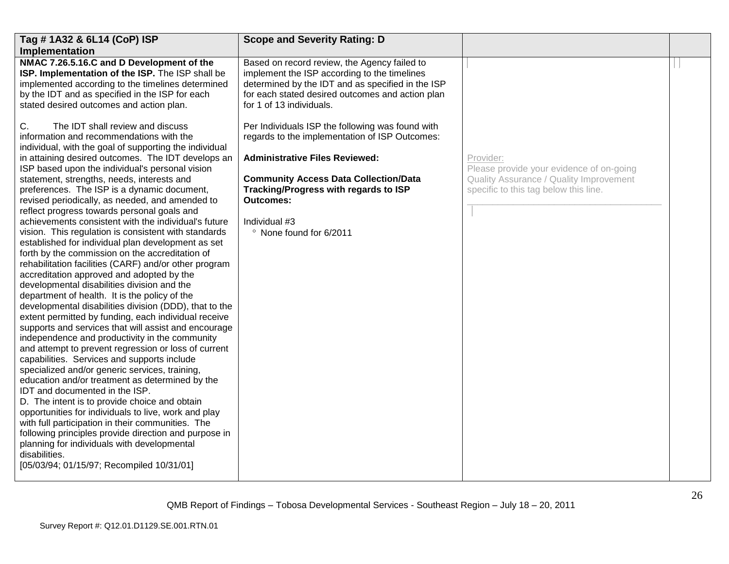| Tag # 1A32 & 6L14 (CoP) ISP Implementation | Scope and Severity Rating: D | | |
|---|---|---|---|
| **NMAC 7.26.5.16.C and D Development of the ISP. Implementation of the ISP.** The ISP shall be implemented according to the timelines determined by the IDT and as specified in the ISP for each stated desired outcomes and action plan.<br><br>C. The IDT shall review and discuss information and recommendations with the individual, with the goal of supporting the individual in attaining desired outcomes. The IDT develops an ISP based upon the individual's personal vision statement, strengths, needs, interests and preferences. The ISP is a dynamic document, revised periodically, as needed, and amended to reflect progress towards personal goals and achievements consistent with the individual's future vision. This regulation is consistent with standards established for individual plan development as set forth by the commission on the accreditation of rehabilitation facilities (CARF) and/or other program accreditation approved and adopted by the developmental disabilities division and the department of health. It is the policy of the developmental disabilities division (DDD), that to the extent permitted by funding, each individual receive supports and services that will assist and encourage independence and productivity in the community and attempt to prevent regression or loss of current capabilities. Services and supports include specialized and/or generic services, training, education and/or treatment as determined by the IDT and documented in the ISP.<br>D. The intent is to provide choice and obtain opportunities for individuals to live, work and play with full participation in their communities. The following principles provide direction and purpose in planning for individuals with developmental disabilities.<br>[05/03/94; 01/15/97; Recompiled 10/31/01] | Based on record review, the Agency failed to implement the ISP according to the timelines determined by the IDT and as specified in the ISP for each stated desired outcomes and action plan for 1 of 13 individuals.<br><br>Per Individuals ISP the following was found with regards to the implementation of ISP Outcomes:<br><br>**Administrative Files Reviewed:**<br><br>**Community Access Data Collection/Data Tracking/Progress with regards to ISP Outcomes:**<br><br>Individual #3<br>° None found for 6/2011 | Provider:<br>Please provide your evidence of on-going Quality Assurance / Quality Improvement specific to this tag below this line.<br>______________________________ | |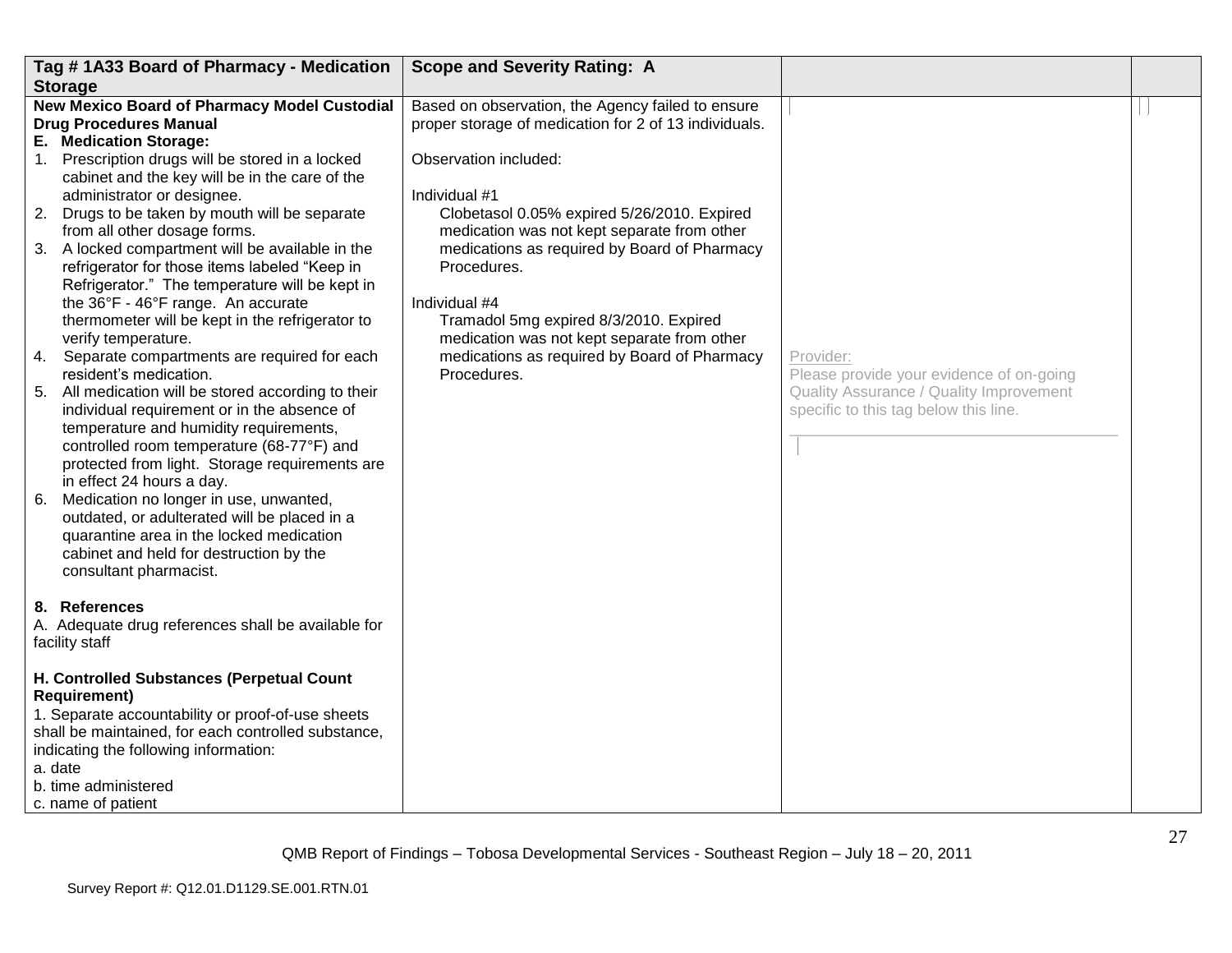| Tag # 1A33 Board of Pharmacy - Medication Storage | Scope and Severity Rating: A | | |
|---|---|---|---|
| **New Mexico Board of Pharmacy Model Custodial Drug Procedures Manual**<br>**E. Medication Storage:**<br>1. Prescription drugs will be stored in a locked cabinet and the key will be in the care of the administrator or designee.<br>2. Drugs to be taken by mouth will be separate from all other dosage forms.<br>3. A locked compartment will be available in the refrigerator for those items labeled "Keep in Refrigerator." The temperature will be kept in the 36°F - 46°F range. An accurate thermometer will be kept in the refrigerator to verify temperature.<br>4. Separate compartments are required for each resident's medication.<br>5. All medication will be stored according to their individual requirement or in the absence of temperature and humidity requirements, controlled room temperature (68-77°F) and protected from light. Storage requirements are in effect 24 hours a day.<br>6. Medication no longer in use, unwanted, outdated, or adulterated will be placed in a quarantine area in the locked medication cabinet and held for destruction by the consultant pharmacist.<br><br>**8. References**<br>A. Adequate drug references shall be available for facility staff<br><br>**H. Controlled Substances (Perpetual Count Requirement)**<br>1. Separate accountability or proof-of-use sheets shall be maintained, for each controlled substance, indicating the following information:<br>a. date<br>b. time administered<br>c. name of patient | Based on observation, the Agency failed to ensure proper storage of medication for 2 of 13 individuals.<br><br>Observation included:<br><br>Individual #1<br>Clobetasol 0.05% expired 5/26/2010. Expired medication was not kept separate from other medications as required by Board of Pharmacy Procedures.<br><br>Individual #4<br>Tramadol 5mg expired 8/3/2010. Expired medication was not kept separate from other medications as required by Board of Pharmacy Procedures. | Provider:<br>Please provide your evidence of on-going Quality Assurance / Quality Improvement specific to this tag below this line.<br>_______________________________________ | |

QMB Report of Findings – Tobosa Developmental Services - Southeast Region – July 18 – 20, 2011

Survey Report #: Q12.01.D1129.SE.001.RTN.01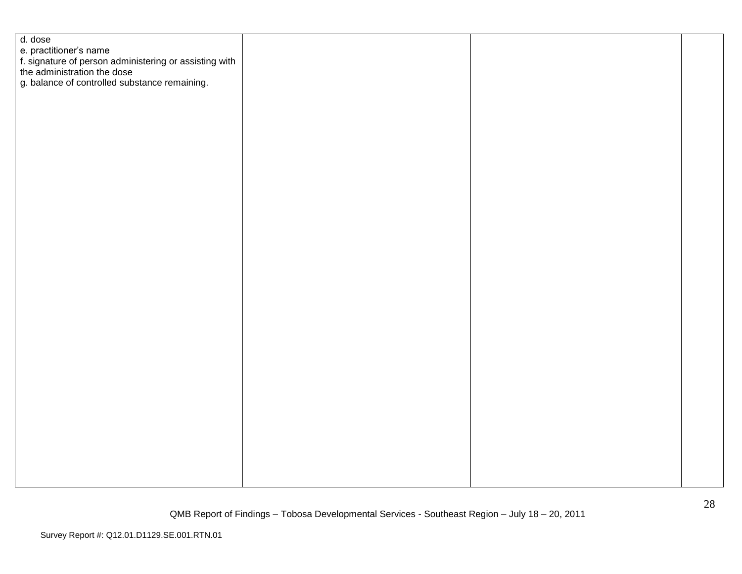| | | | |
|---|---|---|---|
| d. dose<br>e. practitioner's name<br>f. signature of person administering or assisting with the administration the dose<br>g. balance of controlled substance remaining. | | | |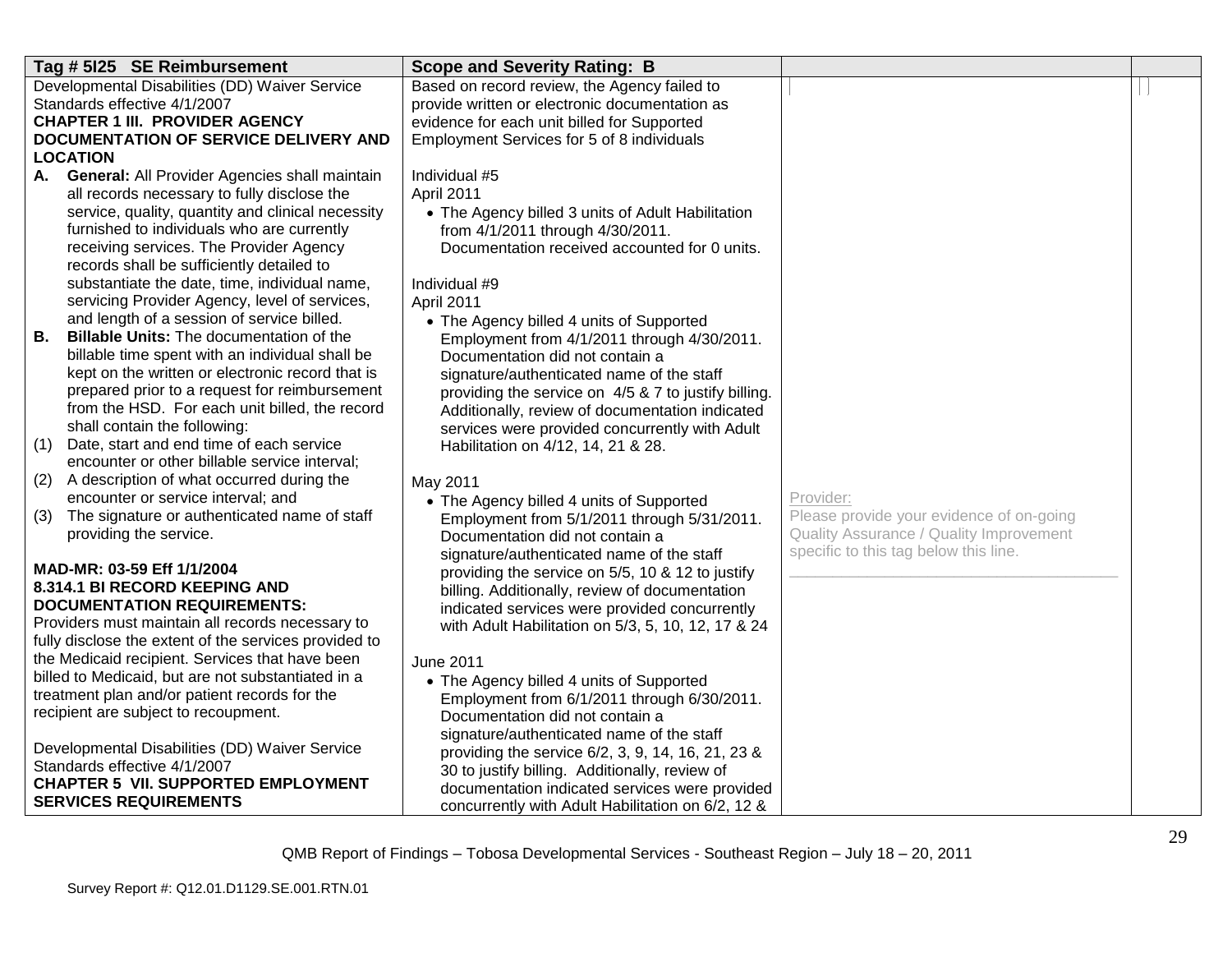| Tag # 5I25 SE Reimbursement | Scope and Severity Rating: B | | |
|---|---|---|---|
| Developmental Disabilities (DD) Waiver Service Standards effective 4/1/2007<br>**CHAPTER 1 III. PROVIDER AGENCY DOCUMENTATION OF SERVICE DELIVERY AND LOCATION**<br>**A. General:** All Provider Agencies shall maintain all records necessary to fully disclose the service, quality, quantity and clinical necessity furnished to individuals who are currently receiving services. The Provider Agency records shall be sufficiently detailed to substantiate the date, time, individual name, servicing Provider Agency, level of services, and length of a session of service billed.<br>**B. Billable Units:** The documentation of the billable time spent with an individual shall be kept on the written or electronic record that is prepared prior to a request for reimbursement from the HSD. For each unit billed, the record shall contain the following:<br>(1) Date, start and end time of each service encounter or other billable service interval;<br>(2) A description of what occurred during the encounter or service interval; and<br>(3) The signature or authenticated name of staff providing the service.<br><br>**MAD-MR: 03-59 Eff 1/1/2004**<br>**8.314.1 BI RECORD KEEPING AND DOCUMENTATION REQUIREMENTS:**<br>Providers must maintain all records necessary to fully disclose the extent of the services provided to the Medicaid recipient. Services that have been billed to Medicaid, but are not substantiated in a treatment plan and/or patient records for the recipient are subject to recoupment.<br><br>Developmental Disabilities (DD) Waiver Service Standards effective 4/1/2007<br>**CHAPTER 5 VII. SUPPORTED EMPLOYMENT SERVICES REQUIREMENTS** | Based on record review, the Agency failed to provide written or electronic documentation as evidence for each unit billed for Supported Employment Services for 5 of 8 individuals<br><br>Individual #5<br>April 2011<br>• The Agency billed 3 units of Adult Habilitation from 4/1/2011 through 4/30/2011. Documentation received accounted for 0 units.<br><br>Individual #9<br>April 2011<br>• The Agency billed 4 units of Supported Employment from 4/1/2011 through 4/30/2011. Documentation did not contain a signature/authenticated name of the staff providing the service on 4/5 & 7 to justify billing. Additionally, review of documentation indicated services were provided concurrently with Adult Habilitation on 4/12, 14, 21 & 28.<br><br>May 2011<br>• The Agency billed 4 units of Supported Employment from 5/1/2011 through 5/31/2011. Documentation did not contain a signature/authenticated name of the staff providing the service on 5/5, 10 & 12 to justify billing. Additionally, review of documentation indicated services were provided concurrently with Adult Habilitation on 5/3, 5, 10, 12, 17 & 24<br><br>June 2011<br>• The Agency billed 4 units of Supported Employment from 6/1/2011 through 6/30/2011. Documentation did not contain a signature/authenticated name of the staff providing the service 6/2, 3, 9, 14, 16, 21, 23 & 30 to justify billing. Additionally, review of documentation indicated services were provided concurrently with Adult Habilitation on 6/2, 12 & | Provider:<br>Please provide your evidence of on-going Quality Assurance / Quality Improvement specific to this tag below this line.<br>________________________________ | |

QMB Report of Findings – Tobosa Developmental Services - Southeast Region – July 18 – 20, 2011

Survey Report #: Q12.01.D1129.SE.001.RTN.01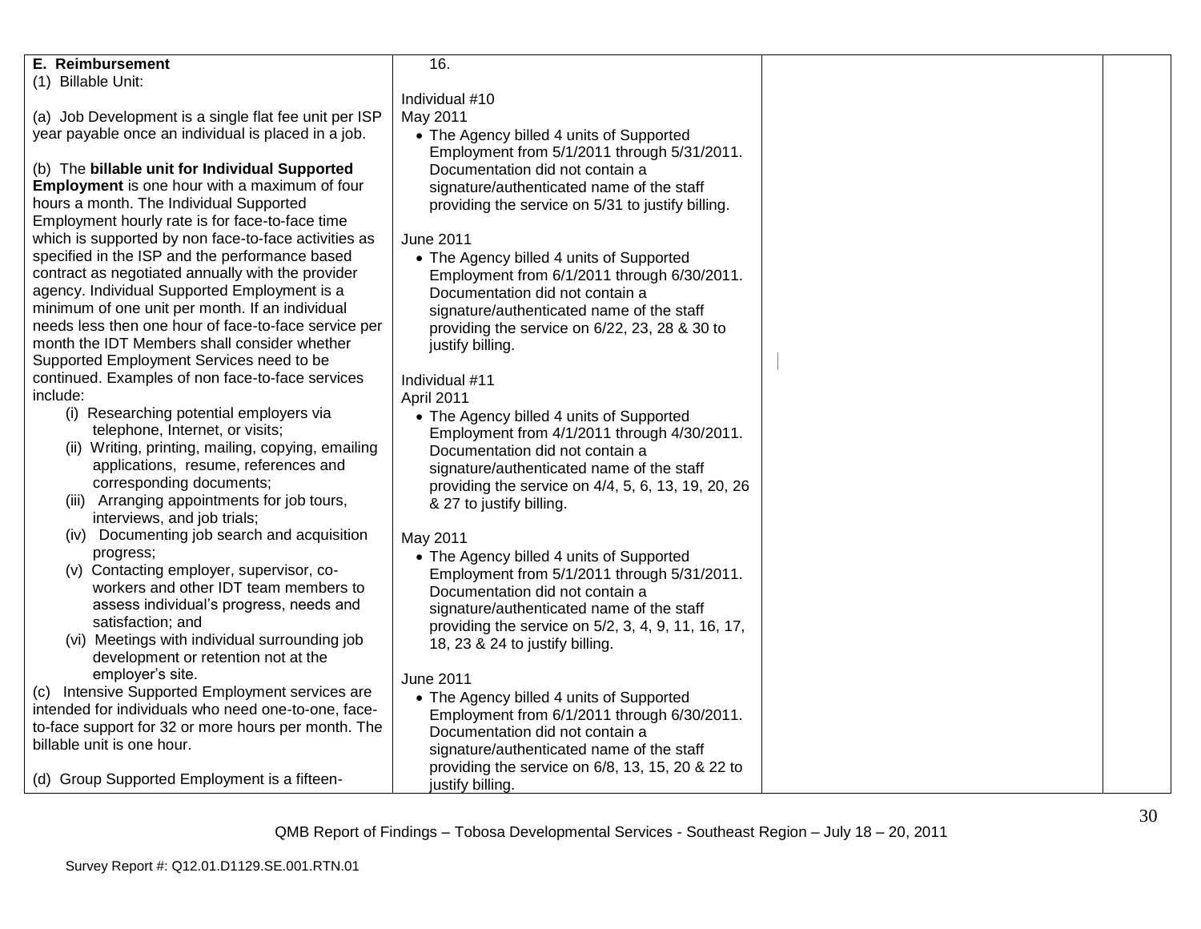| | | | |
|---|---|---|---|
| **E. Reimbursement**<br>(1) Billable Unit:<br><br>(a) Job Development is a single flat fee unit per ISP year payable once an individual is placed in a job.<br><br>(b) The **billable unit for Individual Supported Employment** is one hour with a maximum of four hours a month. The Individual Supported Employment hourly rate is for face-to-face time which is supported by non face-to-face activities as specified in the ISP and the performance based contract as negotiated annually with the provider agency. Individual Supported Employment is a minimum of one unit per month. If an individual needs less then one hour of face-to-face service per month the IDT Members shall consider whether Supported Employment Services need to be continued. Examples of non face-to-face services include:<br>(i) Researching potential employers via telephone, Internet, or visits;<br>(ii) Writing, printing, mailing, copying, emailing applications, resume, references and corresponding documents;<br>(iii) Arranging appointments for job tours, interviews, and job trials;<br>(iv) Documenting job search and acquisition progress;<br>(v) Contacting employer, supervisor, co-workers and other IDT team members to assess individual's progress, needs and satisfaction; and<br>(vi) Meetings with individual surrounding job development or retention not at the employer's site.<br>(c) Intensive Supported Employment services are intended for individuals who need one-to-one, face-to-face support for 32 or more hours per month. The billable unit is one hour.<br><br>(d) Group Supported Employment is a fifteen- | 16.<br><br>Individual #10<br>May 2011<br>• The Agency billed 4 units of Supported Employment from 5/1/2011 through 5/31/2011. Documentation did not contain a signature/authenticated name of the staff providing the service on 5/31 to justify billing.<br><br>June 2011<br>• The Agency billed 4 units of Supported Employment from 6/1/2011 through 6/30/2011. Documentation did not contain a signature/authenticated name of the staff providing the service on 6/22, 23, 28 & 30 to justify billing.<br><br>Individual #11<br>April 2011<br>• The Agency billed 4 units of Supported Employment from 4/1/2011 through 4/30/2011. Documentation did not contain a signature/authenticated name of the staff providing the service on 4/4, 5, 6, 13, 19, 20, 26 & 27 to justify billing.<br><br>May 2011<br>• The Agency billed 4 units of Supported Employment from 5/1/2011 through 5/31/2011. Documentation did not contain a signature/authenticated name of the staff providing the service on 5/2, 3, 4, 9, 11, 16, 17, 18, 23 & 24 to justify billing.<br><br>June 2011<br>• The Agency billed 4 units of Supported Employment from 6/1/2011 through 6/30/2011. Documentation did not contain a signature/authenticated name of the staff providing the service on 6/8, 13, 15, 20 & 22 to justify billing. | | |

QMB Report of Findings – Tobosa Developmental Services - Southeast Region – July 18 – 20, 2011

Survey Report #: Q12.01.D1129.SE.001.RTN.01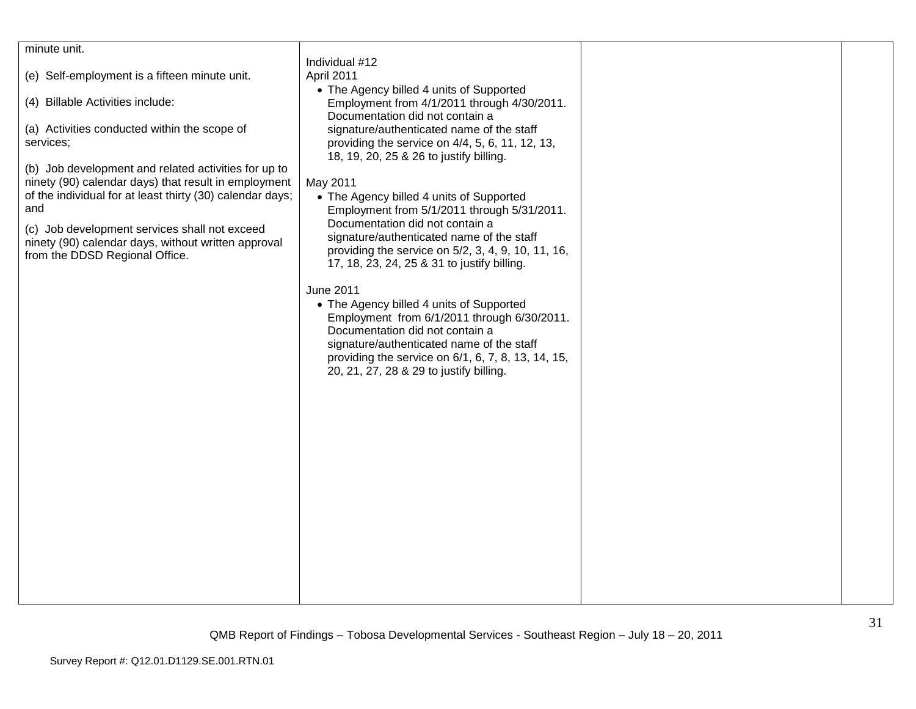| | | | |
|---|---|---|---|
| minute unit.<br><br>(e) Self-employment is a fifteen minute unit.<br><br>(4) Billable Activities include:<br><br>(a) Activities conducted within the scope of services;<br><br>(b) Job development and related activities for up to ninety (90) calendar days) that result in employment of the individual for at least thirty (30) calendar days; and<br><br>(c) Job development services shall not exceed ninety (90) calendar days, without written approval from the DDSD Regional Office. | Individual #12<br>April 2011<br>• The Agency billed 4 units of Supported Employment from 4/1/2011 through 4/30/2011. Documentation did not contain a signature/authenticated name of the staff providing the service on 4/4, 5, 6, 11, 12, 13, 18, 19, 20, 25 & 26 to justify billing.<br><br>May 2011<br>• The Agency billed 4 units of Supported Employment from 5/1/2011 through 5/31/2011. Documentation did not contain a signature/authenticated name of the staff providing the service on 5/2, 3, 4, 9, 10, 11, 16, 17, 18, 23, 24, 25 & 31 to justify billing.<br><br>June 2011<br>• The Agency billed 4 units of Supported Employment from 6/1/2011 through 6/30/2011. Documentation did not contain a signature/authenticated name of the staff providing the service on 6/1, 6, 7, 8, 13, 14, 15, 20, 21, 27, 28 & 29 to justify billing. | | |

QMB Report of Findings – Tobosa Developmental Services - Southeast Region – July 18 – 20, 2011

Survey Report #: Q12.01.D1129.SE.001.RTN.01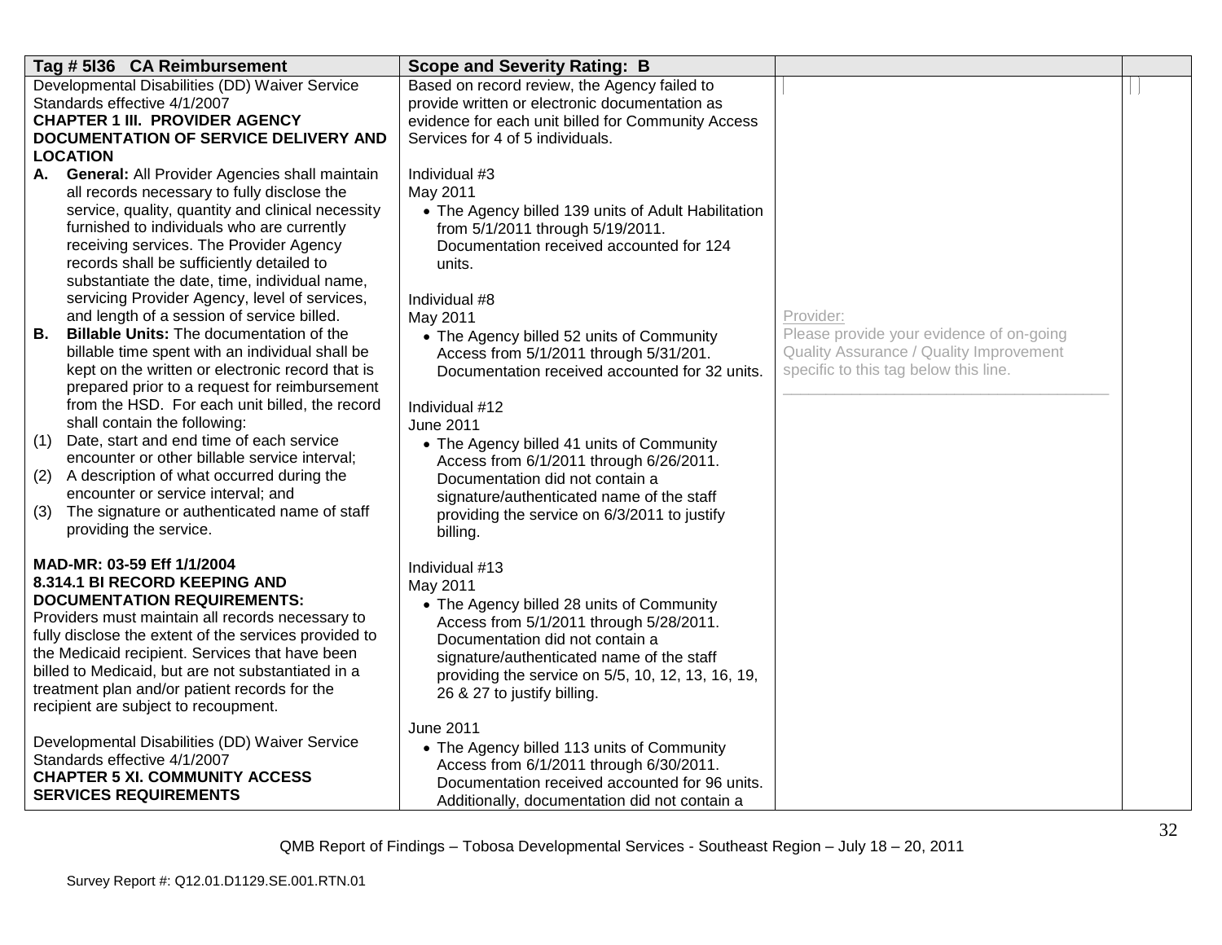| Tag # 5I36 CA Reimbursement | Scope and Severity Rating: B | | |
|---|---|---|---|
| Developmental Disabilities (DD) Waiver Service Standards effective 4/1/2007<br>**CHAPTER 1 III. PROVIDER AGENCY DOCUMENTATION OF SERVICE DELIVERY AND LOCATION**<br>**A. General:** All Provider Agencies shall maintain all records necessary to fully disclose the service, quality, quantity and clinical necessity furnished to individuals who are currently receiving services. The Provider Agency records shall be sufficiently detailed to substantiate the date, time, individual name, servicing Provider Agency, level of services, and length of a session of service billed.<br>**B. Billable Units:** The documentation of the billable time spent with an individual shall be kept on the written or electronic record that is prepared prior to a request for reimbursement from the HSD. For each unit billed, the record shall contain the following:<br>(1) Date, start and end time of each service encounter or other billable service interval;<br>(2) A description of what occurred during the encounter or service interval; and<br>(3) The signature or authenticated name of staff providing the service.<br><br>**MAD-MR: 03-59 Eff 1/1/2004**<br>**8.314.1 BI RECORD KEEPING AND DOCUMENTATION REQUIREMENTS:**<br>Providers must maintain all records necessary to fully disclose the extent of the services provided to the Medicaid recipient. Services that have been billed to Medicaid, but are not substantiated in a treatment plan and/or patient records for the recipient are subject to recoupment.<br><br>Developmental Disabilities (DD) Waiver Service Standards effective 4/1/2007<br>**CHAPTER 5 XI. COMMUNITY ACCESS SERVICES REQUIREMENTS** | Based on record review, the Agency failed to provide written or electronic documentation as evidence for each unit billed for Community Access Services for 4 of 5 individuals.<br><br>Individual #3<br>May 2011<br>• The Agency billed 139 units of Adult Habilitation from 5/1/2011 through 5/19/2011. Documentation received accounted for 124 units.<br><br>Individual #8<br>May 2011<br>• The Agency billed 52 units of Community Access from 5/1/2011 through 5/31/201. Documentation received accounted for 32 units.<br><br>Individual #12<br>June 2011<br>• The Agency billed 41 units of Community Access from 6/1/2011 through 6/26/2011. Documentation did not contain a signature/authenticated name of the staff providing the service on 6/3/2011 to justify billing.<br><br>Individual #13<br>May 2011<br>• The Agency billed 28 units of Community Access from 5/1/2011 through 5/28/2011. Documentation did not contain a signature/authenticated name of the staff providing the service on 5/5, 10, 12, 13, 16, 19, 26 & 27 to justify billing.<br><br>June 2011<br>• The Agency billed 113 units of Community Access from 6/1/2011 through 6/30/2011. Documentation received accounted for 96 units. Additionally, documentation did not contain a | Provider:<br>Please provide your evidence of on-going Quality Assurance / Quality Improvement specific to this tag below this line.<br>_______________________________________ | |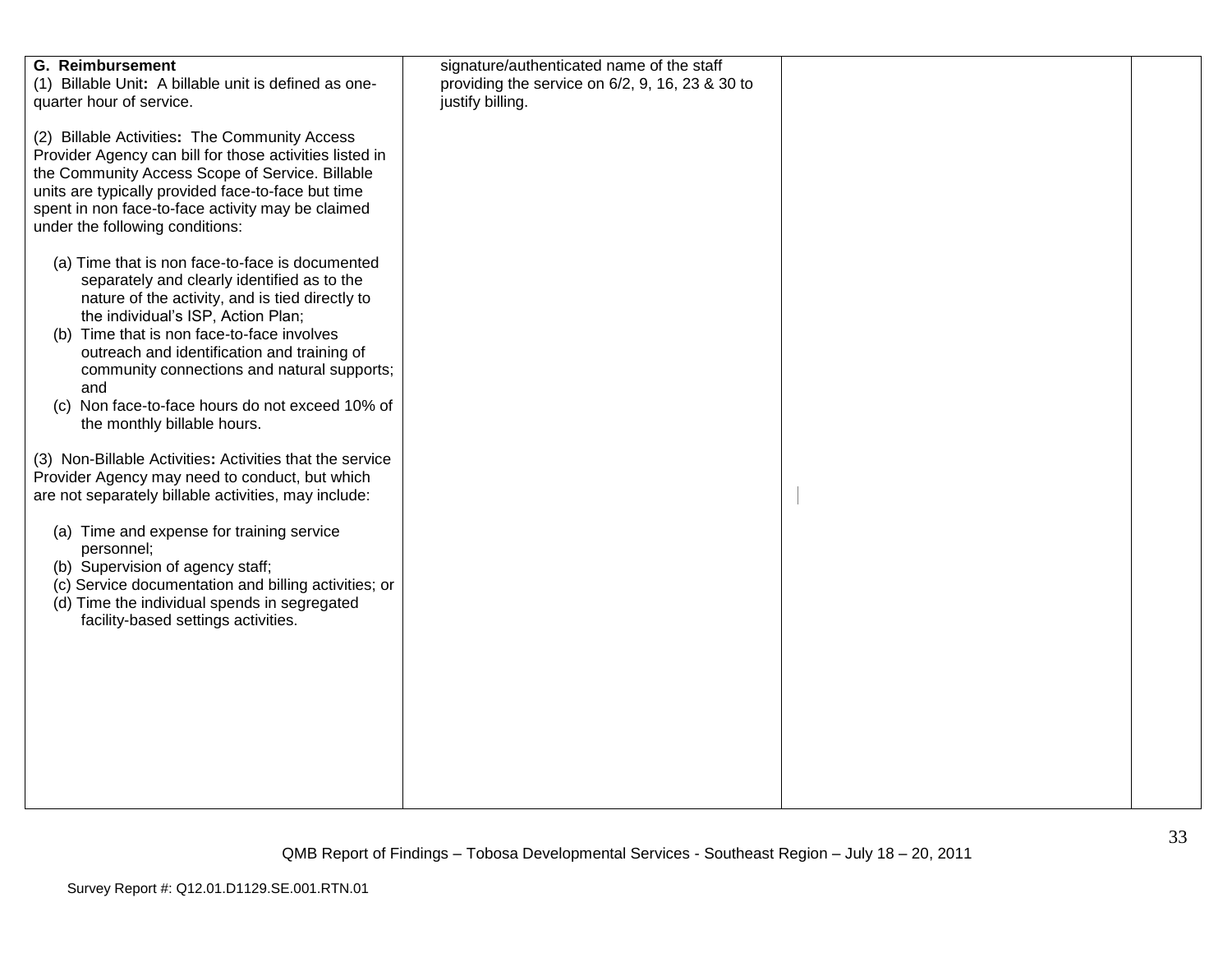| | | | |
|---|---|---|---|
| **G. Reimbursement**<br>(1) Billable Unit**:** A billable unit is defined as one-quarter hour of service.<br><br>(2) Billable Activities**:** The Community Access Provider Agency can bill for those activities listed in the Community Access Scope of Service. Billable units are typically provided face-to-face but time spent in non face-to-face activity may be claimed under the following conditions:<br><br>(a) Time that is non face-to-face is documented separately and clearly identified as to the nature of the activity, and is tied directly to the individual's ISP, Action Plan;<br>(b) Time that is non face-to-face involves outreach and identification and training of community connections and natural supports; and<br>(c) Non face-to-face hours do not exceed 10% of the monthly billable hours.<br><br>(3) Non-Billable Activities**:** Activities that the service Provider Agency may need to conduct, but which are not separately billable activities, may include:<br><br>(a) Time and expense for training service personnel;<br>(b) Supervision of agency staff;<br>(c) Service documentation and billing activities; or<br>(d) Time the individual spends in segregated facility-based settings activities. | signature/authenticated name of the staff providing the service on 6/2, 9, 16, 23 & 30 to justify billing. | | |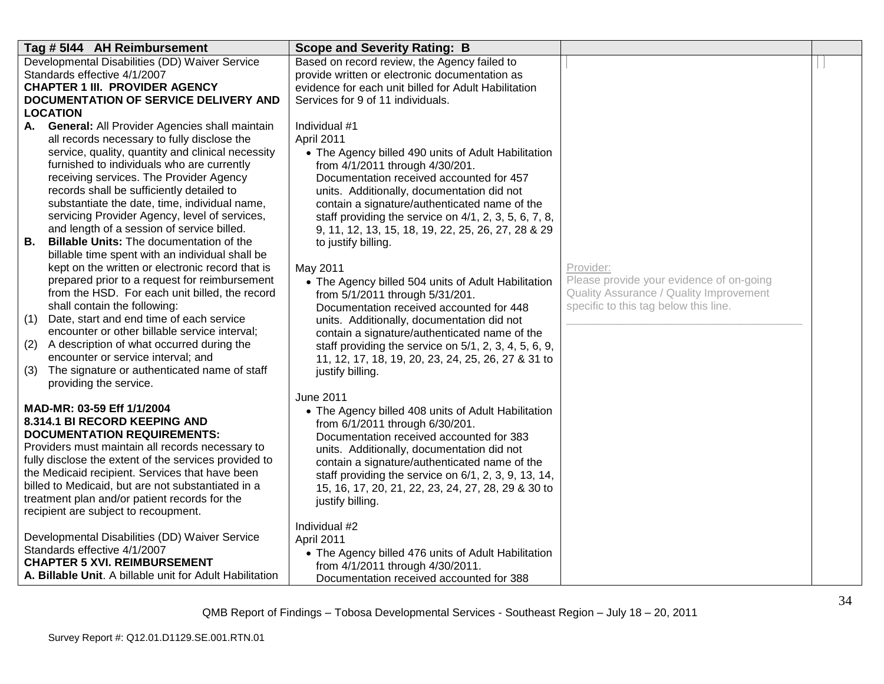| Tag # 5I44 AH Reimbursement | Scope and Severity Rating: B | | |
|---|---|---|---|
| Developmental Disabilities (DD) Waiver Service Standards effective 4/1/2007<br>**CHAPTER 1 III. PROVIDER AGENCY DOCUMENTATION OF SERVICE DELIVERY AND LOCATION**<br>**A. General:** All Provider Agencies shall maintain all records necessary to fully disclose the service, quality, quantity and clinical necessity furnished to individuals who are currently receiving services. The Provider Agency records shall be sufficiently detailed to substantiate the date, time, individual name, servicing Provider Agency, level of services, and length of a session of service billed.<br>**B. Billable Units:** The documentation of the billable time spent with an individual shall be kept on the written or electronic record that is prepared prior to a request for reimbursement from the HSD. For each unit billed, the record shall contain the following:<br>(1) Date, start and end time of each service encounter or other billable service interval;<br>(2) A description of what occurred during the encounter or service interval; and<br>(3) The signature or authenticated name of staff providing the service.<br><br>**MAD-MR: 03-59 Eff 1/1/2004**<br>**8.314.1 BI RECORD KEEPING AND DOCUMENTATION REQUIREMENTS:**<br>Providers must maintain all records necessary to fully disclose the extent of the services provided to the Medicaid recipient. Services that have been billed to Medicaid, but are not substantiated in a treatment plan and/or patient records for the recipient are subject to recoupment.<br><br>Developmental Disabilities (DD) Waiver Service Standards effective 4/1/2007<br>**CHAPTER 5 XVI. REIMBURSEMENT**<br>**A. Billable Unit**. A billable unit for Adult Habilitation | Based on record review, the Agency failed to provide written or electronic documentation as evidence for each unit billed for Adult Habilitation Services for 9 of 11 individuals.<br><br>Individual #1<br>April 2011<br>• The Agency billed 490 units of Adult Habilitation from 4/1/2011 through 4/30/201. Documentation received accounted for 457 units. Additionally, documentation did not contain a signature/authenticated name of the staff providing the service on 4/1, 2, 3, 5, 6, 7, 8, 9, 11, 12, 13, 15, 18, 19, 22, 25, 26, 27, 28 & 29 to justify billing.<br><br>May 2011<br>• The Agency billed 504 units of Adult Habilitation from 5/1/2011 through 5/31/201. Documentation received accounted for 448 units. Additionally, documentation did not contain a signature/authenticated name of the staff providing the service on 5/1, 2, 3, 4, 5, 6, 9, 11, 12, 17, 18, 19, 20, 23, 24, 25, 26, 27 & 31 to justify billing.<br><br>June 2011<br>• The Agency billed 408 units of Adult Habilitation from 6/1/2011 through 6/30/201. Documentation received accounted for 383 units. Additionally, documentation did not contain a signature/authenticated name of the staff providing the service on 6/1, 2, 3, 9, 13, 14, 15, 16, 17, 20, 21, 22, 23, 24, 27, 28, 29 & 30 to justify billing.<br><br>Individual #2<br>April 2011<br>• The Agency billed 476 units of Adult Habilitation from 4/1/2011 through 4/30/2011. Documentation received accounted for 388 | Provider:<br>Please provide your evidence of on-going Quality Assurance / Quality Improvement specific to this tag below this line.<br>\_\_\_\_\_\_\_\_\_\_\_\_\_\_\_\_\_\_\_\_\_\_\_\_\_\_\_\_\_\_\_\_\_\_\_\_\_\_ | |

QMB Report of Findings – Tobosa Developmental Services - Southeast Region – July 18 – 20, 2011

Survey Report #: Q12.01.D1129.SE.001.RTN.01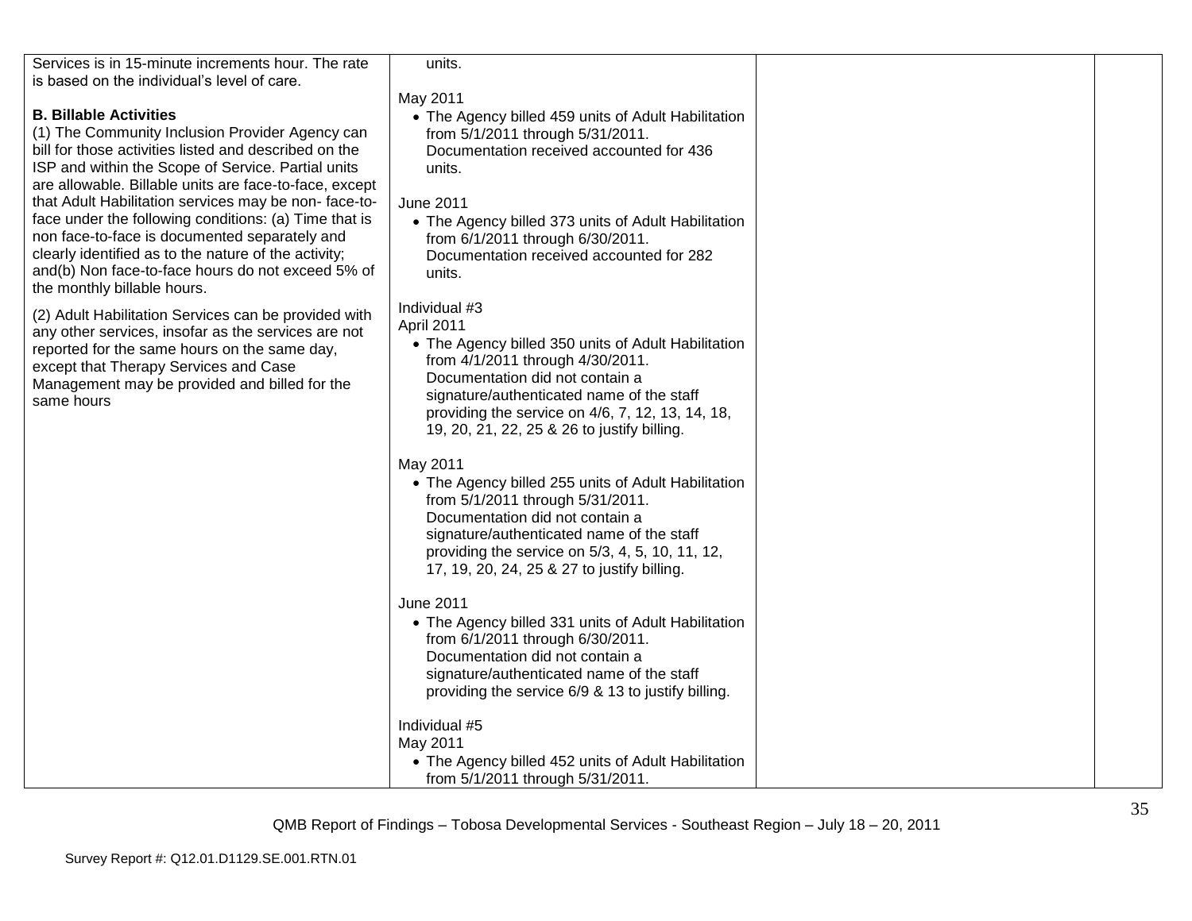| | | | |
|---|---|---|---|
| Services is in 15-minute increments hour. The rate is based on the individual's level of care.<br><br>**B. Billable Activities**<br>(1) The Community Inclusion Provider Agency can bill for those activities listed and described on the ISP and within the Scope of Service. Partial units are allowable. Billable units are face-to-face, except that Adult Habilitation services may be non- face-to-face under the following conditions: (a) Time that is non face-to-face is documented separately and clearly identified as to the nature of the activity; and(b) Non face-to-face hours do not exceed 5% of the monthly billable hours.<br><br>(2) Adult Habilitation Services can be provided with any other services, insofar as the services are not reported for the same hours on the same day, except that Therapy Services and Case Management may be provided and billed for the same hours | units.<br><br>May 2011<br>• The Agency billed 459 units of Adult Habilitation from 5/1/2011 through 5/31/2011. Documentation received accounted for 436 units.<br><br>June 2011<br>• The Agency billed 373 units of Adult Habilitation from 6/1/2011 through 6/30/2011. Documentation received accounted for 282 units.<br><br>Individual #3<br>April 2011<br>• The Agency billed 350 units of Adult Habilitation from 4/1/2011 through 4/30/2011. Documentation did not contain a signature/authenticated name of the staff providing the service on 4/6, 7, 12, 13, 14, 18, 19, 20, 21, 22, 25 & 26 to justify billing.<br><br>May 2011<br>• The Agency billed 255 units of Adult Habilitation from 5/1/2011 through 5/31/2011. Documentation did not contain a signature/authenticated name of the staff providing the service on 5/3, 4, 5, 10, 11, 12, 17, 19, 20, 24, 25 & 27 to justify billing.<br><br>June 2011<br>• The Agency billed 331 units of Adult Habilitation from 6/1/2011 through 6/30/2011. Documentation did not contain a signature/authenticated name of the staff providing the service 6/9 & 13 to justify billing.<br><br>Individual #5<br>May 2011<br>• The Agency billed 452 units of Adult Habilitation from 5/1/2011 through 5/31/2011. | | |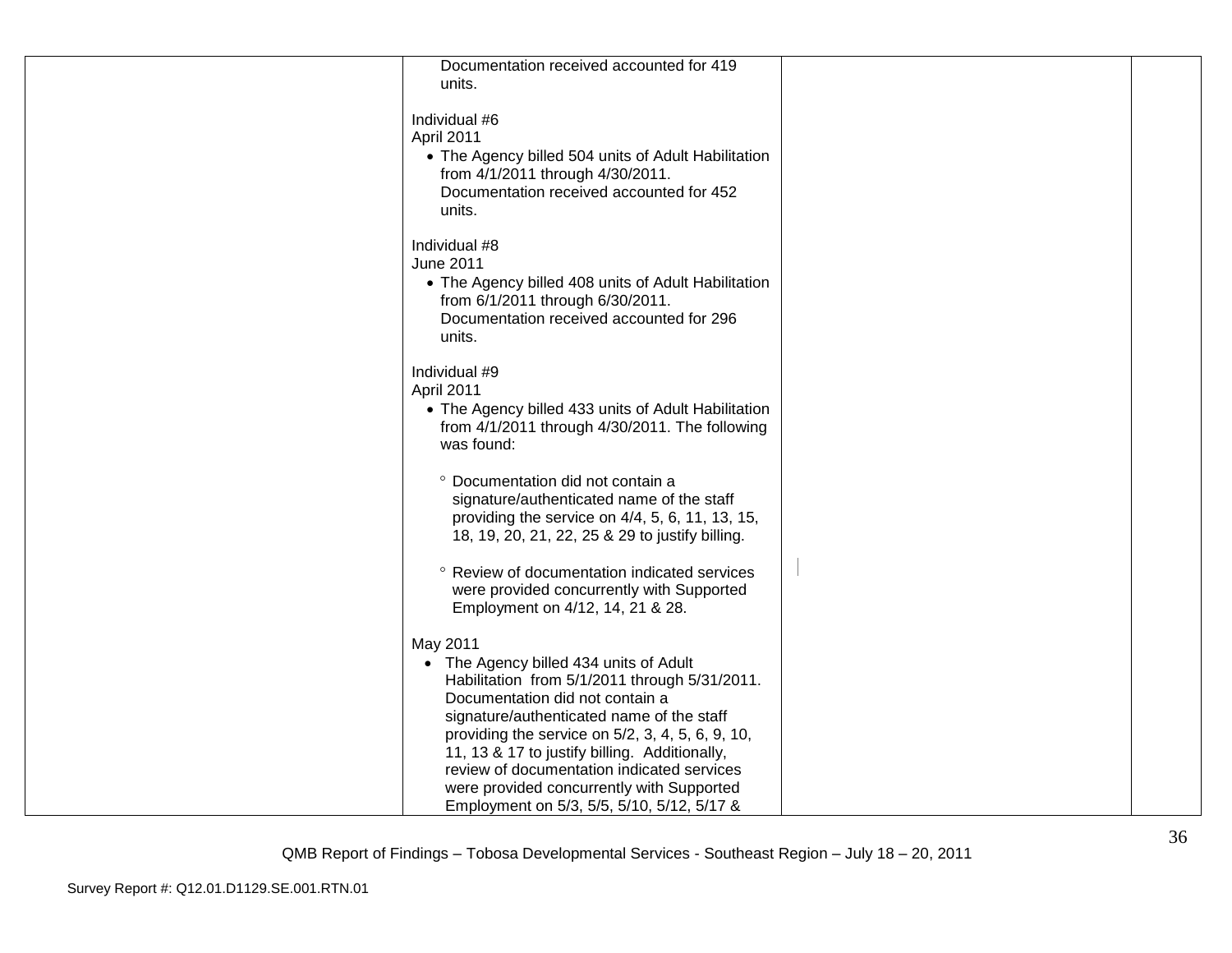| | | | |
|---|---|---|---|
| | Documentation received accounted for 419 units.<br><br>Individual #6<br>April 2011<br>• The Agency billed 504 units of Adult Habilitation from 4/1/2011 through 4/30/2011. Documentation received accounted for 452 units.<br><br>Individual #8<br>June 2011<br>• The Agency billed 408 units of Adult Habilitation from 6/1/2011 through 6/30/2011. Documentation received accounted for 296 units.<br><br>Individual #9<br>April 2011<br>• The Agency billed 433 units of Adult Habilitation from 4/1/2011 through 4/30/2011. The following was found:<br>° Documentation did not contain a signature/authenticated name of the staff providing the service on 4/4, 5, 6, 11, 13, 15, 18, 19, 20, 21, 22, 25 & 29 to justify billing.<br>° Review of documentation indicated services were provided concurrently with Supported Employment on 4/12, 14, 21 & 28.<br><br>May 2011<br>• The Agency billed 434 units of Adult Habilitation from 5/1/2011 through 5/31/2011. Documentation did not contain a signature/authenticated name of the staff providing the service on 5/2, 3, 4, 5, 6, 9, 10, 11, 13 & 17 to justify billing. Additionally, review of documentation indicated services were provided concurrently with Supported Employment on 5/3, 5/5, 5/10, 5/12, 5/17 & | | |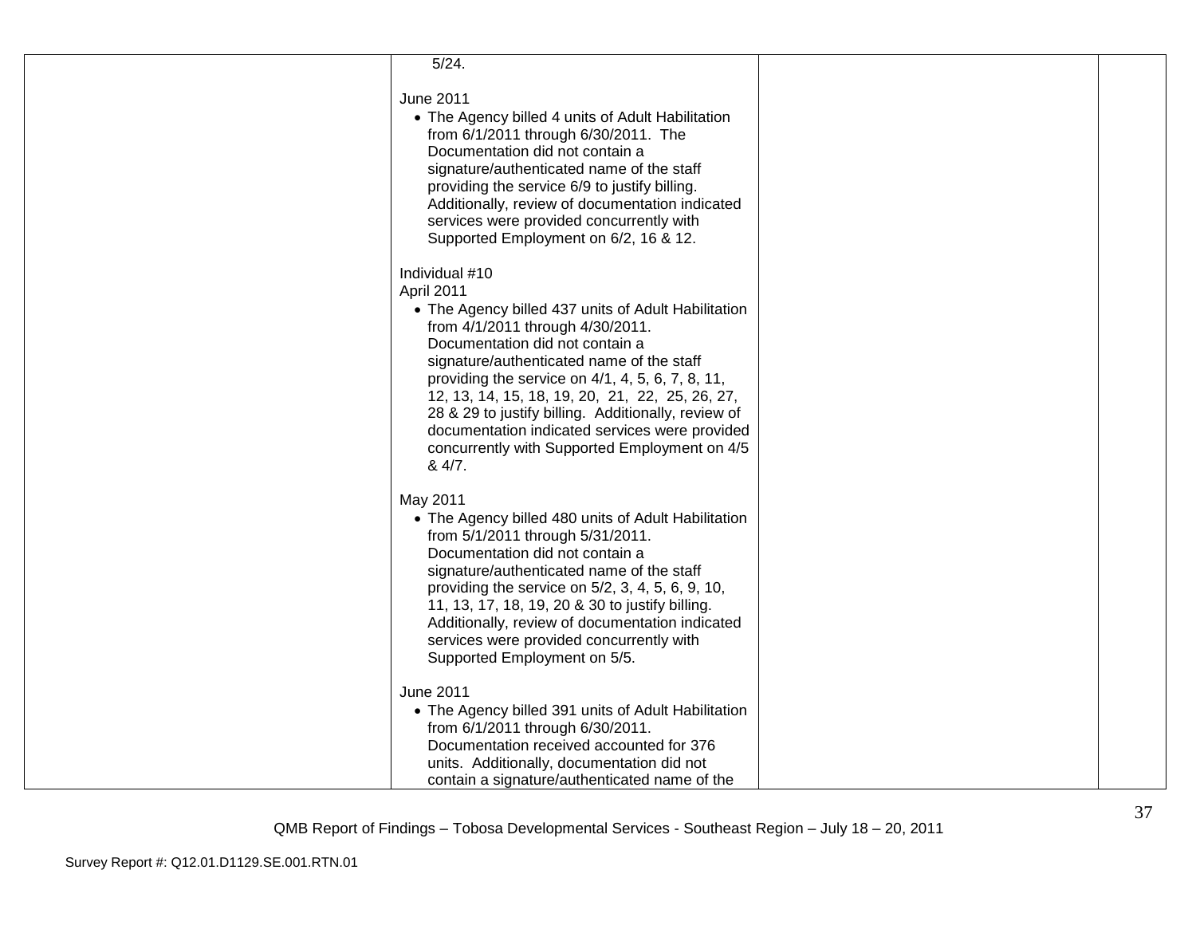| | | | |
|---|---|---|---|
| | 5/24.<br><br>June 2011<br>• The Agency billed 4 units of Adult Habilitation from 6/1/2011 through 6/30/2011. The Documentation did not contain a signature/authenticated name of the staff providing the service 6/9 to justify billing. Additionally, review of documentation indicated services were provided concurrently with Supported Employment on 6/2, 16 & 12.<br><br>Individual #10<br>April 2011<br>• The Agency billed 437 units of Adult Habilitation from 4/1/2011 through 4/30/2011. Documentation did not contain a signature/authenticated name of the staff providing the service on 4/1, 4, 5, 6, 7, 8, 11, 12, 13, 14, 15, 18, 19, 20, 21, 22, 25, 26, 27, 28 & 29 to justify billing. Additionally, review of documentation indicated services were provided concurrently with Supported Employment on 4/5 & 4/7.<br><br>May 2011<br>• The Agency billed 480 units of Adult Habilitation from 5/1/2011 through 5/31/2011. Documentation did not contain a signature/authenticated name of the staff providing the service on 5/2, 3, 4, 5, 6, 9, 10, 11, 13, 17, 18, 19, 20 & 30 to justify billing. Additionally, review of documentation indicated services were provided concurrently with Supported Employment on 5/5.<br><br>June 2011<br>• The Agency billed 391 units of Adult Habilitation from 6/1/2011 through 6/30/2011. Documentation received accounted for 376 units. Additionally, documentation did not contain a signature/authenticated name of the | | |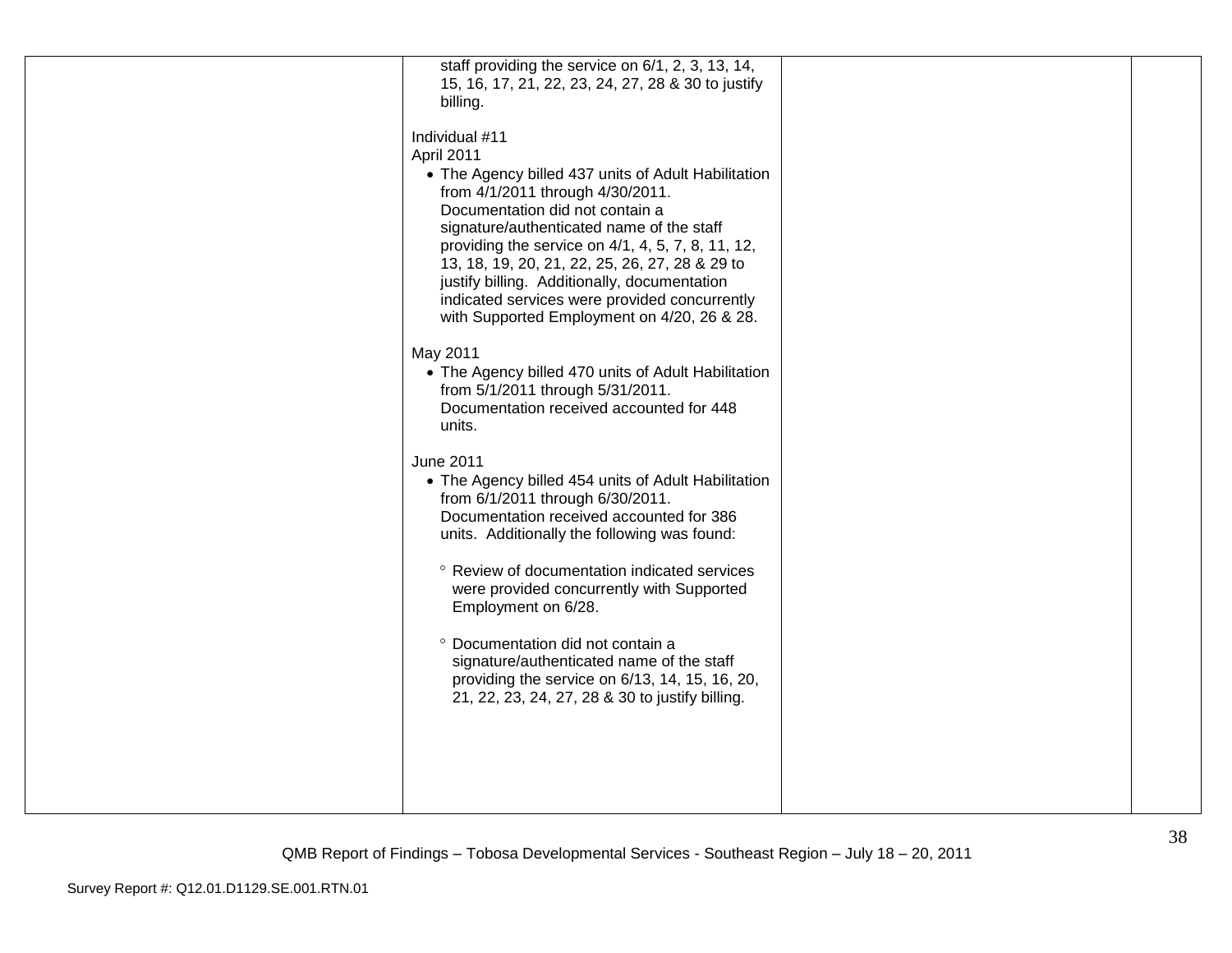| | | | |
|---|---|---|---|
| | staff providing the service on 6/1, 2, 3, 13, 14, 15, 16, 17, 21, 22, 23, 24, 27, 28 & 30 to justify billing.<br><br>Individual #11<br>April 2011<br>• The Agency billed 437 units of Adult Habilitation from 4/1/2011 through 4/30/2011. Documentation did not contain a signature/authenticated name of the staff providing the service on 4/1, 4, 5, 7, 8, 11, 12, 13, 18, 19, 20, 21, 22, 25, 26, 27, 28 & 29 to justify billing. Additionally, documentation indicated services were provided concurrently with Supported Employment on 4/20, 26 & 28.<br><br>May 2011<br>• The Agency billed 470 units of Adult Habilitation from 5/1/2011 through 5/31/2011. Documentation received accounted for 448 units.<br><br>June 2011<br>• The Agency billed 454 units of Adult Habilitation from 6/1/2011 through 6/30/2011. Documentation received accounted for 386 units. Additionally the following was found:<br>  ◦ Review of documentation indicated services were provided concurrently with Supported Employment on 6/28.<br>  ◦ Documentation did not contain a signature/authenticated name of the staff providing the service on 6/13, 14, 15, 16, 20, 21, 22, 23, 24, 27, 28 & 30 to justify billing. | | |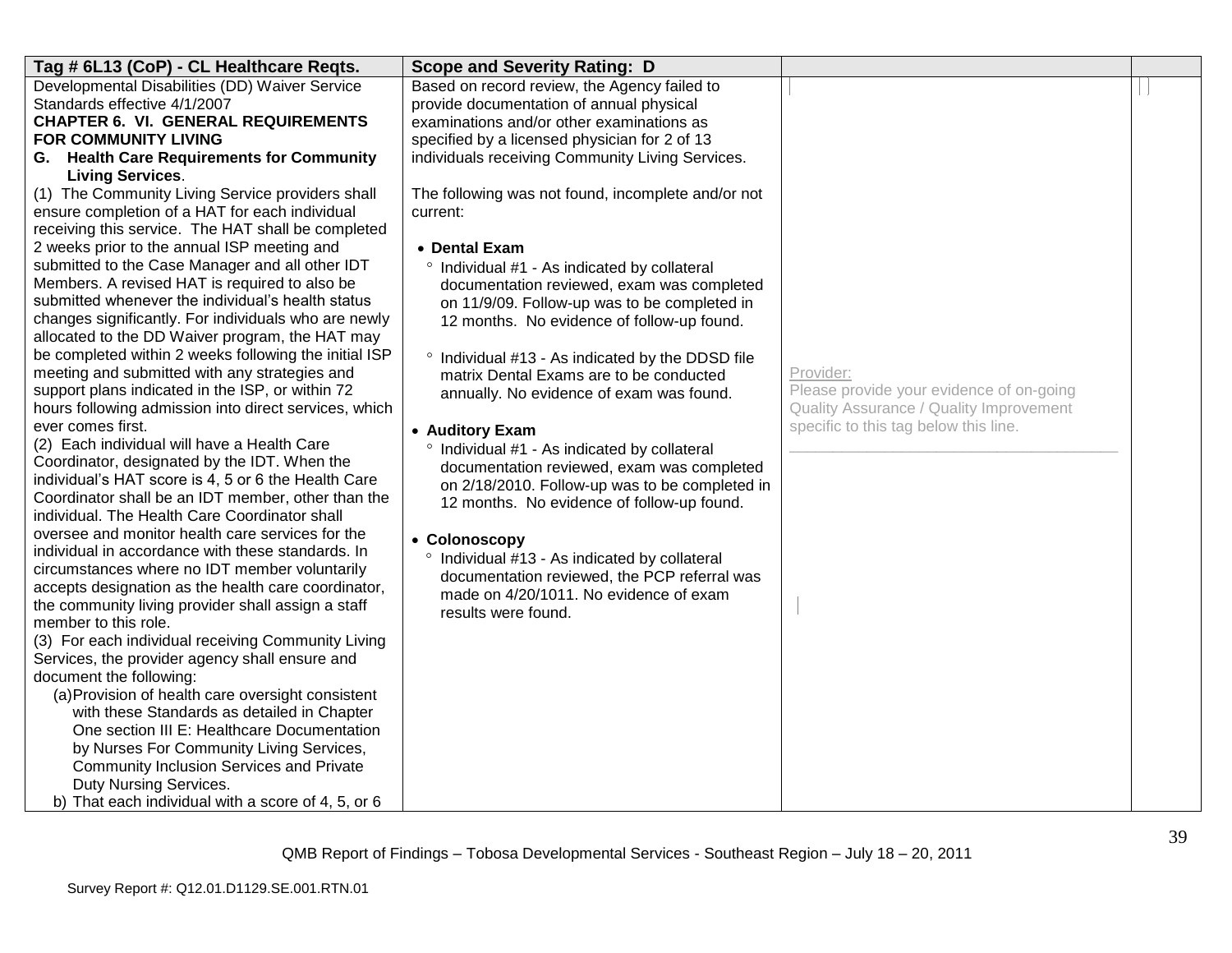| Tag # 6L13 (CoP) - CL Healthcare Reqts. | Scope and Severity Rating: D | | |
|---|---|---|---|
| Developmental Disabilities (DD) Waiver Service Standards effective 4/1/2007<br>**CHAPTER 6. VI. GENERAL REQUIREMENTS FOR COMMUNITY LIVING**<br>**G. Health Care Requirements for Community Living Services**.<br>(1) The Community Living Service providers shall ensure completion of a HAT for each individual receiving this service. The HAT shall be completed 2 weeks prior to the annual ISP meeting and submitted to the Case Manager and all other IDT Members. A revised HAT is required to also be submitted whenever the individual's health status changes significantly. For individuals who are newly allocated to the DD Waiver program, the HAT may be completed within 2 weeks following the initial ISP meeting and submitted with any strategies and support plans indicated in the ISP, or within 72 hours following admission into direct services, which ever comes first.<br>(2) Each individual will have a Health Care Coordinator, designated by the IDT. When the individual's HAT score is 4, 5 or 6 the Health Care Coordinator shall be an IDT member, other than the individual. The Health Care Coordinator shall oversee and monitor health care services for the individual in accordance with these standards. In circumstances where no IDT member voluntarily accepts designation as the health care coordinator, the community living provider shall assign a staff member to this role.<br>(3) For each individual receiving Community Living Services, the provider agency shall ensure and document the following:<br>(a) Provision of health care oversight consistent with these Standards as detailed in Chapter One section III E: Healthcare Documentation by Nurses For Community Living Services, Community Inclusion Services and Private Duty Nursing Services.<br>b) That each individual with a score of 4, 5, or 6 | Based on record review, the Agency failed to provide documentation of annual physical examinations and/or other examinations as specified by a licensed physician for 2 of 13 individuals receiving Community Living Services.<br><br>The following was not found, incomplete and/or not current:<br><br>• **Dental Exam**<br>° Individual #1 - As indicated by collateral documentation reviewed, exam was completed on 11/9/09. Follow-up was to be completed in 12 months. No evidence of follow-up found.<br><br>° Individual #13 - As indicated by the DDSD file matrix Dental Exams are to be conducted annually. No evidence of exam was found.<br><br>• **Auditory Exam**<br>° Individual #1 - As indicated by collateral documentation reviewed, exam was completed on 2/18/2010. Follow-up was to be completed in 12 months. No evidence of follow-up found.<br><br>• **Colonoscopy**<br>° Individual #13 - As indicated by collateral documentation reviewed, the PCP referral was made on 4/20/1011. No evidence of exam results were found. | Provider:<br>Please provide your evidence of on-going Quality Assurance / Quality Improvement specific to this tag below this line.<br>\_\_\_\_\_\_\_\_\_\_\_\_\_\_\_\_\_\_\_\_\_\_\_\_\_\_\_\_\_\_\_\_\_\_\_\_\_\_ | |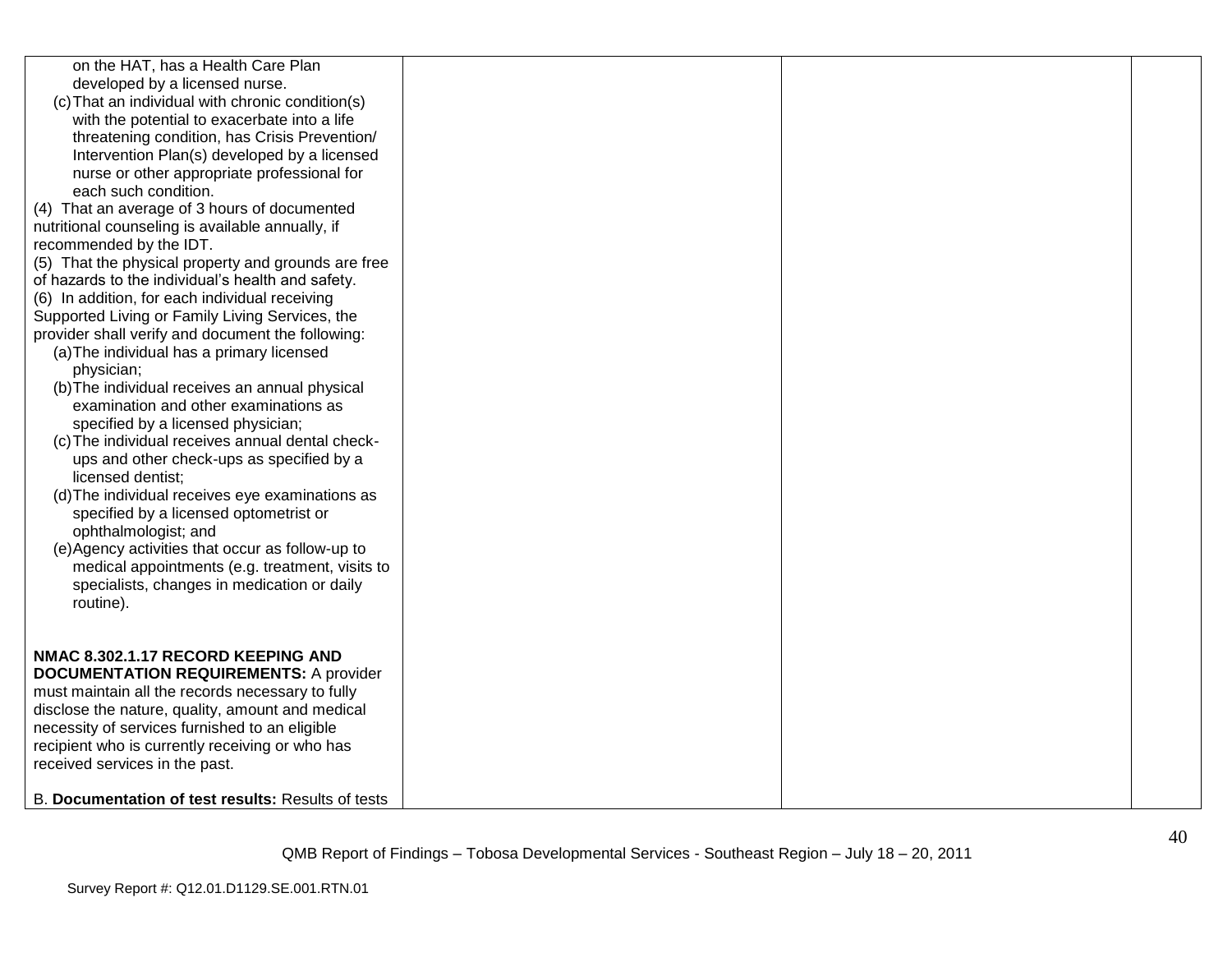| | | | |
|---|---|---|---|
| on the HAT, has a Health Care Plan developed by a licensed nurse.<br>(c) That an individual with chronic condition(s) with the potential to exacerbate into a life threatening condition, has Crisis Prevention/ Intervention Plan(s) developed by a licensed nurse or other appropriate professional for each such condition.<br>(4) That an average of 3 hours of documented nutritional counseling is available annually, if recommended by the IDT.<br>(5) That the physical property and grounds are free of hazards to the individual's health and safety.<br>(6) In addition, for each individual receiving Supported Living or Family Living Services, the provider shall verify and document the following:<br>(a) The individual has a primary licensed physician;<br>(b) The individual receives an annual physical examination and other examinations as specified by a licensed physician;<br>(c) The individual receives annual dental check-ups and other check-ups as specified by a licensed dentist;<br>(d) The individual receives eye examinations as specified by a licensed optometrist or ophthalmologist; and<br>(e) Agency activities that occur as follow-up to medical appointments (e.g. treatment, visits to specialists, changes in medication or daily routine).<br><br>**NMAC 8.302.1.17 RECORD KEEPING AND DOCUMENTATION REQUIREMENTS:** A provider must maintain all the records necessary to fully disclose the nature, quality, amount and medical necessity of services furnished to an eligible recipient who is currently receiving or who has received services in the past.<br><br>B. **Documentation of test results:** Results of tests | | | |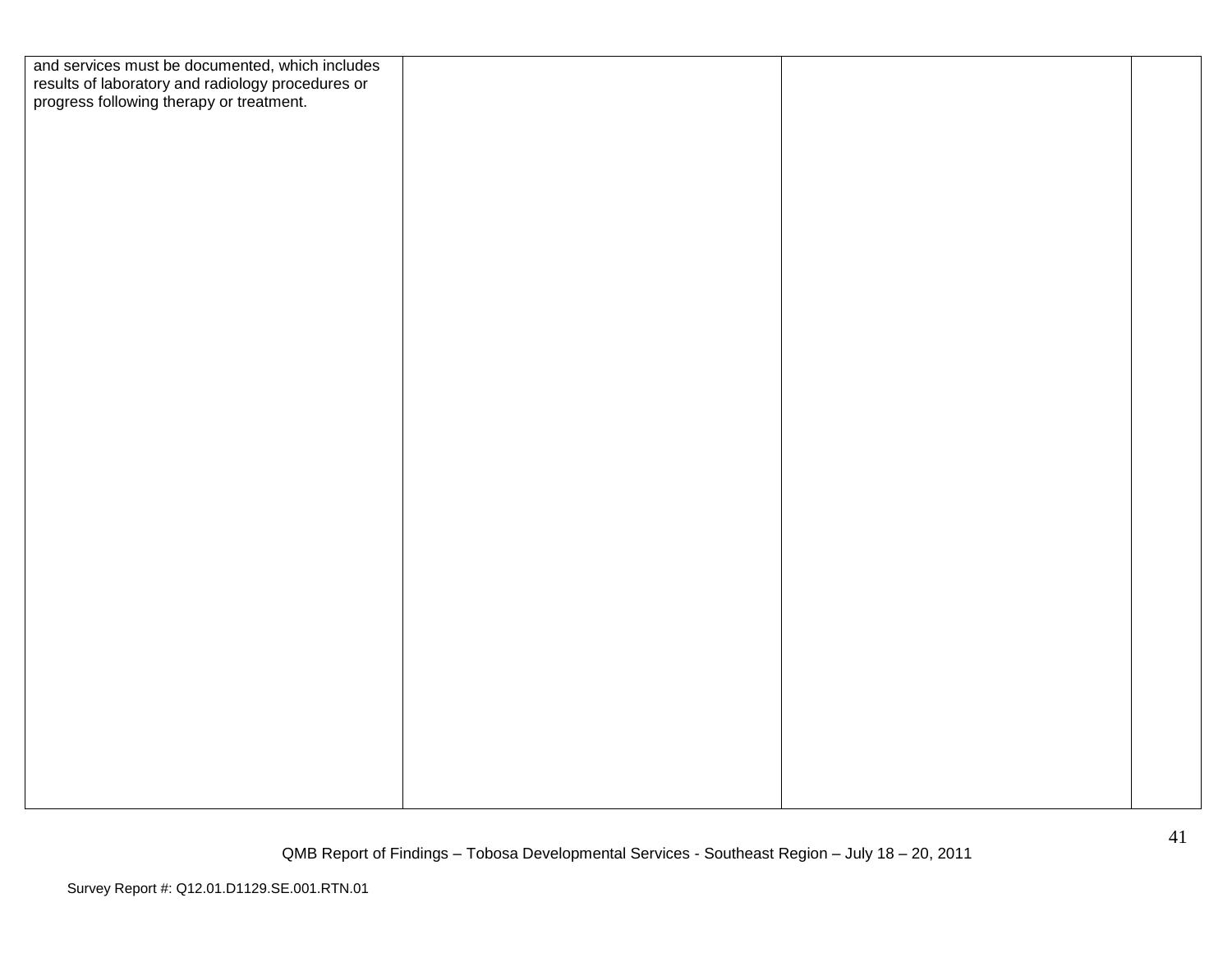| | | | |
|---|---|---|---|
| and services must be documented, which includes results of laboratory and radiology procedures or progress following therapy or treatment. | | | |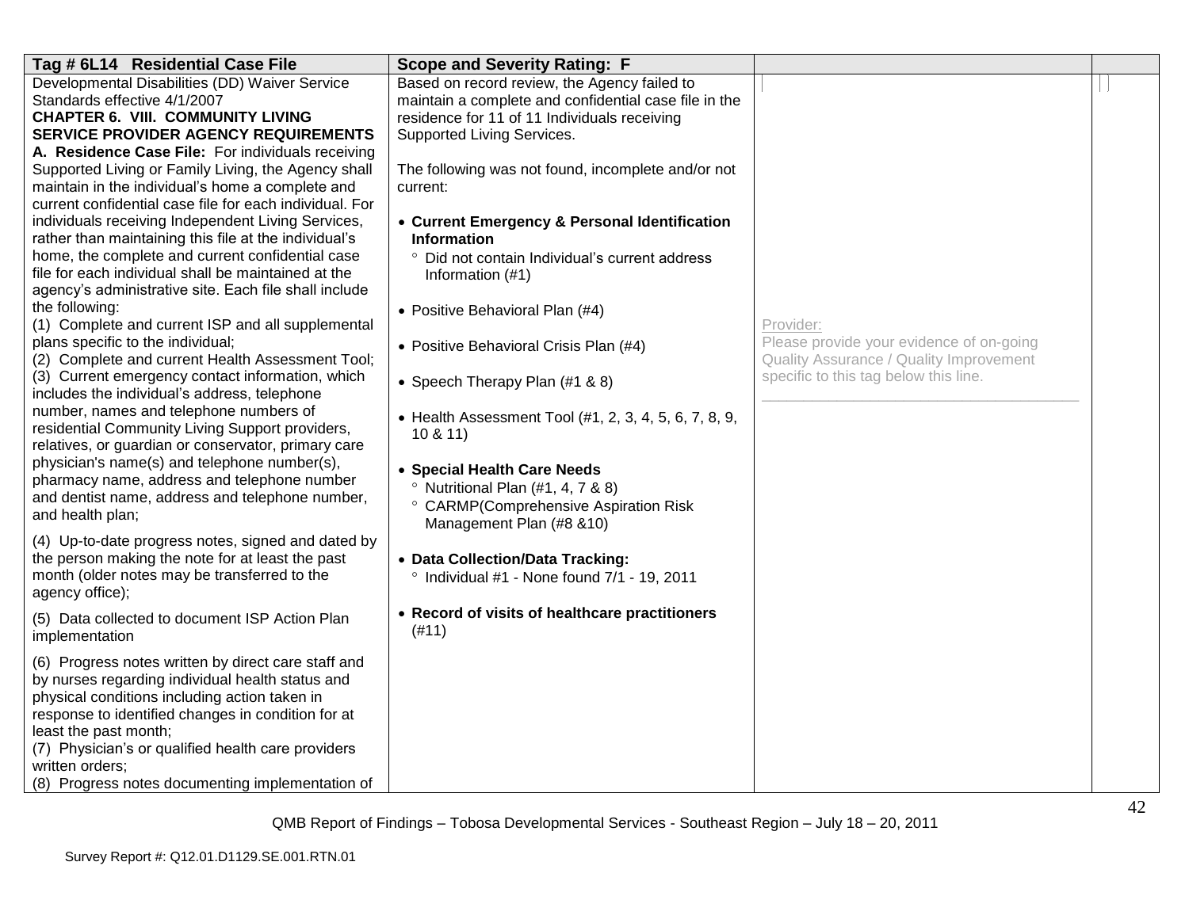| Tag # 6L14 Residential Case File | Scope and Severity Rating: F | | |
|---|---|---|---|
| Developmental Disabilities (DD) Waiver Service Standards effective 4/1/2007<br>**CHAPTER 6. VIII. COMMUNITY LIVING SERVICE PROVIDER AGENCY REQUIREMENTS**<br>**A. Residence Case File:** For individuals receiving Supported Living or Family Living, the Agency shall maintain in the individual's home a complete and current confidential case file for each individual. For individuals receiving Independent Living Services, rather than maintaining this file at the individual's home, the complete and current confidential case file for each individual shall be maintained at the agency's administrative site. Each file shall include the following:<br>(1) Complete and current ISP and all supplemental plans specific to the individual;<br>(2) Complete and current Health Assessment Tool;<br>(3) Current emergency contact information, which includes the individual's address, telephone number, names and telephone numbers of residential Community Living Support providers, relatives, or guardian or conservator, primary care physician's name(s) and telephone number(s), pharmacy name, address and telephone number and dentist name, address and telephone number, and health plan;<br><br>(4) Up-to-date progress notes, signed and dated by the person making the note for at least the past month (older notes may be transferred to the agency office);<br><br>(5) Data collected to document ISP Action Plan implementation<br><br>(6) Progress notes written by direct care staff and by nurses regarding individual health status and physical conditions including action taken in response to identified changes in condition for at least the past month;<br>(7) Physician's or qualified health care providers written orders;<br>(8) Progress notes documenting implementation of | Based on record review, the Agency failed to maintain a complete and confidential case file in the residence for 11 of 11 Individuals receiving Supported Living Services.<br><br>The following was not found, incomplete and/or not current:<br><br>• **Current Emergency & Personal Identification Information**<br>° Did not contain Individual's current address Information (#1)<br><br>• Positive Behavioral Plan (#4)<br><br>• Positive Behavioral Crisis Plan (#4)<br><br>• Speech Therapy Plan (#1 & 8)<br><br>• Health Assessment Tool (#1, 2, 3, 4, 5, 6, 7, 8, 9, 10 & 11)<br><br>• **Special Health Care Needs**<br>° Nutritional Plan (#1, 4, 7 & 8)<br>° CARMP(Comprehensive Aspiration Risk Management Plan (#8 &10)<br><br>• **Data Collection/Data Tracking:**<br>° Individual #1 - None found 7/1 - 19, 2011<br><br>• **Record of visits of healthcare practitioners** (#11) | Provider:<br>Please provide your evidence of on-going Quality Assurance / Quality Improvement specific to this tag below this line.<br>_______________________________ | |

QMB Report of Findings – Tobosa Developmental Services - Southeast Region – July 18 – 20, 2011

Survey Report #: Q12.01.D1129.SE.001.RTN.01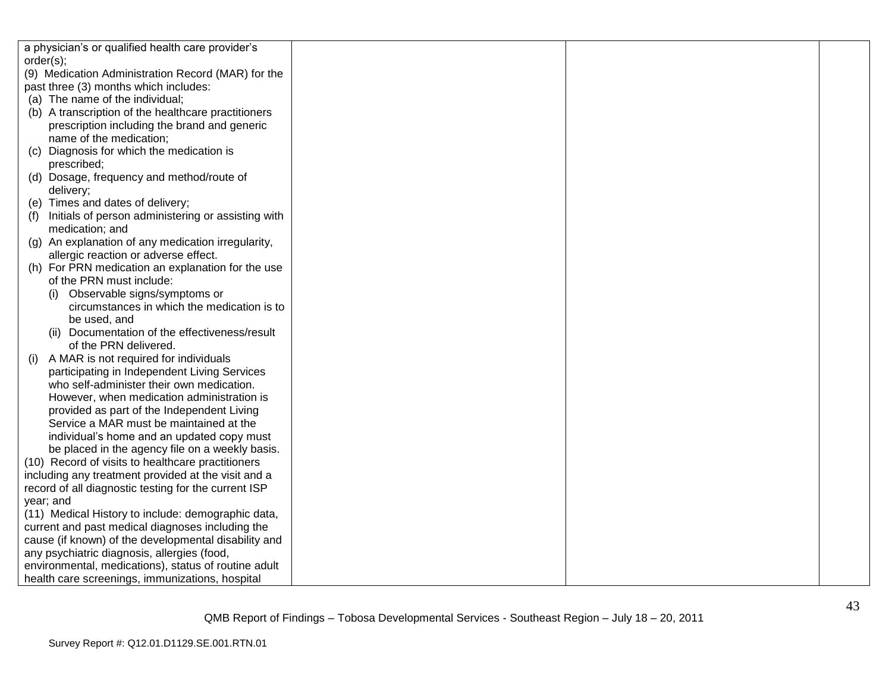| | | | |
|---|---|---|---|
| a physician's or qualified health care provider's order(s);<br>(9) Medication Administration Record (MAR) for the past three (3) months which includes:<br>(a) The name of the individual;<br>(b) A transcription of the healthcare practitioners prescription including the brand and generic name of the medication;<br>(c) Diagnosis for which the medication is prescribed;<br>(d) Dosage, frequency and method/route of delivery;<br>(e) Times and dates of delivery;<br>(f) Initials of person administering or assisting with medication; and<br>(g) An explanation of any medication irregularity, allergic reaction or adverse effect.<br>(h) For PRN medication an explanation for the use of the PRN must include:<br>(i) Observable signs/symptoms or circumstances in which the medication is to be used, and<br>(ii) Documentation of the effectiveness/result of the PRN delivered.<br>(i) A MAR is not required for individuals participating in Independent Living Services who self-administer their own medication. However, when medication administration is provided as part of the Independent Living Service a MAR must be maintained at the individual's home and an updated copy must be placed in the agency file on a weekly basis.<br>(10) Record of visits to healthcare practitioners including any treatment provided at the visit and a record of all diagnostic testing for the current ISP year; and<br>(11) Medical History to include: demographic data, current and past medical diagnoses including the cause (if known) of the developmental disability and any psychiatric diagnosis, allergies (food, environmental, medications), status of routine adult health care screenings, immunizations, hospital | | | |

QMB Report of Findings – Tobosa Developmental Services - Southeast Region – July 18 – 20, 2011

Survey Report #: Q12.01.D1129.SE.001.RTN.01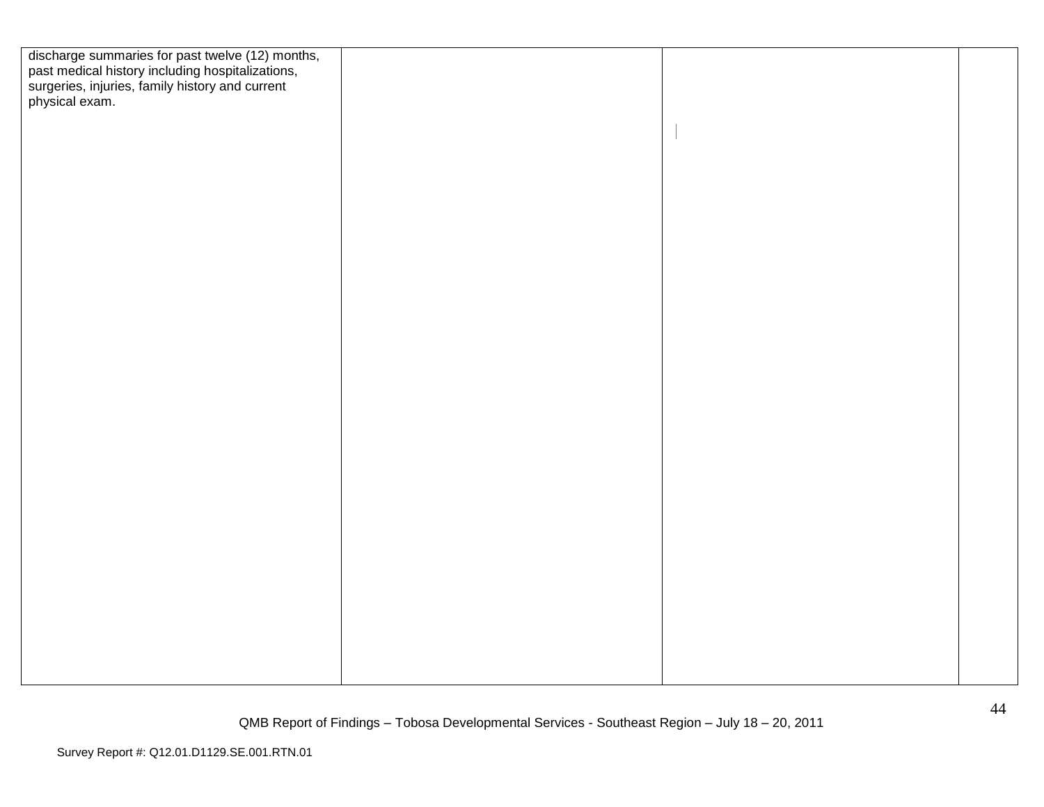| | | | |
|---|---|---|---|
| discharge summaries for past twelve (12) months, past medical history including hospitalizations, surgeries, injuries, family history and current physical exam. | | | |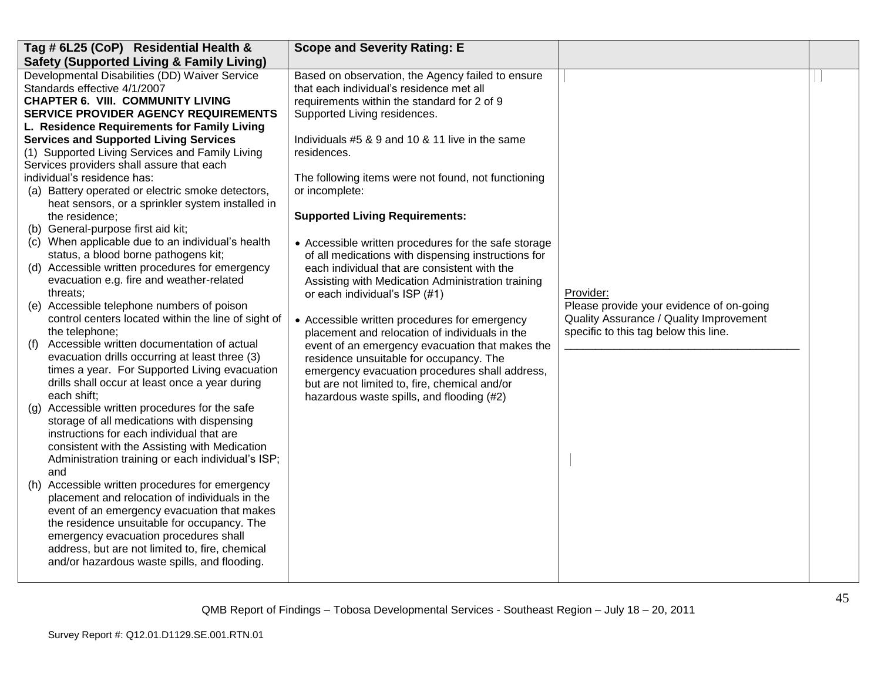| Tag # 6L25 (CoP) Residential Health & Safety (Supported Living & Family Living) | Scope and Severity Rating: E | | |
|---|---|---|---|
| Developmental Disabilities (DD) Waiver Service Standards effective 4/1/2007<br>**CHAPTER 6. VIII. COMMUNITY LIVING SERVICE PROVIDER AGENCY REQUIREMENTS**<br>**L. Residence Requirements for Family Living Services and Supported Living Services**<br>(1) Supported Living Services and Family Living Services providers shall assure that each individual's residence has:<br>(a) Battery operated or electric smoke detectors, heat sensors, or a sprinkler system installed in the residence;<br>(b) General-purpose first aid kit;<br>(c) When applicable due to an individual's health status, a blood borne pathogens kit;<br>(d) Accessible written procedures for emergency evacuation e.g. fire and weather-related threats;<br>(e) Accessible telephone numbers of poison control centers located within the line of sight of the telephone;<br>(f) Accessible written documentation of actual evacuation drills occurring at least three (3) times a year. For Supported Living evacuation drills shall occur at least once a year during each shift;<br>(g) Accessible written procedures for the safe storage of all medications with dispensing instructions for each individual that are consistent with the Assisting with Medication Administration training or each individual's ISP; and<br>(h) Accessible written procedures for emergency placement and relocation of individuals in the event of an emergency evacuation that makes the residence unsuitable for occupancy. The emergency evacuation procedures shall address, but are not limited to, fire, chemical and/or hazardous waste spills, and flooding. | Based on observation, the Agency failed to ensure that each individual's residence met all requirements within the standard for 2 of 9 Supported Living residences.<br><br>Individuals #5 & 9 and 10 & 11 live in the same residences.<br><br>The following items were not found, not functioning or incomplete:<br><br>**Supported Living Requirements:**<br><br>• Accessible written procedures for the safe storage of all medications with dispensing instructions for each individual that are consistent with the Assisting with Medication Administration training or each individual's ISP (#1)<br><br>• Accessible written procedures for emergency placement and relocation of individuals in the event of an emergency evacuation that makes the residence unsuitable for occupancy. The emergency evacuation procedures shall address, but are not limited to, fire, chemical and/or hazardous waste spills, and flooding (#2) | Provider:<br>Please provide your evidence of on-going Quality Assurance / Quality Improvement specific to this tag below this line.<br>\_\_\_\_\_\_\_\_\_\_\_\_\_\_\_\_\_\_\_\_\_\_\_\_\_\_\_\_\_\_\_\_\_\_\_\_\_\_\_\_ | |

QMB Report of Findings – Tobosa Developmental Services - Southeast Region – July 18 – 20, 2011

Survey Report #: Q12.01.D1129.SE.001.RTN.01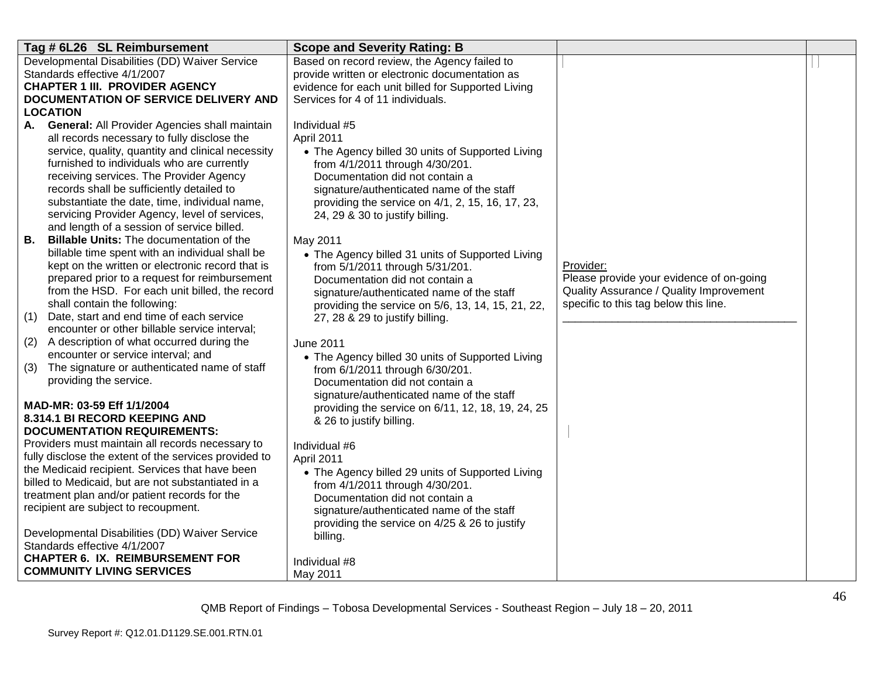| Tag # 6L26 SL Reimbursement | Scope and Severity Rating: B | | |
|---|---|---|---|
| Developmental Disabilities (DD) Waiver Service Standards effective 4/1/2007<br>**CHAPTER 1 III. PROVIDER AGENCY DOCUMENTATION OF SERVICE DELIVERY AND LOCATION**<br>**A. General:** All Provider Agencies shall maintain all records necessary to fully disclose the service, quality, quantity and clinical necessity furnished to individuals who are currently receiving services. The Provider Agency records shall be sufficiently detailed to substantiate the date, time, individual name, servicing Provider Agency, level of services, and length of a session of service billed.<br>**B. Billable Units:** The documentation of the billable time spent with an individual shall be kept on the written or electronic record that is prepared prior to a request for reimbursement from the HSD. For each unit billed, the record shall contain the following:<br>(1) Date, start and end time of each service encounter or other billable service interval;<br>(2) A description of what occurred during the encounter or service interval; and<br>(3) The signature or authenticated name of staff providing the service.<br><br>**MAD-MR: 03-59 Eff 1/1/2004**<br>**8.314.1 BI RECORD KEEPING AND DOCUMENTATION REQUIREMENTS:**<br>Providers must maintain all records necessary to fully disclose the extent of the services provided to the Medicaid recipient. Services that have been billed to Medicaid, but are not substantiated in a treatment plan and/or patient records for the recipient are subject to recoupment.<br><br>Developmental Disabilities (DD) Waiver Service Standards effective 4/1/2007<br>**CHAPTER 6. IX. REIMBURSEMENT FOR COMMUNITY LIVING SERVICES** | Based on record review, the Agency failed to provide written or electronic documentation as evidence for each unit billed for Supported Living Services for 4 of 11 individuals.<br><br>Individual #5<br>April 2011<br>• The Agency billed 30 units of Supported Living from 4/1/2011 through 4/30/201. Documentation did not contain a signature/authenticated name of the staff providing the service on 4/1, 2, 15, 16, 17, 23, 24, 29 & 30 to justify billing.<br><br>May 2011<br>• The Agency billed 31 units of Supported Living from 5/1/2011 through 5/31/201. Documentation did not contain a signature/authenticated name of the staff providing the service on 5/6, 13, 14, 15, 21, 22, 27, 28 & 29 to justify billing.<br><br>June 2011<br>• The Agency billed 30 units of Supported Living from 6/1/2011 through 6/30/201. Documentation did not contain a signature/authenticated name of the staff providing the service on 6/11, 12, 18, 19, 24, 25 & 26 to justify billing.<br><br>Individual #6<br>April 2011<br>• The Agency billed 29 units of Supported Living from 4/1/2011 through 4/30/201. Documentation did not contain a signature/authenticated name of the staff providing the service on 4/25 & 26 to justify billing.<br><br>Individual #8<br>May 2011 | Provider:<br>Please provide your evidence of on-going Quality Assurance / Quality Improvement specific to this tag below this line.<br>\_\_\_\_\_\_\_\_\_\_\_\_\_\_\_\_\_\_\_\_\_\_\_\_\_\_\_\_\_\_\_\_\_\_\_\_\_\_\_\_ | |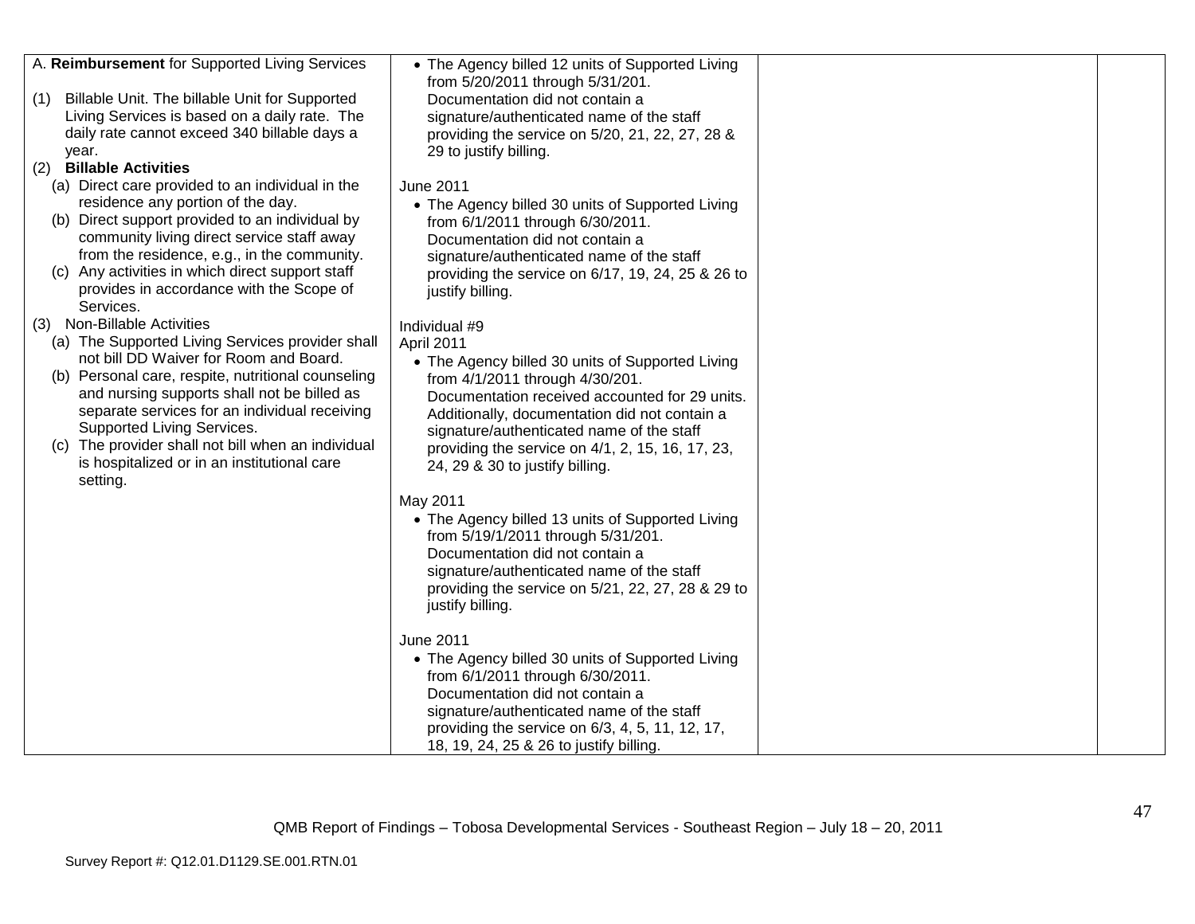| | | | |
|---|---|---|---|
| A. **Reimbursement** for Supported Living Services<br><br>(1) Billable Unit. The billable Unit for Supported Living Services is based on a daily rate. The daily rate cannot exceed 340 billable days a year.<br>(2) **Billable Activities**<br>(a) Direct care provided to an individual in the residence any portion of the day.<br>(b) Direct support provided to an individual by community living direct service staff away from the residence, e.g., in the community.<br>(c) Any activities in which direct support staff provides in accordance with the Scope of Services.<br>(3) Non-Billable Activities<br>(a) The Supported Living Services provider shall not bill DD Waiver for Room and Board.<br>(b) Personal care, respite, nutritional counseling and nursing supports shall not be billed as separate services for an individual receiving Supported Living Services.<br>(c) The provider shall not bill when an individual is hospitalized or in an institutional care setting. | • The Agency billed 12 units of Supported Living from 5/20/2011 through 5/31/201. Documentation did not contain a signature/authenticated name of the staff providing the service on 5/20, 21, 22, 27, 28 & 29 to justify billing.<br><br>June 2011<br>• The Agency billed 30 units of Supported Living from 6/1/2011 through 6/30/2011. Documentation did not contain a signature/authenticated name of the staff providing the service on 6/17, 19, 24, 25 & 26 to justify billing.<br><br>Individual #9<br>April 2011<br>• The Agency billed 30 units of Supported Living from 4/1/2011 through 4/30/201. Documentation received accounted for 29 units. Additionally, documentation did not contain a signature/authenticated name of the staff providing the service on 4/1, 2, 15, 16, 17, 23, 24, 29 & 30 to justify billing.<br><br>May 2011<br>• The Agency billed 13 units of Supported Living from 5/19/1/2011 through 5/31/201. Documentation did not contain a signature/authenticated name of the staff providing the service on 5/21, 22, 27, 28 & 29 to justify billing.<br><br>June 2011<br>• The Agency billed 30 units of Supported Living from 6/1/2011 through 6/30/2011. Documentation did not contain a signature/authenticated name of the staff providing the service on 6/3, 4, 5, 11, 12, 17, 18, 19, 24, 25 & 26 to justify billing. | | |

QMB Report of Findings – Tobosa Developmental Services - Southeast Region – July 18 – 20, 2011

Survey Report #: Q12.01.D1129.SE.001.RTN.01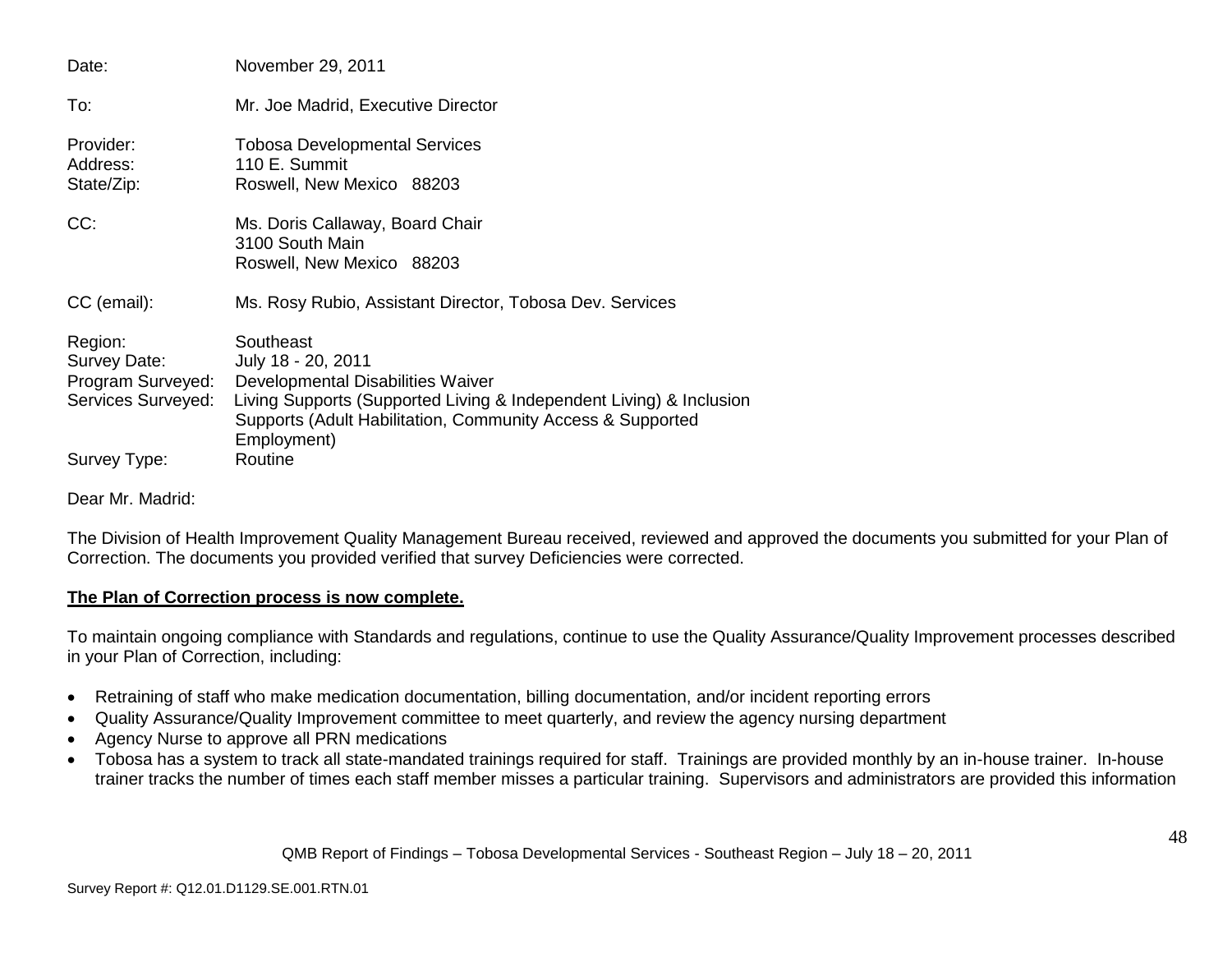Date: November 29, 2011

To: Mr. Joe Madrid, Executive Director

Provider: Tobosa Developmental Services
Address: 110 E. Summit
State/Zip: Roswell, New Mexico 88203

CC: Ms. Doris Callaway, Board Chair
3100 South Main
Roswell, New Mexico 88203

CC (email): Ms. Rosy Rubio, Assistant Director, Tobosa Dev. Services

Region: Southeast
Survey Date: July 18 - 20, 2011
Program Surveyed: Developmental Disabilities Waiver
Services Surveyed: Living Supports (Supported Living & Independent Living) & Inclusion Supports (Adult Habilitation, Community Access & Supported Employment)
Survey Type: Routine

Dear Mr. Madrid:

The Division of Health Improvement Quality Management Bureau received, reviewed and approved the documents you submitted for your Plan of Correction. The documents you provided verified that survey Deficiencies were corrected.

**The Plan of Correction process is now complete.**

To maintain ongoing compliance with Standards and regulations, continue to use the Quality Assurance/Quality Improvement processes described in your Plan of Correction, including:

- Retraining of staff who make medication documentation, billing documentation, and/or incident reporting errors
- Quality Assurance/Quality Improvement committee to meet quarterly, and review the agency nursing department
- Agency Nurse to approve all PRN medications
- Tobosa has a system to track all state-mandated trainings required for staff. Trainings are provided monthly by an in-house trainer. In-house trainer tracks the number of times each staff member misses a particular training. Supervisors and administrators are provided this information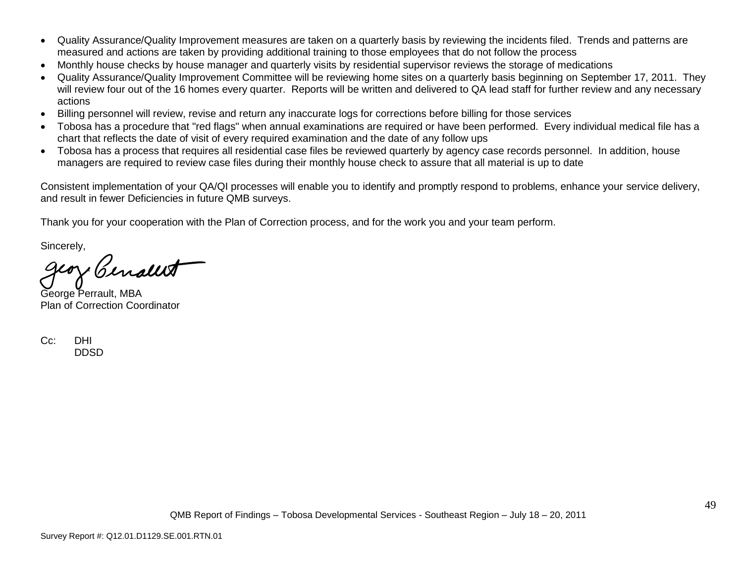- Quality Assurance/Quality Improvement measures are taken on a quarterly basis by reviewing the incidents filed. Trends and patterns are measured and actions are taken by providing additional training to those employees that do not follow the process
- Monthly house checks by house manager and quarterly visits by residential supervisor reviews the storage of medications
- Quality Assurance/Quality Improvement Committee will be reviewing home sites on a quarterly basis beginning on September 17, 2011. They will review four out of the 16 homes every quarter. Reports will be written and delivered to QA lead staff for further review and any necessary actions
- Billing personnel will review, revise and return any inaccurate logs for corrections before billing for those services
- Tobosa has a procedure that "red flags" when annual examinations are required or have been performed. Every individual medical file has a chart that reflects the date of visit of every required examination and the date of any follow ups
- Tobosa has a process that requires all residential case files be reviewed quarterly by agency case records personnel. In addition, house managers are required to review case files during their monthly house check to assure that all material is up to date

Consistent implementation of your QA/QI processes will enable you to identify and promptly respond to problems, enhance your service delivery, and result in fewer Deficiencies in future QMB surveys.

Thank you for your cooperation with the Plan of Correction process, and for the work you and your team perform.

Sincerely,

George Perrault, MBA
Plan of Correction Coordinator

Cc: DHI
DDSD

QMB Report of Findings – Tobosa Developmental Services - Southeast Region – July 18 – 20, 2011

Survey Report #: Q12.01.D1129.SE.001.RTN.01